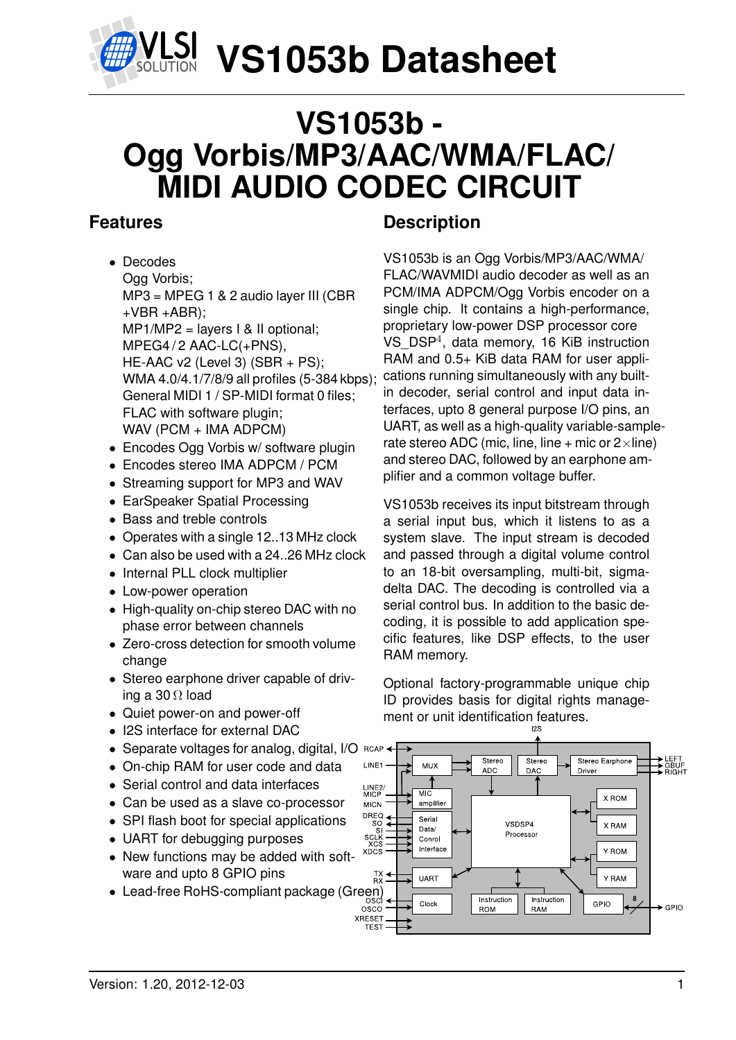# VS1053b Datasheet

# VS1053b - Ogg Vorbis/MP3/AAC/WMA/FLAC/ MIDI AUDIO CODEC CIRCUIT

## Features

- Decodes
  Ogg Vorbis;
  MP3 = MPEG 1 & 2 audio layer III (CBR +VBR +ABR);
  MP1/MP2 = layers I & II optional;
  MPEG4 / 2 AAC-LC(+PNS),
  HE-AAC v2 (Level 3) (SBR + PS);
  WMA 4.0/4.1/7/8/9 all profiles (5-384 kbps);
  General MIDI 1 / SP-MIDI format 0 files;
  FLAC with software plugin;
  WAV (PCM + IMA ADPCM)
- Encodes Ogg Vorbis w/ software plugin
- Encodes stereo IMA ADPCM / PCM
- Streaming support for MP3 and WAV
- EarSpeaker Spatial Processing
- Bass and treble controls
- Operates with a single 12..13 MHz clock
- Can also be used with a 24..26 MHz clock
- Internal PLL clock multiplier
- Low-power operation
- High-quality on-chip stereo DAC with no phase error between channels
- Zero-cross detection for smooth volume change
- Stereo earphone driver capable of driving a 30 Ω load
- Quiet power-on and power-off
- I2S interface for external DAC
- Separate voltages for analog, digital, I/O
- On-chip RAM for user code and data
- Serial control and data interfaces
- Can be used as a slave co-processor
- SPI flash boot for special applications
- UART for debugging purposes
- New functions may be added with software and upto 8 GPIO pins
- Lead-free RoHS-compliant package (Green)

## Description

VS1053b is an Ogg Vorbis/MP3/AAC/WMA/FLAC/WAVMIDI audio decoder as well as an PCM/IMA ADPCM/Ogg Vorbis encoder on a single chip. It contains a high-performance, proprietary low-power DSP processor core VS_DSP$^4$, data memory, 16 KiB instruction RAM and 0.5+ KiB data RAM for user applications running simultaneously with any built-in decoder, serial control and input data interfaces, upto 8 general purpose I/O pins, an UART, as well as a high-quality variable-sample-rate stereo ADC (mic, line, line + mic or 2×line) and stereo DAC, followed by an earphone amplifier and a common voltage buffer.

VS1053b receives its input bitstream through a serial input bus, which it listens to as a system slave. The input stream is decoded and passed through a digital volume control to an 18-bit oversampling, multi-bit, sigma-delta DAC. The decoding is controlled via a serial control bus. In addition to the basic decoding, it is possible to add application specific features, like DSP effects, to the user RAM memory.

Optional factory-programmable unique chip ID provides basis for digital rights management or unit identification features.

Version: 1.20, 2012-12-03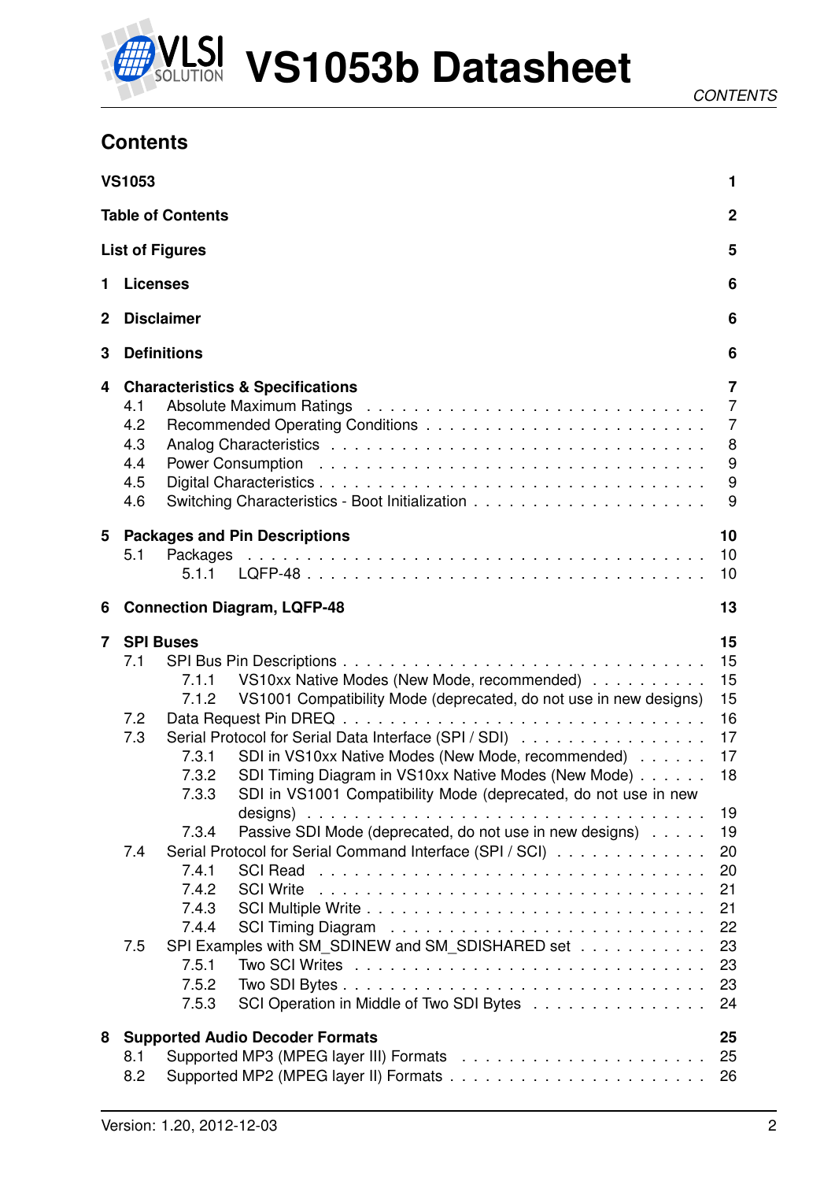## Contents

| | | |
|---|---|---|
| **VS1053** | | **1** |
| **Table of Contents** | | **2** |
| **List of Figures** | | **5** |
| **1** | **Licenses** | **6** |
| **2** | **Disclaimer** | **6** |
| **3** | **Definitions** | **6** |
| **4** | **Characteristics & Specifications** | **7** |
| 4.1 | Absolute Maximum Ratings | 7 |
| 4.2 | Recommended Operating Conditions | 7 |
| 4.3 | Analog Characteristics | 8 |
| 4.4 | Power Consumption | 9 |
| 4.5 | Digital Characteristics | 9 |
| 4.6 | Switching Characteristics - Boot Initialization | 9 |
| **5** | **Packages and Pin Descriptions** | **10** |
| 5.1 | Packages | 10 |
| 5.1.1 | LQFP-48 | 10 |
| **6** | **Connection Diagram, LQFP-48** | **13** |
| **7** | **SPI Buses** | **15** |
| 7.1 | SPI Bus Pin Descriptions | 15 |
| 7.1.1 | VS10xx Native Modes (New Mode, recommended) | 15 |
| 7.1.2 | VS1001 Compatibility Mode (deprecated, do not use in new designs) | 15 |
| 7.2 | Data Request Pin DREQ | 16 |
| 7.3 | Serial Protocol for Serial Data Interface (SPI / SDI) | 17 |
| 7.3.1 | SDI in VS10xx Native Modes (New Mode, recommended) | 17 |
| 7.3.2 | SDI Timing Diagram in VS10xx Native Modes (New Mode) | 18 |
| 7.3.3 | SDI in VS1001 Compatibility Mode (deprecated, do not use in new designs) | 19 |
| 7.3.4 | Passive SDI Mode (deprecated, do not use in new designs) | 19 |
| 7.4 | Serial Protocol for Serial Command Interface (SPI / SCI) | 20 |
| 7.4.1 | SCI Read | 20 |
| 7.4.2 | SCI Write | 21 |
| 7.4.3 | SCI Multiple Write | 21 |
| 7.4.4 | SCI Timing Diagram | 22 |
| 7.5 | SPI Examples with SM_SDINEW and SM_SDISHARED set | 23 |
| 7.5.1 | Two SCI Writes | 23 |
| 7.5.2 | Two SDI Bytes | 23 |
| 7.5.3 | SCI Operation in Middle of Two SDI Bytes | 24 |
| **8** | **Supported Audio Decoder Formats** | **25** |
| 8.1 | Supported MP3 (MPEG layer III) Formats | 25 |
| 8.2 | Supported MP2 (MPEG layer II) Formats | 26 |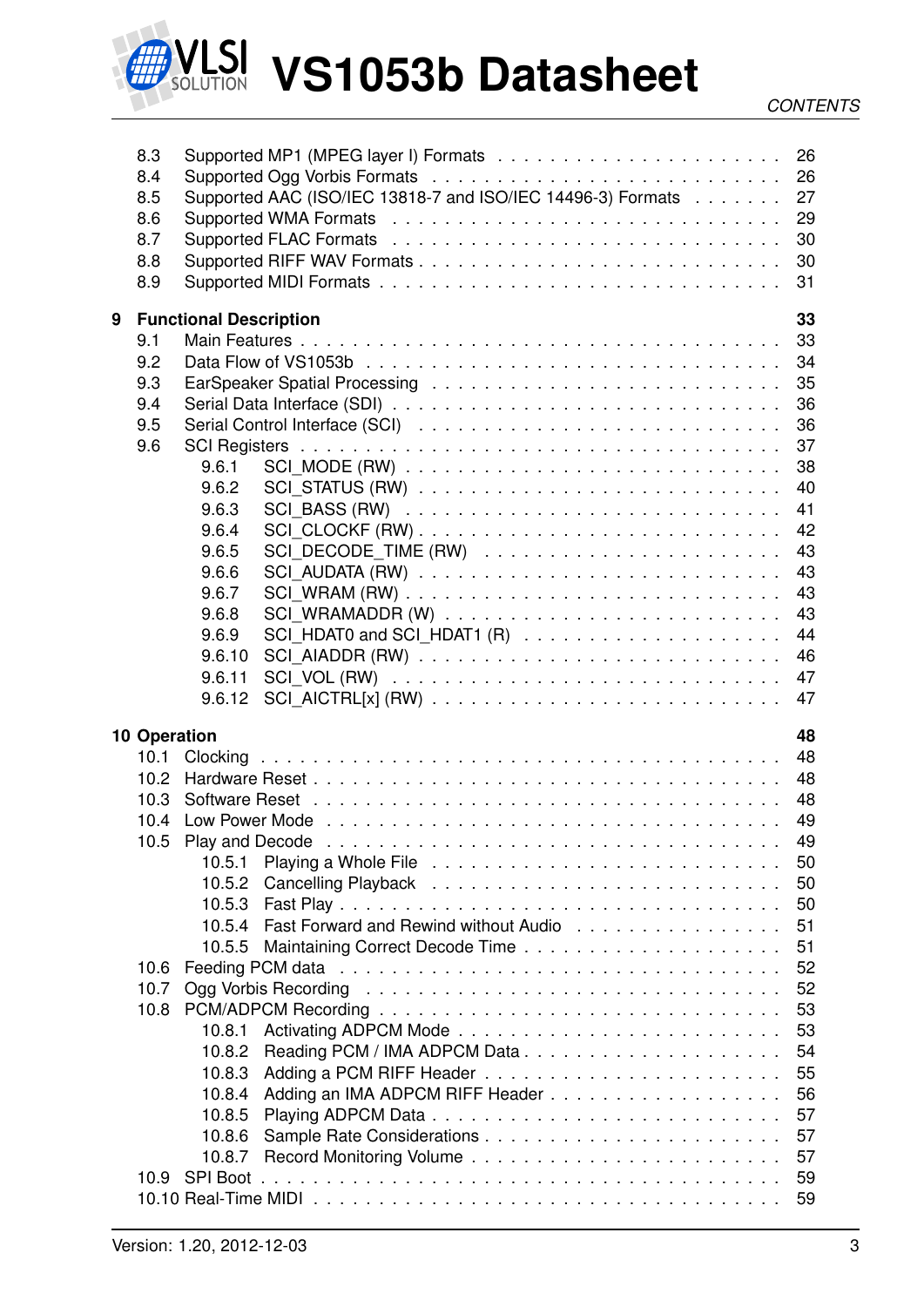8.3 Supported MP1 (MPEG layer I) Formats . . . . . . . . . . . . . . . . . . . . . 26
8.4 Supported Ogg Vorbis Formats . . . . . . . . . . . . . . . . . . . . . . . . . . 26
8.5 Supported AAC (ISO/IEC 13818-7 and ISO/IEC 14496-3) Formats . . . . . . . 27
8.6 Supported WMA Formats . . . . . . . . . . . . . . . . . . . . . . . . . . . . . 29
8.7 Supported FLAC Formats . . . . . . . . . . . . . . . . . . . . . . . . . . . . . 30
8.8 Supported RIFF WAV Formats . . . . . . . . . . . . . . . . . . . . . . . . . . 30
8.9 Supported MIDI Formats . . . . . . . . . . . . . . . . . . . . . . . . . . . . . 31

**9 Functional Description 33**

9.1 Main Features . . . . . . . . . . . . . . . . . . . . . . . . . . . . . . . . . . 33
9.2 Data Flow of VS1053b . . . . . . . . . . . . . . . . . . . . . . . . . . . . . . 34
9.3 EarSpeaker Spatial Processing . . . . . . . . . . . . . . . . . . . . . . . . . . 35
9.4 Serial Data Interface (SDI) . . . . . . . . . . . . . . . . . . . . . . . . . . . . 36
9.5 Serial Control Interface (SCI) . . . . . . . . . . . . . . . . . . . . . . . . . . . 36
9.6 SCI Registers . . . . . . . . . . . . . . . . . . . . . . . . . . . . . . . . . . . 37
9.6.1 SCI_MODE (RW) . . . . . . . . . . . . . . . . . . . . . . . . . . . . . 38
9.6.2 SCI_STATUS (RW) . . . . . . . . . . . . . . . . . . . . . . . . . . . . 40
9.6.3 SCI_BASS (RW) . . . . . . . . . . . . . . . . . . . . . . . . . . . . . 41
9.6.4 SCI_CLOCKF (RW) . . . . . . . . . . . . . . . . . . . . . . . . . . . . 42
9.6.5 SCI_DECODE_TIME (RW) . . . . . . . . . . . . . . . . . . . . . . . . 43
9.6.6 SCI_AUDATA (RW) . . . . . . . . . . . . . . . . . . . . . . . . . . . . 43
9.6.7 SCI_WRAM (RW) . . . . . . . . . . . . . . . . . . . . . . . . . . . . . 43
9.6.8 SCI_WRAMADDR (W) . . . . . . . . . . . . . . . . . . . . . . . . . . 43
9.6.9 SCI_HDAT0 and SCI_HDAT1 (R) . . . . . . . . . . . . . . . . . . . . 44
9.6.10 SCI_AIADDR (RW) . . . . . . . . . . . . . . . . . . . . . . . . . . . . 46
9.6.11 SCI_VOL (RW) . . . . . . . . . . . . . . . . . . . . . . . . . . . . . . 47
9.6.12 SCI_AICTRL[x] (RW) . . . . . . . . . . . . . . . . . . . . . . . . . . . 47

**10 Operation 48**

10.1 Clocking . . . . . . . . . . . . . . . . . . . . . . . . . . . . . . . . . . . . . 48
10.2 Hardware Reset . . . . . . . . . . . . . . . . . . . . . . . . . . . . . . . . . 48
10.3 Software Reset . . . . . . . . . . . . . . . . . . . . . . . . . . . . . . . . . 48
10.4 Low Power Mode . . . . . . . . . . . . . . . . . . . . . . . . . . . . . . . . 49
10.5 Play and Decode . . . . . . . . . . . . . . . . . . . . . . . . . . . . . . . . 49
10.5.1 Playing a Whole File . . . . . . . . . . . . . . . . . . . . . . . . . . . 50
10.5.2 Cancelling Playback . . . . . . . . . . . . . . . . . . . . . . . . . . . 50
10.5.3 Fast Play . . . . . . . . . . . . . . . . . . . . . . . . . . . . . . . . . 50
10.5.4 Fast Forward and Rewind without Audio . . . . . . . . . . . . . . . . 51
10.5.5 Maintaining Correct Decode Time . . . . . . . . . . . . . . . . . . . . 51
10.6 Feeding PCM data . . . . . . . . . . . . . . . . . . . . . . . . . . . . . . . 52
10.7 Ogg Vorbis Recording . . . . . . . . . . . . . . . . . . . . . . . . . . . . . 52
10.8 PCM/ADPCM Recording . . . . . . . . . . . . . . . . . . . . . . . . . . . . 53
10.8.1 Activating ADPCM Mode . . . . . . . . . . . . . . . . . . . . . . . . 53
10.8.2 Reading PCM / IMA ADPCM Data . . . . . . . . . . . . . . . . . . . 54
10.8.3 Adding a PCM RIFF Header . . . . . . . . . . . . . . . . . . . . . . 55
10.8.4 Adding an IMA ADPCM RIFF Header . . . . . . . . . . . . . . . . . 56
10.8.5 Playing ADPCM Data . . . . . . . . . . . . . . . . . . . . . . . . . . 57
10.8.6 Sample Rate Considerations . . . . . . . . . . . . . . . . . . . . . . 57
10.8.7 Record Monitoring Volume . . . . . . . . . . . . . . . . . . . . . . . 57
10.9 SPI Boot . . . . . . . . . . . . . . . . . . . . . . . . . . . . . . . . . . . . . 59
10.10 Real-Time MIDI . . . . . . . . . . . . . . . . . . . . . . . . . . . . . . . . 59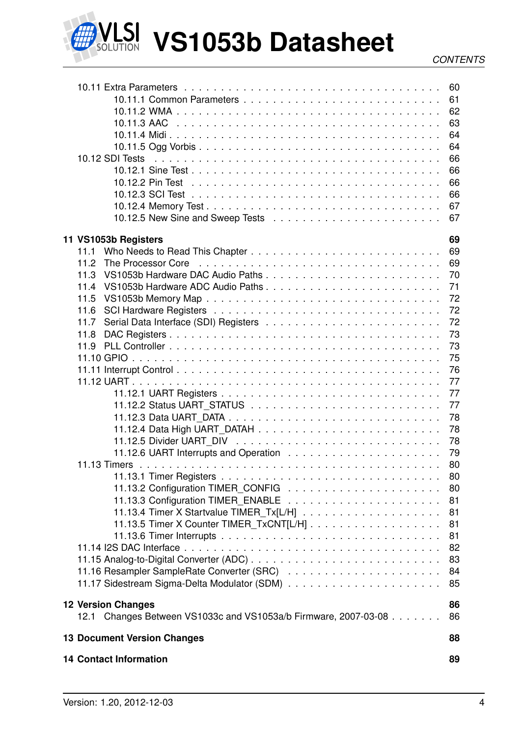10.11 Extra Parameters . . . . . . . . . . 60
  10.11.1 Common Parameters . . . . . . . . . . 61
  10.11.2 WMA . . . . . . . . . . 62
  10.11.3 AAC . . . . . . . . . . 63
  10.11.4 Midi . . . . . . . . . . 64
  10.11.5 Ogg Vorbis . . . . . . . . . . 64
10.12 SDI Tests . . . . . . . . . . 66
  10.12.1 Sine Test . . . . . . . . . . 66
  10.12.2 Pin Test . . . . . . . . . . 66
  10.12.3 SCI Test . . . . . . . . . . 66
  10.12.4 Memory Test . . . . . . . . . . 67
  10.12.5 New Sine and Sweep Tests . . . . . . . . . . 67

**11 VS1053b Registers** **69**
11.1 Who Needs to Read This Chapter . . . . . . . . . . 69
11.2 The Processor Core . . . . . . . . . . 69
11.3 VS1053b Hardware DAC Audio Paths . . . . . . . . . . 70
11.4 VS1053b Hardware ADC Audio Paths . . . . . . . . . . 71
11.5 VS1053b Memory Map . . . . . . . . . . 72
11.6 SCI Hardware Registers . . . . . . . . . . 72
11.7 Serial Data Interface (SDI) Registers . . . . . . . . . . 72
11.8 DAC Registers . . . . . . . . . . 73
11.9 PLL Controller . . . . . . . . . . 73
11.10 GPIO . . . . . . . . . . 75
11.11 Interrupt Control . . . . . . . . . . 76
11.12 UART . . . . . . . . . . 77
  11.12.1 UART Registers . . . . . . . . . . 77
  11.12.2 Status UART_STATUS . . . . . . . . . . 77
  11.12.3 Data UART_DATA . . . . . . . . . . 78
  11.12.4 Data High UART_DATAH . . . . . . . . . . 78
  11.12.5 Divider UART_DIV . . . . . . . . . . 78
  11.12.6 UART Interrupts and Operation . . . . . . . . . . 79
11.13 Timers . . . . . . . . . . 80
  11.13.1 Timer Registers . . . . . . . . . . 80
  11.13.2 Configuration TIMER_CONFIG . . . . . . . . . . 80
  11.13.3 Configuration TIMER_ENABLE . . . . . . . . . . 81
  11.13.4 Timer X Startvalue TIMER_Tx[L/H] . . . . . . . . . . 81
  11.13.5 Timer X Counter TIMER_TxCNT[L/H] . . . . . . . . . . 81
  11.13.6 Timer Interrupts . . . . . . . . . . 81
11.14 I2S DAC Interface . . . . . . . . . . 82
11.15 Analog-to-Digital Converter (ADC) . . . . . . . . . . 83
11.16 Resampler SampleRate Converter (SRC) . . . . . . . . . . 84
11.17 Sidestream Sigma-Delta Modulator (SDM) . . . . . . . . . . 85

**12 Version Changes** **86**
12.1 Changes Between VS1033c and VS1053a/b Firmware, 2007-03-08 . . . . . . . 86

**13 Document Version Changes** **88**

**14 Contact Information** **89**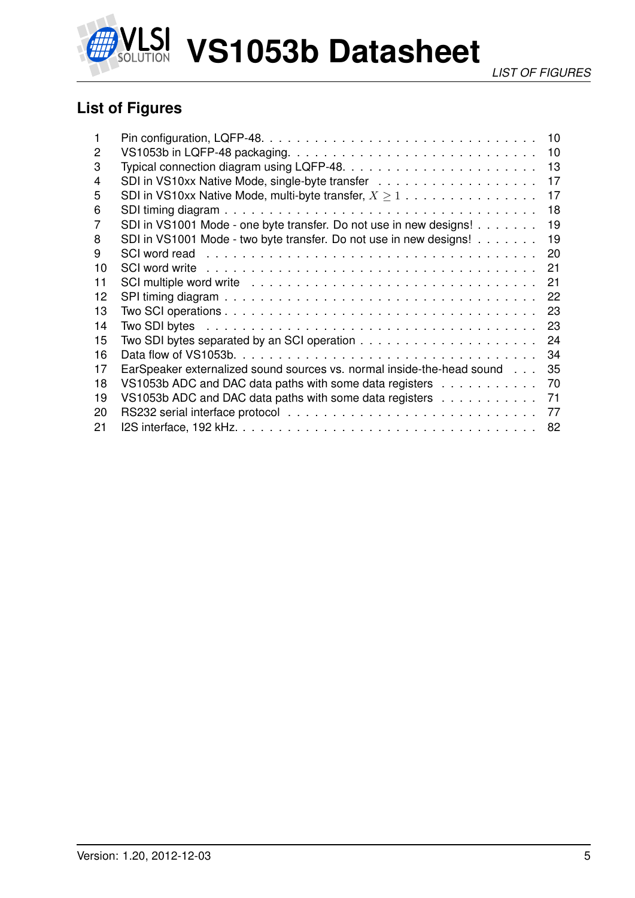## List of Figures

| | | |
|---|---|---|
| 1 | Pin configuration, LQFP-48. | 10 |
| 2 | VS1053b in LQFP-48 packaging. | 10 |
| 3 | Typical connection diagram using LQFP-48. | 13 |
| 4 | SDI in VS10xx Native Mode, single-byte transfer | 17 |
| 5 | SDI in VS10xx Native Mode, multi-byte transfer, $X \geq 1$ | 17 |
| 6 | SDI timing diagram | 18 |
| 7 | SDI in VS1001 Mode - one byte transfer. Do not use in new designs! | 19 |
| 8 | SDI in VS1001 Mode - two byte transfer. Do not use in new designs! | 19 |
| 9 | SCI word read | 20 |
| 10 | SCI word write | 21 |
| 11 | SCI multiple word write | 21 |
| 12 | SPI timing diagram | 22 |
| 13 | Two SCI operations | 23 |
| 14 | Two SDI bytes | 23 |
| 15 | Two SDI bytes separated by an SCI operation | 24 |
| 16 | Data flow of VS1053b. | 34 |
| 17 | EarSpeaker externalized sound sources vs. normal inside-the-head sound | 35 |
| 18 | VS1053b ADC and DAC data paths with some data registers | 70 |
| 19 | VS1053b ADC and DAC data paths with some data registers | 71 |
| 20 | RS232 serial interface protocol | 77 |
| 21 | I2S interface, 192 kHz. | 82 |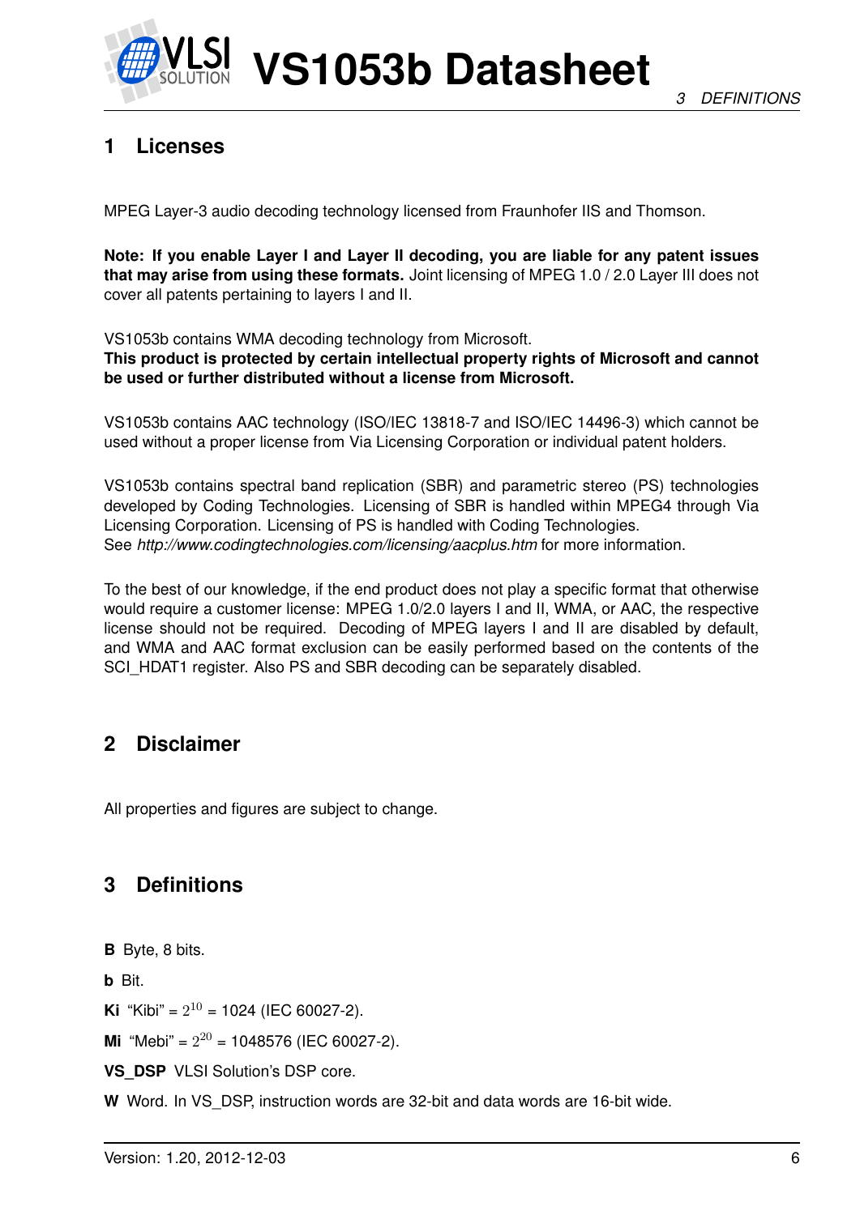# 1 Licenses

MPEG Layer-3 audio decoding technology licensed from Fraunhofer IIS and Thomson.

**Note: If you enable Layer I and Layer II decoding, you are liable for any patent issues that may arise from using these formats.** Joint licensing of MPEG 1.0 / 2.0 Layer III does not cover all patents pertaining to layers I and II.

VS1053b contains WMA decoding technology from Microsoft.
**This product is protected by certain intellectual property rights of Microsoft and cannot be used or further distributed without a license from Microsoft.**

VS1053b contains AAC technology (ISO/IEC 13818-7 and ISO/IEC 14496-3) which cannot be used without a proper license from Via Licensing Corporation or individual patent holders.

VS1053b contains spectral band replication (SBR) and parametric stereo (PS) technologies developed by Coding Technologies. Licensing of SBR is handled within MPEG4 through Via Licensing Corporation. Licensing of PS is handled with Coding Technologies.
See *http://www.codingtechnologies.com/licensing/aacplus.htm* for more information.

To the best of our knowledge, if the end product does not play a specific format that otherwise would require a customer license: MPEG 1.0/2.0 layers I and II, WMA, or AAC, the respective license should not be required. Decoding of MPEG layers I and II are disabled by default, and WMA and AAC format exclusion can be easily performed based on the contents of the SCI_HDAT1 register. Also PS and SBR decoding can be separately disabled.

# 2 Disclaimer

All properties and figures are subject to change.

# 3 Definitions

**B** Byte, 8 bits.

**b** Bit.

**Ki** "Kibi" = $2^{10}$ = 1024 (IEC 60027-2).

**Mi** "Mebi" = $2^{20}$ = 1048576 (IEC 60027-2).

**VS_DSP** VLSI Solution's DSP core.

**W** Word. In VS_DSP, instruction words are 32-bit and data words are 16-bit wide.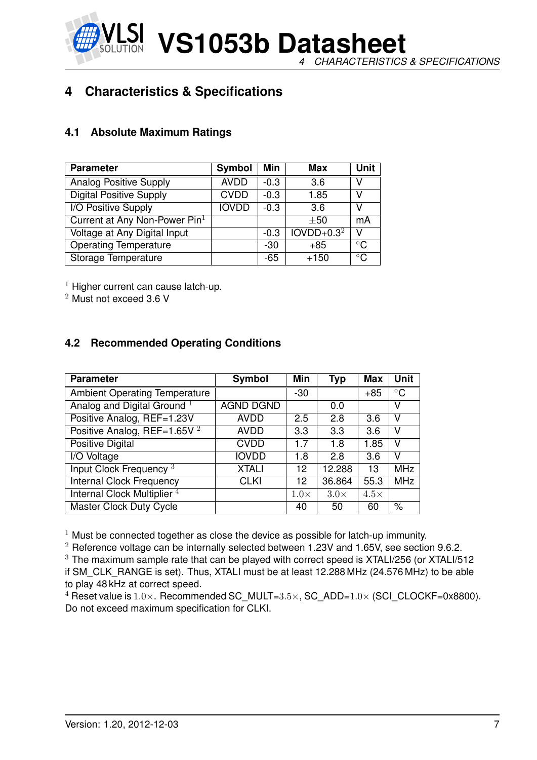## 4 Characteristics & Specifications

### 4.1 Absolute Maximum Ratings

| Parameter | Symbol | Min | Max | Unit |
|---|---|---|---|---|
| Analog Positive Supply | AVDD | -0.3 | 3.6 | V |
| Digital Positive Supply | CVDD | -0.3 | 1.85 | V |
| I/O Positive Supply | IOVDD | -0.3 | 3.6 | V |
| Current at Any Non-Power Pin[1] | | | $\pm$50 | mA |
| Voltage at Any Digital Input | | -0.3 | IOVDD+0.3[2] | V |
| Operating Temperature | | -30 | +85 | °C |
| Storage Temperature | | -65 | +150 | °C |

[1] Higher current can cause latch-up.
[2] Must not exceed 3.6 V

### 4.2 Recommended Operating Conditions

| Parameter | Symbol | Min | Typ | Max | Unit |
|---|---|---|---|---|---|
| Ambient Operating Temperature | | -30 | | +85 | °C |
| Analog and Digital Ground [1] | AGND DGND | | 0.0 | | V |
| Positive Analog, REF=1.23V | AVDD | 2.5 | 2.8 | 3.6 | V |
| Positive Analog, REF=1.65V [2] | AVDD | 3.3 | 3.3 | 3.6 | V |
| Positive Digital | CVDD | 1.7 | 1.8 | 1.85 | V |
| I/O Voltage | IOVDD | 1.8 | 2.8 | 3.6 | V |
| Input Clock Frequency [3] | XTALI | 12 | 12.288 | 13 | MHz |
| Internal Clock Frequency | CLKI | 12 | 36.864 | 55.3 | MHz |
| Internal Clock Multiplier [4] | | $1.0\times$ | $3.0\times$ | $4.5\times$ | |
| Master Clock Duty Cycle | | 40 | 50 | 60 | % |

[1] Must be connected together as close the device as possible for latch-up immunity.
[2] Reference voltage can be internally selected between 1.23V and 1.65V, see section 9.6.2.
[3] The maximum sample rate that can be played with correct speed is XTALI/256 (or XTALI/512 if SM_CLK_RANGE is set). Thus, XTALI must be at least 12.288 MHz (24.576 MHz) to be able to play 48 kHz at correct speed.
[4] Reset value is $1.0\times$. Recommended SC_MULT=$3.5\times$, SC_ADD=$1.0\times$ (SCI_CLOCKF=0x8800). Do not exceed maximum specification for CLKI.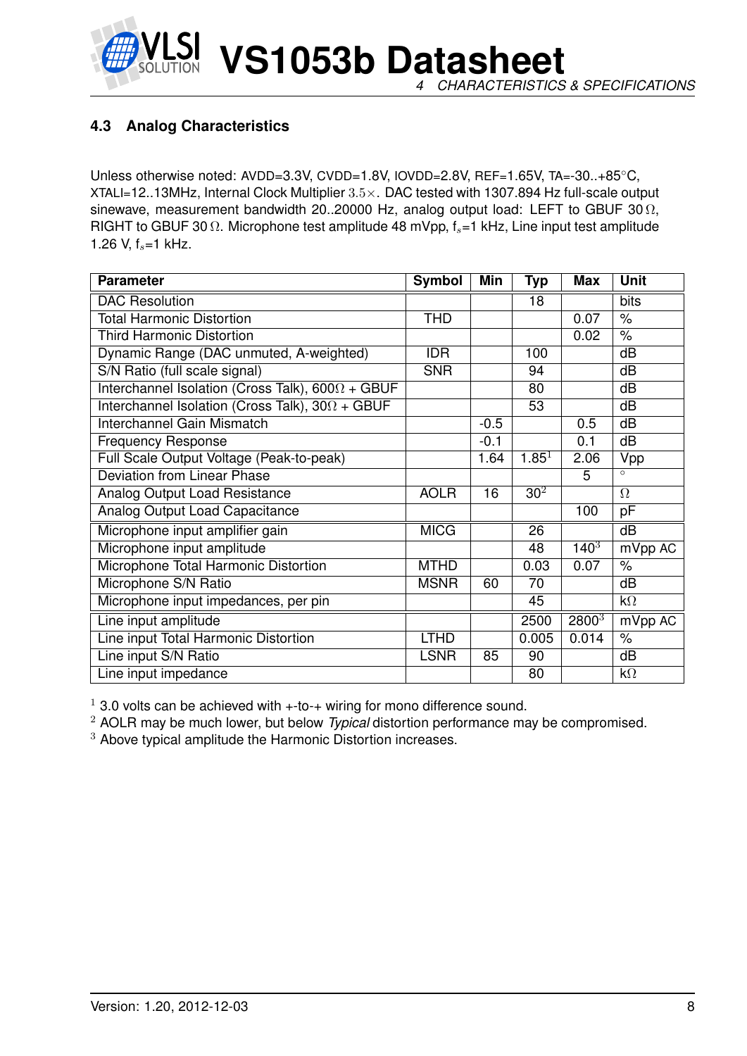### 4.3 Analog Characteristics

Unless otherwise noted: AVDD=3.3V, CVDD=1.8V, IOVDD=2.8V, REF=1.65V, TA=-30..+85°C, XTALI=12..13MHz, Internal Clock Multiplier $3.5\times$. DAC tested with 1307.894 Hz full-scale output sinewave, measurement bandwidth 20..20000 Hz, analog output load: LEFT to GBUF 30 Ω, RIGHT to GBUF 30 Ω. Microphone test amplitude 48 mVpp, $f_s$=1 kHz, Line input test amplitude 1.26 V, $f_s$=1 kHz.

| Parameter | Symbol | Min | Typ | Max | Unit |
|---|---|---|---|---|---|
| DAC Resolution | | | 18 | | bits |
| Total Harmonic Distortion | THD | | | 0.07 | % |
| Third Harmonic Distortion | | | | 0.02 | % |
| Dynamic Range (DAC unmuted, A-weighted) | IDR | | 100 | | dB |
| S/N Ratio (full scale signal) | SNR | | 94 | | dB |
| Interchannel Isolation (Cross Talk), 600Ω + GBUF | | | 80 | | dB |
| Interchannel Isolation (Cross Talk), 30Ω + GBUF | | | 53 | | dB |
| Interchannel Gain Mismatch | | -0.5 | | 0.5 | dB |
| Frequency Response | | -0.1 | | 0.1 | dB |
| Full Scale Output Voltage (Peak-to-peak) | | 1.64 | 1.85[1] | 2.06 | Vpp |
| Deviation from Linear Phase | | | | 5 | ° |
| Analog Output Load Resistance | AOLR | 16 | 30[2] | | Ω |
| Analog Output Load Capacitance | | | | 100 | pF |
| Microphone input amplifier gain | MICG | | 26 | | dB |
| Microphone input amplitude | | | 48 | 140[3] | mVpp AC |
| Microphone Total Harmonic Distortion | MTHD | | 0.03 | 0.07 | % |
| Microphone S/N Ratio | MSNR | 60 | 70 | | dB |
| Microphone input impedances, per pin | | | 45 | | kΩ |
| Line input amplitude | | | 2500 | 2800[3] | mVpp AC |
| Line input Total Harmonic Distortion | LTHD | | 0.005 | 0.014 | % |
| Line input S/N Ratio | LSNR | 85 | 90 | | dB |
| Line input impedance | | | 80 | | kΩ |

[1] 3.0 volts can be achieved with +-to-+ wiring for mono difference sound.
[2] AOLR may be much lower, but below *Typical* distortion performance may be compromised.
[3] Above typical amplitude the Harmonic Distortion increases.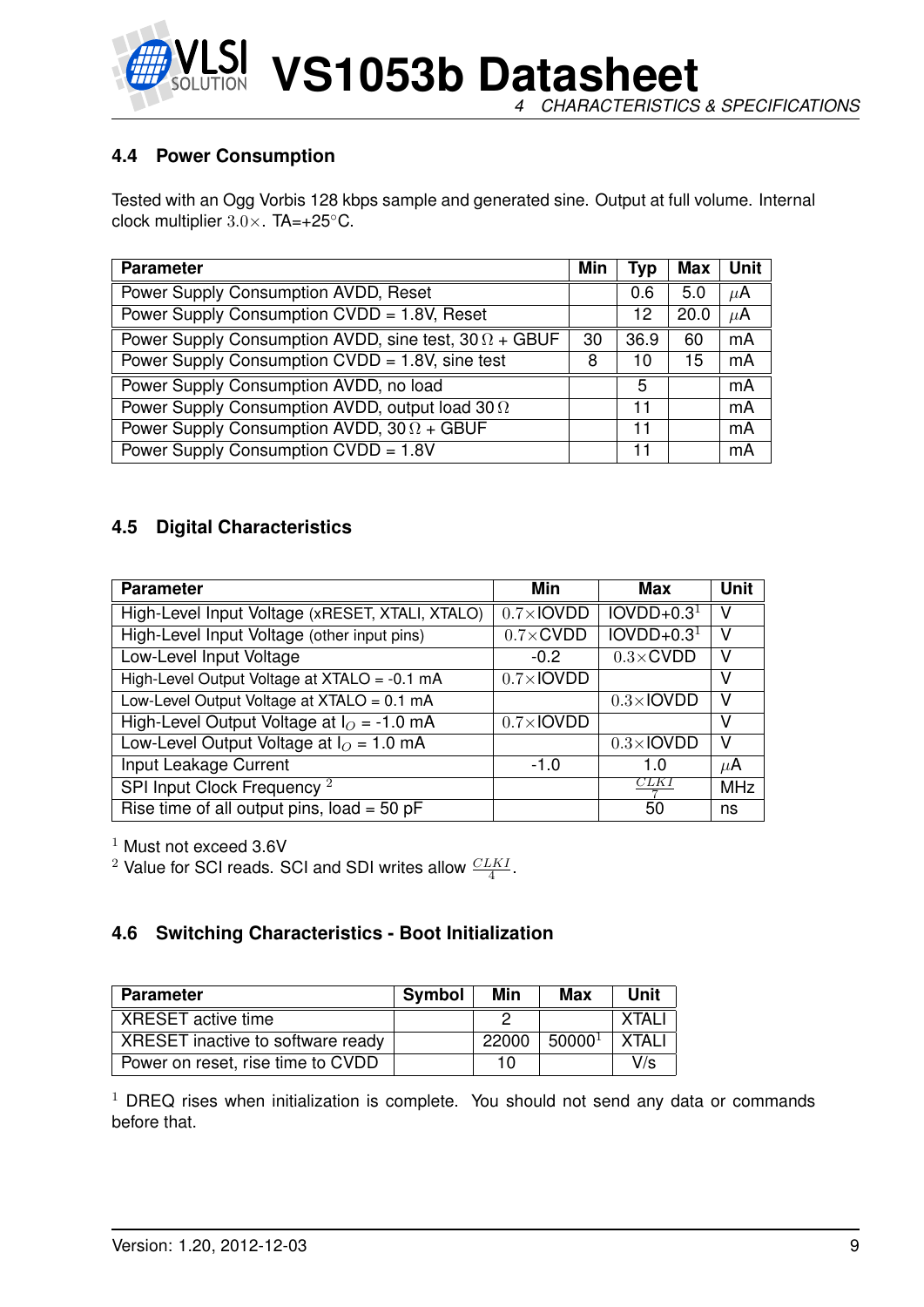## 4.4 Power Consumption

Tested with an Ogg Vorbis 128 kbps sample and generated sine. Output at full volume. Internal clock multiplier $3.0\times$. TA=+25°C.

| Parameter | Min | Typ | Max | Unit |
|---|---|---|---|---|
| Power Supply Consumption AVDD, Reset | | 0.6 | 5.0 | $\mu$A |
| Power Supply Consumption CVDD = 1.8V, Reset | | 12 | 20.0 | $\mu$A |
| Power Supply Consumption AVDD, sine test, 30 $\Omega$ + GBUF | 30 | 36.9 | 60 | mA |
| Power Supply Consumption CVDD = 1.8V, sine test | 8 | 10 | 15 | mA |
| Power Supply Consumption AVDD, no load | | 5 | | mA |
| Power Supply Consumption AVDD, output load 30 $\Omega$ | | 11 | | mA |
| Power Supply Consumption AVDD, 30 $\Omega$ + GBUF | | 11 | | mA |
| Power Supply Consumption CVDD = 1.8V | | 11 | | mA |

## 4.5 Digital Characteristics

| Parameter | Min | Max | Unit |
|---|---|---|---|
| High-Level Input Voltage (xRESET, XTALI, XTALO) | $0.7\times$IOVDD | IOVDD+0.3[1] | V |
| High-Level Input Voltage (other input pins) | $0.7\times$CVDD | IOVDD+0.3[1] | V |
| Low-Level Input Voltage | -0.2 | $0.3\times$CVDD | V |
| High-Level Output Voltage at XTALO = -0.1 mA | $0.7\times$IOVDD | | V |
| Low-Level Output Voltage at XTALO = 0.1 mA | | $0.3\times$IOVDD | V |
| High-Level Output Voltage at $I_O$ = -1.0 mA | $0.7\times$IOVDD | | V |
| Low-Level Output Voltage at $I_O$ = 1.0 mA | | $0.3\times$IOVDD | V |
| Input Leakage Current | -1.0 | 1.0 | $\mu$A |
| SPI Input Clock Frequency [2] | | $\frac{CLKI}{7}$ | MHz |
| Rise time of all output pins, load = 50 pF | | 50 | ns |

[1] Must not exceed 3.6V
[2] Value for SCI reads. SCI and SDI writes allow $\frac{CLKI}{4}$.

## 4.6 Switching Characteristics - Boot Initialization

| Parameter | Symbol | Min | Max | Unit |
|---|---|---|---|---|
| XRESET active time | | 2 | | XTALI |
| XRESET inactive to software ready | | 22000 | 50000[1] | XTALI |
| Power on reset, rise time to CVDD | | 10 | | V/s |

[1] DREQ rises when initialization is complete. You should not send any data or commands before that.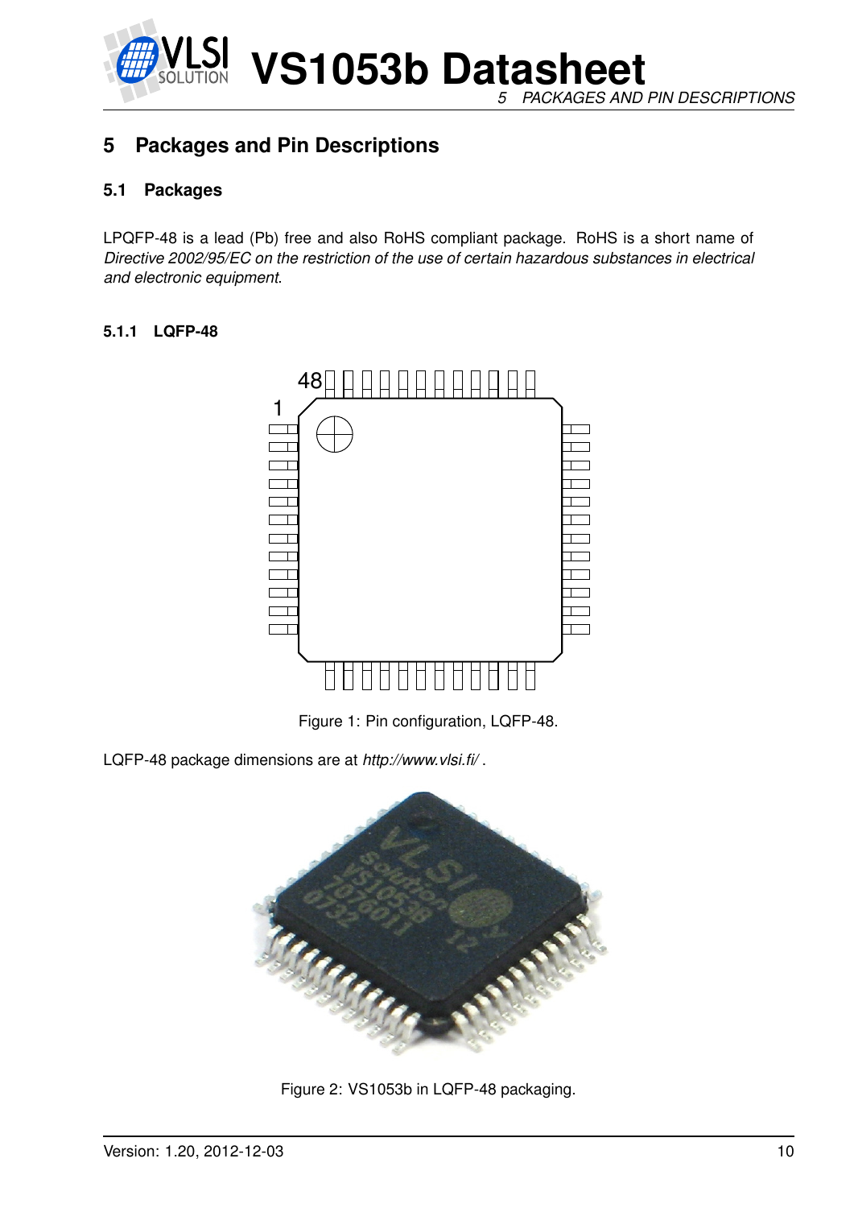# 5 Packages and Pin Descriptions

## 5.1 Packages

LPQFP-48 is a lead (Pb) free and also RoHS compliant package. RoHS is a short name of *Directive 2002/95/EC on the restriction of the use of certain hazardous substances in electrical and electronic equipment*.

### 5.1.1 LQFP-48

Figure 1: Pin configuration, LQFP-48.

LQFP-48 package dimensions are at *http://www.vlsi.fi/* .

Figure 2: VS1053b in LQFP-48 packaging.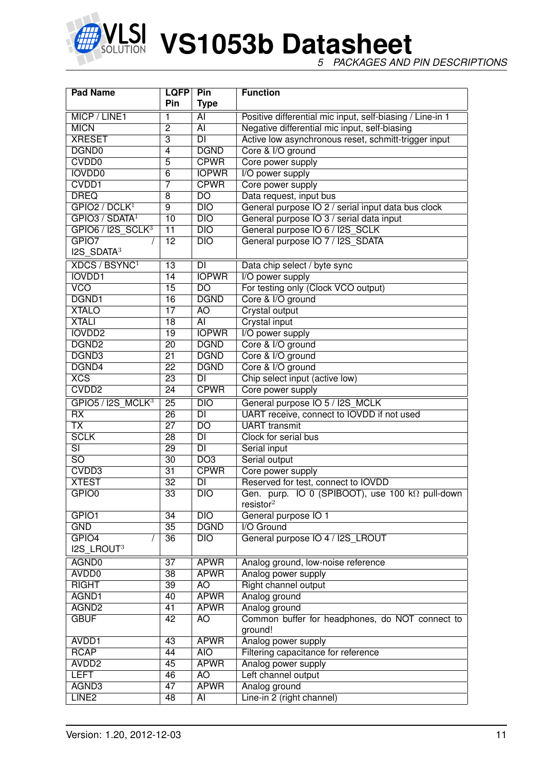| Pad Name | LQFP Pin | Pin Type | Function |
|---|---|---|---|
| MICP / LINE1 | 1 | AI | Positive differential mic input, self-biasing / Line-in 1 |
| MICN | 2 | AI | Negative differential mic input, self-biasing |
| XRESET | 3 | DI | Active low asynchronous reset, schmitt-trigger input |
| DGND0 | 4 | DGND | Core & I/O ground |
| CVDD0 | 5 | CPWR | Core power supply |
| IOVDD0 | 6 | IOPWR | I/O power supply |
| CVDD1 | 7 | CPWR | Core power supply |
| DREQ | 8 | DO | Data request, input bus |
| GPIO2 / DCLK[1] | 9 | DIO | General purpose IO 2 / serial input data bus clock |
| GPIO3 / SDATA[1] | 10 | DIO | General purpose IO 3 / serial data input |
| GPIO6 / I2S_SCLK[3] | 11 | DIO | General purpose IO 6 / I2S_SCLK |
| GPIO7 / I2S_SDATA[3] | 12 | DIO | General purpose IO 7 / I2S_SDATA |
| XDCS / BSYNC[1] | 13 | DI | Data chip select / byte sync |
| IOVDD1 | 14 | IOPWR | I/O power supply |
| VCO | 15 | DO | For testing only (Clock VCO output) |
| DGND1 | 16 | DGND | Core & I/O ground |
| XTALO | 17 | AO | Crystal output |
| XTALI | 18 | AI | Crystal input |
| IOVDD2 | 19 | IOPWR | I/O power supply |
| DGND2 | 20 | DGND | Core & I/O ground |
| DGND3 | 21 | DGND | Core & I/O ground |
| DGND4 | 22 | DGND | Core & I/O ground |
| XCS | 23 | DI | Chip select input (active low) |
| CVDD2 | 24 | CPWR | Core power supply |
| GPIO5 / I2S_MCLK[3] | 25 | DIO | General purpose IO 5 / I2S_MCLK |
| RX | 26 | DI | UART receive, connect to IOVDD if not used |
| TX | 27 | DO | UART transmit |
| SCLK | 28 | DI | Clock for serial bus |
| SI | 29 | DI | Serial input |
| SO | 30 | DO3 | Serial output |
| CVDD3 | 31 | CPWR | Core power supply |
| XTEST | 32 | DI | Reserved for test, connect to IOVDD |
| GPIO0 | 33 | DIO | Gen. purp. IO 0 (SPIBOOT), use 100 kΩ pull-down resistor[2] |
| GPIO1 | 34 | DIO | General purpose IO 1 |
| GND | 35 | DGND | I/O Ground |
| GPIO4 / I2S_LROUT[3] | 36 | DIO | General purpose IO 4 / I2S_LROUT |
| AGND0 | 37 | APWR | Analog ground, low-noise reference |
| AVDD0 | 38 | APWR | Analog power supply |
| RIGHT | 39 | AO | Right channel output |
| AGND1 | 40 | APWR | Analog ground |
| AGND2 | 41 | APWR | Analog ground |
| GBUF | 42 | AO | Common buffer for headphones, do NOT connect to ground! |
| AVDD1 | 43 | APWR | Analog power supply |
| RCAP | 44 | AIO | Filtering capacitance for reference |
| AVDD2 | 45 | APWR | Analog power supply |
| LEFT | 46 | AO | Left channel output |
| AGND3 | 47 | APWR | Analog ground |
| LINE2 | 48 | AI | Line-in 2 (right channel) |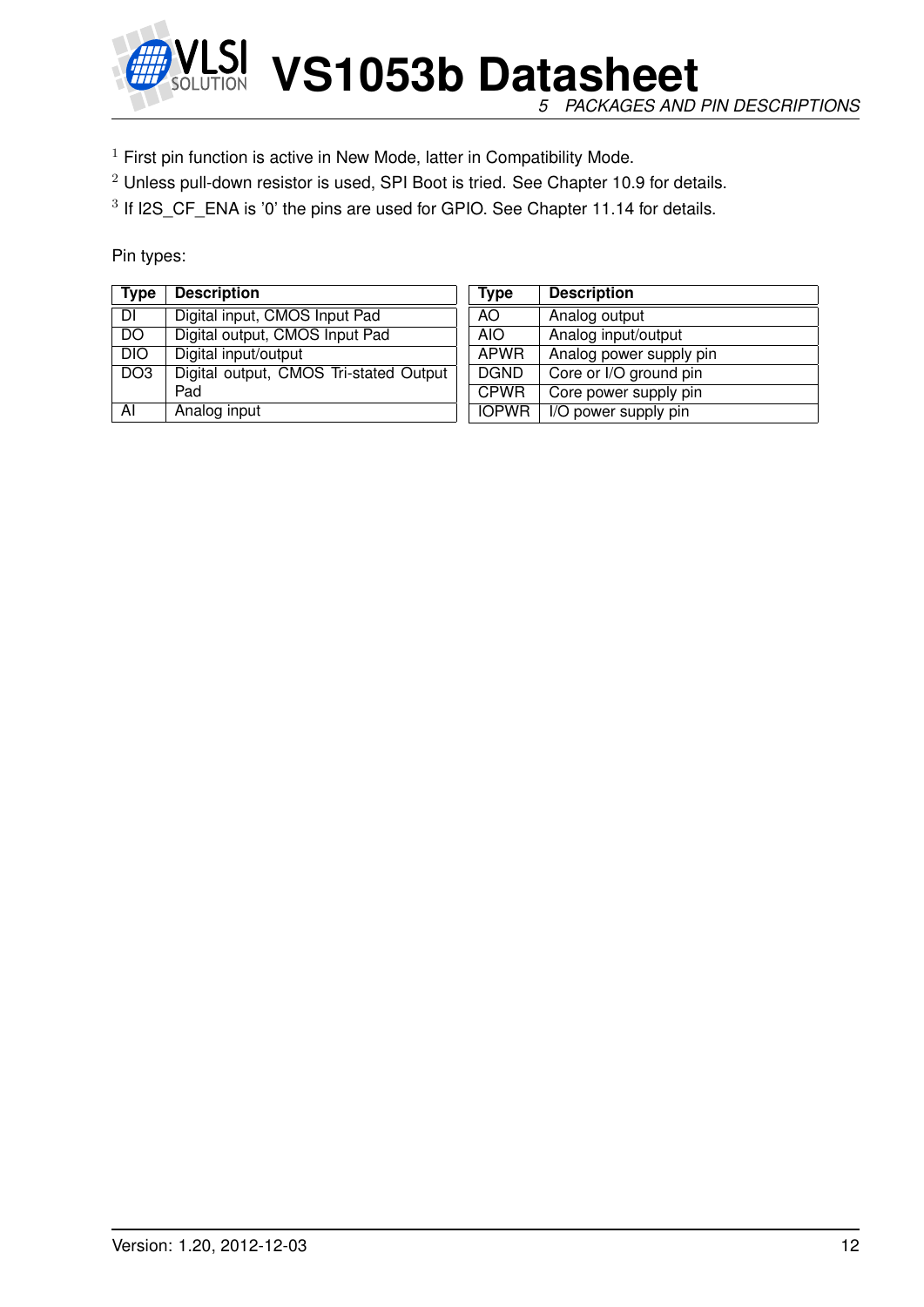[1] First pin function is active in New Mode, latter in Compatibility Mode.

[2] Unless pull-down resistor is used, SPI Boot is tried. See Chapter 10.9 for details.

[3] If I2S_CF_ENA is '0' the pins are used for GPIO. See Chapter 11.14 for details.

Pin types:

| Type | Description |
|---|---|
| DI | Digital input, CMOS Input Pad |
| DO | Digital output, CMOS Input Pad |
| DIO | Digital input/output |
| DO3 | Digital output, CMOS Tri-stated Output Pad |
| AI | Analog input |

| Type | Description |
|---|---|
| AO | Analog output |
| AIO | Analog input/output |
| APWR | Analog power supply pin |
| DGND | Core or I/O ground pin |
| CPWR | Core power supply pin |
| IOPWR | I/O power supply pin |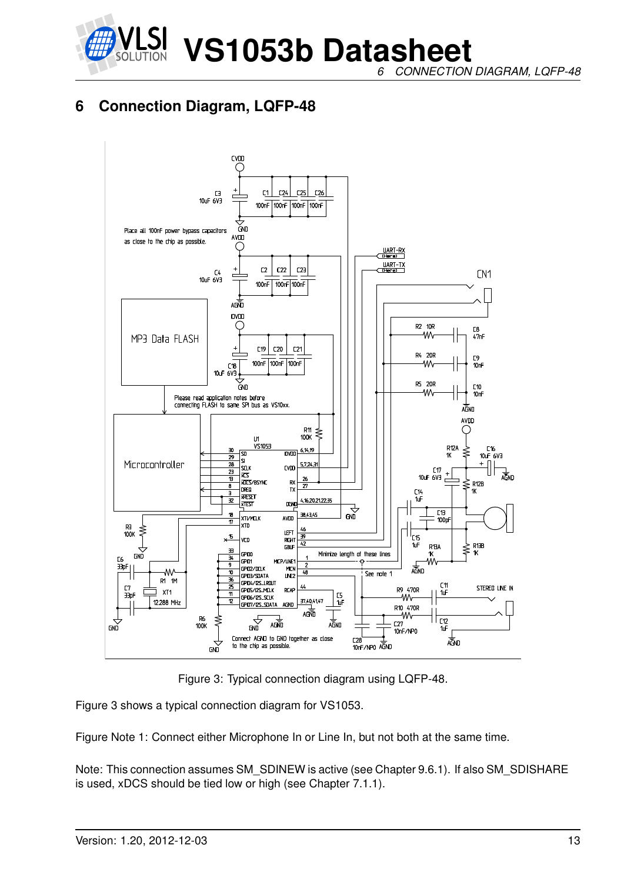# 6 Connection Diagram, LQFP-48

Figure 3: Typical connection diagram using LQFP-48.

Figure 3 shows a typical connection diagram for VS1053.

Figure Note 1: Connect either Microphone In or Line In, but not both at the same time.

Note: This connection assumes SM_SDINEW is active (see Chapter 9.6.1). If also SM_SDISHARE is used, xDCS should be tied low or high (see Chapter 7.1.1).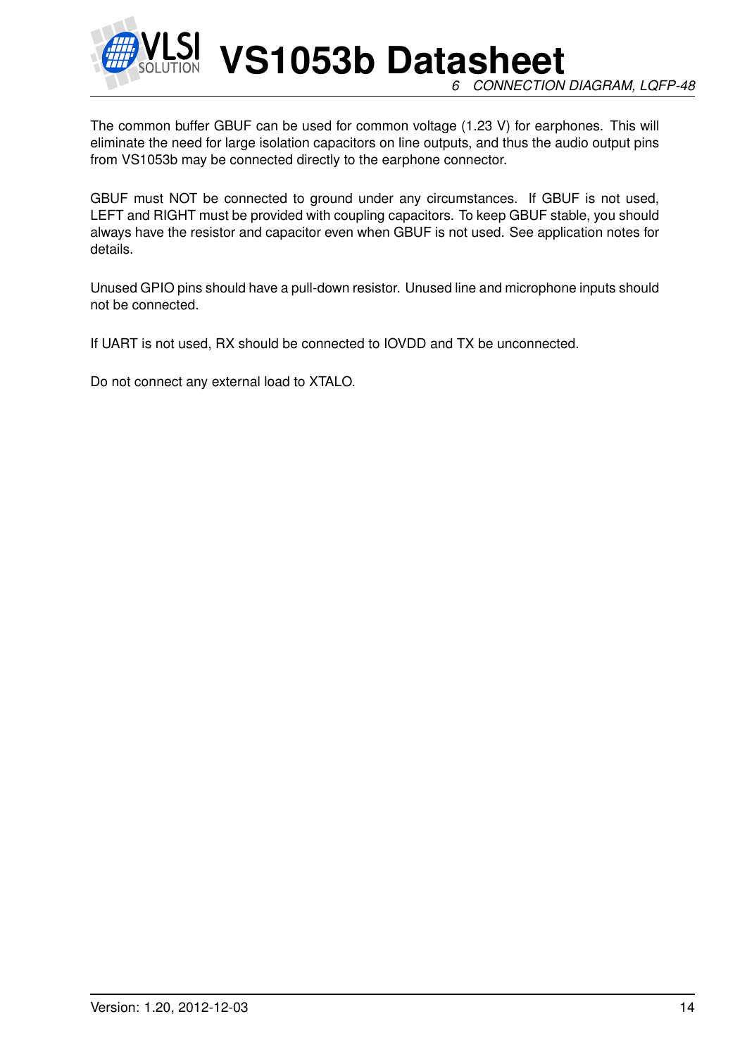The common buffer GBUF can be used for common voltage (1.23 V) for earphones. This will eliminate the need for large isolation capacitors on line outputs, and thus the audio output pins from VS1053b may be connected directly to the earphone connector.

GBUF must NOT be connected to ground under any circumstances. If GBUF is not used, LEFT and RIGHT must be provided with coupling capacitors. To keep GBUF stable, you should always have the resistor and capacitor even when GBUF is not used. See application notes for details.

Unused GPIO pins should have a pull-down resistor. Unused line and microphone inputs should not be connected.

If UART is not used, RX should be connected to IOVDD and TX be unconnected.

Do not connect any external load to XTALO.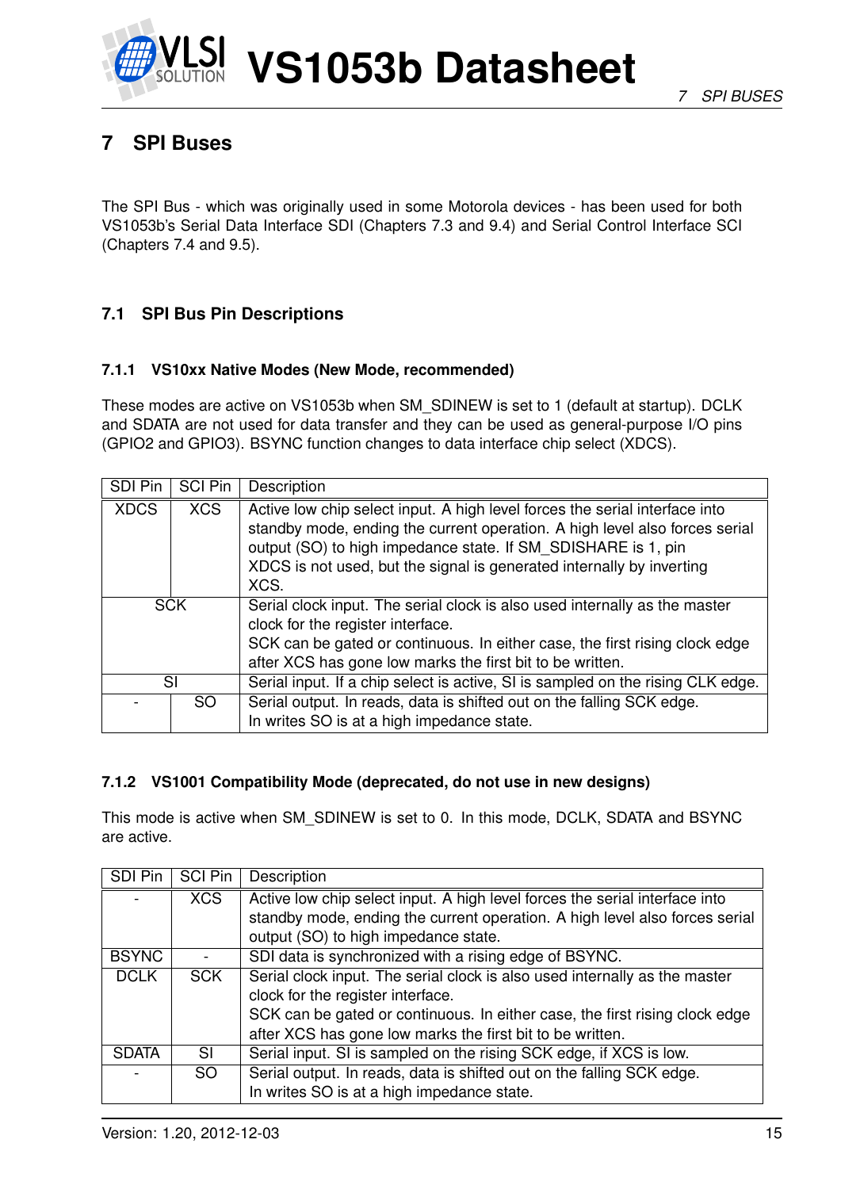# 7 SPI Buses

The SPI Bus - which was originally used in some Motorola devices - has been used for both VS1053b's Serial Data Interface SDI (Chapters 7.3 and 9.4) and Serial Control Interface SCI (Chapters 7.4 and 9.5).

## 7.1 SPI Bus Pin Descriptions

### 7.1.1 VS10xx Native Modes (New Mode, recommended)

These modes are active on VS1053b when SM_SDINEW is set to 1 (default at startup). DCLK and SDATA are not used for data transfer and they can be used as general-purpose I/O pins (GPIO2 and GPIO3). BSYNC function changes to data interface chip select (XDCS).

| SDI Pin | SCI Pin | Description |
|---|---|---|
| XDCS | XCS | Active low chip select input. A high level forces the serial interface into standby mode, ending the current operation. A high level also forces serial output (SO) to high impedance state. If SM_SDISHARE is 1, pin XDCS is not used, but the signal is generated internally by inverting XCS. |
| SCK | | Serial clock input. The serial clock is also used internally as the master clock for the register interface.<br>SCK can be gated or continuous. In either case, the first rising clock edge after XCS has gone low marks the first bit to be written. |
| SI | | Serial input. If a chip select is active, SI is sampled on the rising CLK edge. |
| - | SO | Serial output. In reads, data is shifted out on the falling SCK edge.<br>In writes SO is at a high impedance state. |

### 7.1.2 VS1001 Compatibility Mode (deprecated, do not use in new designs)

This mode is active when SM_SDINEW is set to 0. In this mode, DCLK, SDATA and BSYNC are active.

| SDI Pin | SCI Pin | Description |
|---|---|---|
| - | XCS | Active low chip select input. A high level forces the serial interface into standby mode, ending the current operation. A high level also forces serial output (SO) to high impedance state. |
| BSYNC | - | SDI data is synchronized with a rising edge of BSYNC. |
| DCLK | SCK | Serial clock input. The serial clock is also used internally as the master clock for the register interface.<br>SCK can be gated or continuous. In either case, the first rising clock edge after XCS has gone low marks the first bit to be written. |
| SDATA | SI | Serial input. SI is sampled on the rising SCK edge, if XCS is low. |
| - | SO | Serial output. In reads, data is shifted out on the falling SCK edge.<br>In writes SO is at a high impedance state. |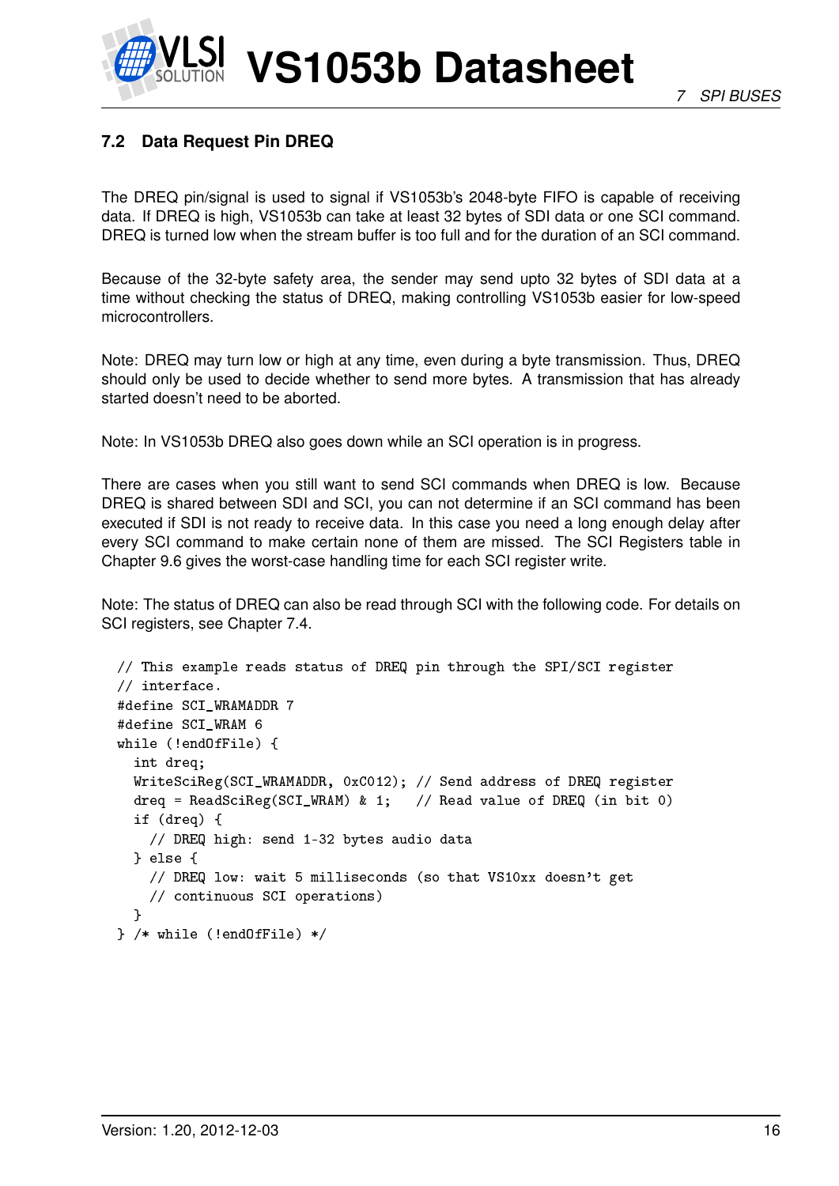### 7.2 Data Request Pin DREQ

The DREQ pin/signal is used to signal if VS1053b's 2048-byte FIFO is capable of receiving data. If DREQ is high, VS1053b can take at least 32 bytes of SDI data or one SCI command. DREQ is turned low when the stream buffer is too full and for the duration of an SCI command.

Because of the 32-byte safety area, the sender may send upto 32 bytes of SDI data at a time without checking the status of DREQ, making controlling VS1053b easier for low-speed microcontrollers.

Note: DREQ may turn low or high at any time, even during a byte transmission. Thus, DREQ should only be used to decide whether to send more bytes. A transmission that has already started doesn't need to be aborted.

Note: In VS1053b DREQ also goes down while an SCI operation is in progress.

There are cases when you still want to send SCI commands when DREQ is low. Because DREQ is shared between SDI and SCI, you can not determine if an SCI command has been executed if SDI is not ready to receive data. In this case you need a long enough delay after every SCI command to make certain none of them are missed. The SCI Registers table in Chapter 9.6 gives the worst-case handling time for each SCI register write.

Note: The status of DREQ can also be read through SCI with the following code. For details on SCI registers, see Chapter 7.4.

```
// This example reads status of DREQ pin through the SPI/SCI register
// interface.
#define SCI_WRAMADDR 7
#define SCI_WRAM 6
while (!endOfFile) {
  int dreq;
  WriteSciReg(SCI_WRAMADDR, 0xC012); // Send address of DREQ register
  dreq = ReadSciReg(SCI_WRAM) & 1;   // Read value of DREQ (in bit 0)
  if (dreq) {
    // DREQ high: send 1-32 bytes audio data
  } else {
    // DREQ low: wait 5 milliseconds (so that VS10xx doesn't get
    // continuous SCI operations)
  }
} /* while (!endOfFile) */
```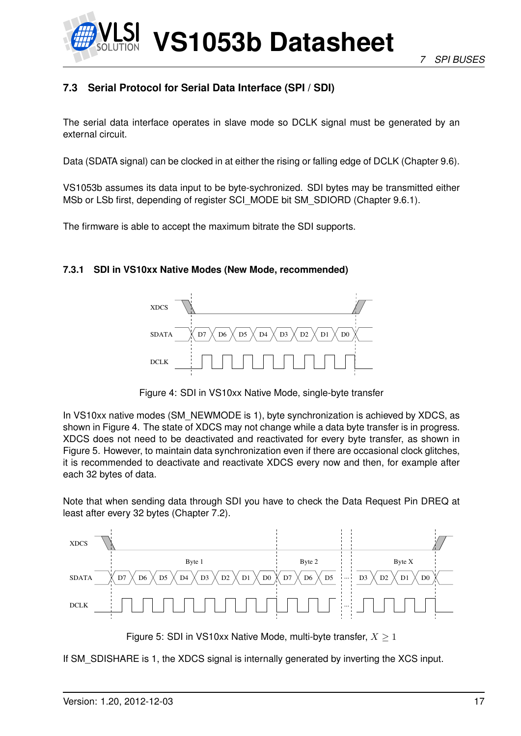## 7.3 Serial Protocol for Serial Data Interface (SPI / SDI)

The serial data interface operates in slave mode so DCLK signal must be generated by an external circuit.

Data (SDATA signal) can be clocked in at either the rising or falling edge of DCLK (Chapter 9.6).

VS1053b assumes its data input to be byte-sychronized. SDI bytes may be transmitted either MSb or LSb first, depending of register SCI_MODE bit SM_SDIORD (Chapter 9.6.1).

The firmware is able to accept the maximum bitrate the SDI supports.

### 7.3.1 SDI in VS10xx Native Modes (New Mode, recommended)

Figure 4: SDI in VS10xx Native Mode, single-byte transfer

In VS10xx native modes (SM_NEWMODE is 1), byte synchronization is achieved by XDCS, as shown in Figure 4. The state of XDCS may not change while a data byte transfer is in progress. XDCS does not need to be deactivated and reactivated for every byte transfer, as shown in Figure 5. However, to maintain data synchronization even if there are occasional clock glitches, it is recommended to deactivate and reactivate XDCS every now and then, for example after each 32 bytes of data.

Note that when sending data through SDI you have to check the Data Request Pin DREQ at least after every 32 bytes (Chapter 7.2).

Figure 5: SDI in VS10xx Native Mode, multi-byte transfer, $X \geq 1$

If SM_SDISHARE is 1, the XDCS signal is internally generated by inverting the XCS input.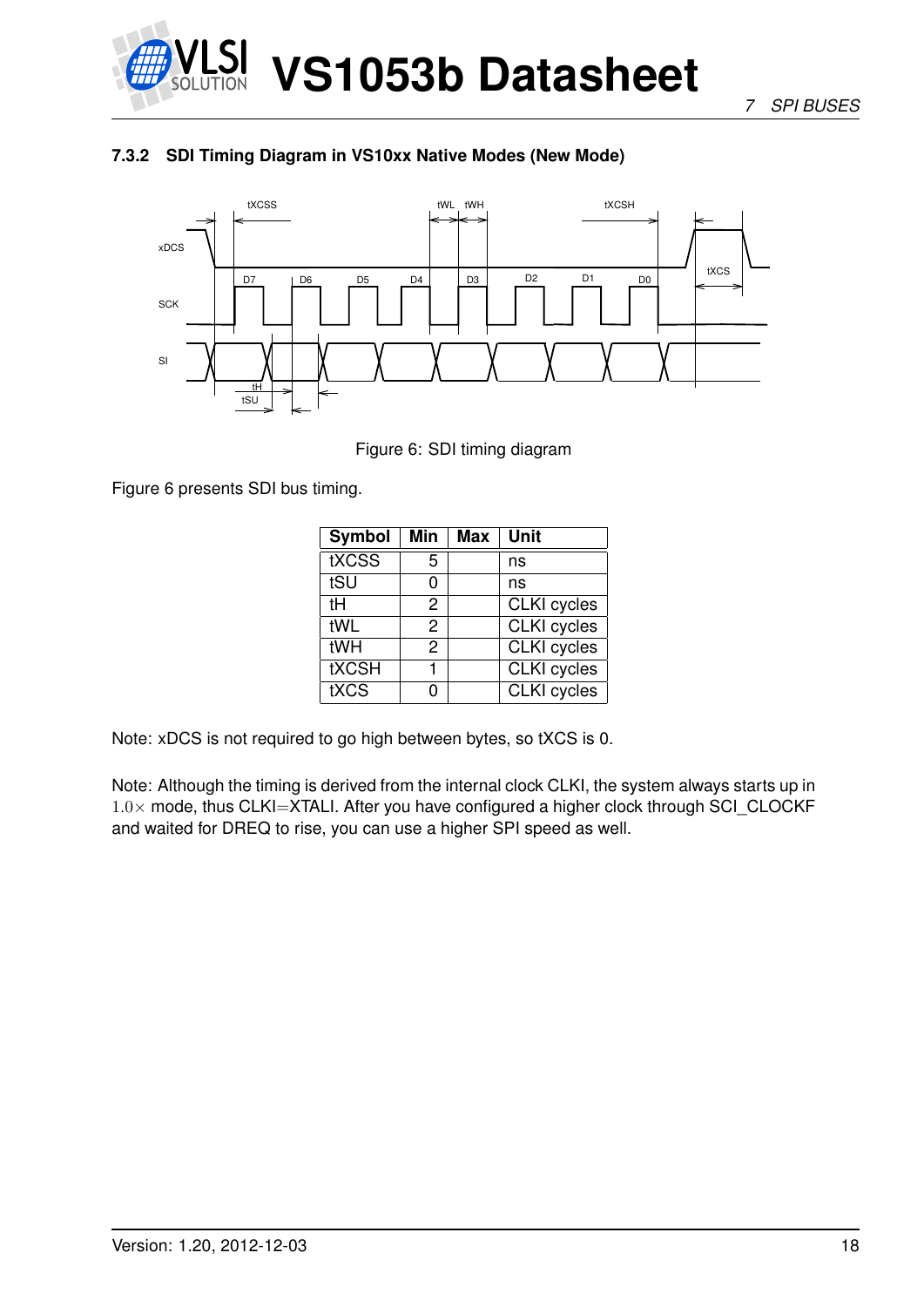### 7.3.2 SDI Timing Diagram in VS10xx Native Modes (New Mode)

Figure 6: SDI timing diagram

Figure 6 presents SDI bus timing.

| Symbol | Min | Max | Unit |
|---|---|---|---|
| tXCSS | 5 | | ns |
| tSU | 0 | | ns |
| tH | 2 | | CLKI cycles |
| tWL | 2 | | CLKI cycles |
| tWH | 2 | | CLKI cycles |
| tXCSH | 1 | | CLKI cycles |
| tXCS | 0 | | CLKI cycles |

Note: xDCS is not required to go high between bytes, so tXCS is 0.

Note: Although the timing is derived from the internal clock CLKI, the system always starts up in $1.0\times$ mode, thus CLKI$=$XTALI. After you have configured a higher clock through SCI_CLOCKF and waited for DREQ to rise, you can use a higher SPI speed as well.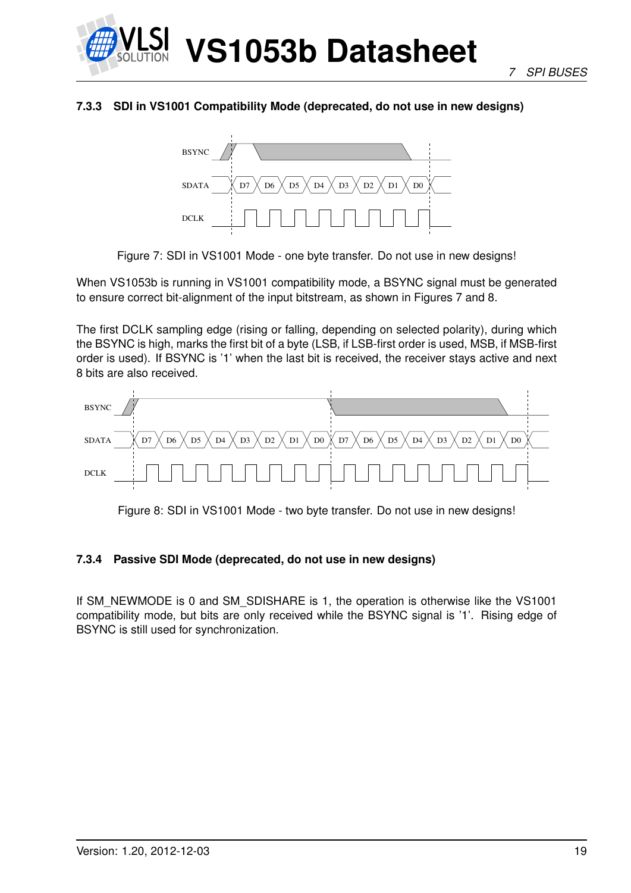### 7.3.3 SDI in VS1001 Compatibility Mode (deprecated, do not use in new designs)

Figure 7: SDI in VS1001 Mode - one byte transfer. Do not use in new designs!

When VS1053b is running in VS1001 compatibility mode, a BSYNC signal must be generated to ensure correct bit-alignment of the input bitstream, as shown in Figures 7 and 8.

The first DCLK sampling edge (rising or falling, depending on selected polarity), during which the BSYNC is high, marks the first bit of a byte (LSB, if LSB-first order is used, MSB, if MSB-first order is used). If BSYNC is '1' when the last bit is received, the receiver stays active and next 8 bits are also received.

Figure 8: SDI in VS1001 Mode - two byte transfer. Do not use in new designs!

### 7.3.4 Passive SDI Mode (deprecated, do not use in new designs)

If SM_NEWMODE is 0 and SM_SDISHARE is 1, the operation is otherwise like the VS1001 compatibility mode, but bits are only received while the BSYNC signal is '1'. Rising edge of BSYNC is still used for synchronization.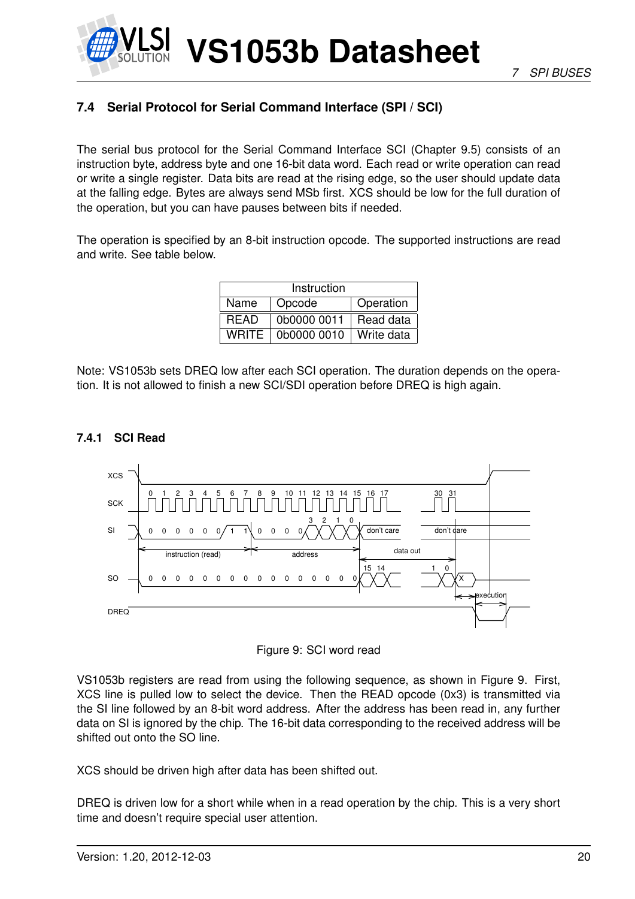## 7.4 Serial Protocol for Serial Command Interface (SPI / SCI)

The serial bus protocol for the Serial Command Interface SCI (Chapter 9.5) consists of an instruction byte, address byte and one 16-bit data word. Each read or write operation can read or write a single register. Data bits are read at the rising edge, so the user should update data at the falling edge. Bytes are always send MSb first. XCS should be low for the full duration of the operation, but you can have pauses between bits if needed.

The operation is specified by an 8-bit instruction opcode. The supported instructions are read and write. See table below.

| Instruction | | |
|---|---|---|
| Name | Opcode | Operation |
| READ | 0b0000 0011 | Read data |
| WRITE | 0b0000 0010 | Write data |

Note: VS1053b sets DREQ low after each SCI operation. The duration depends on the operation. It is not allowed to finish a new SCI/SDI operation before DREQ is high again.

### 7.4.1 SCI Read

Figure 9: SCI word read

VS1053b registers are read from using the following sequence, as shown in Figure 9. First, XCS line is pulled low to select the device. Then the READ opcode (0x3) is transmitted via the SI line followed by an 8-bit word address. After the address has been read in, any further data on SI is ignored by the chip. The 16-bit data corresponding to the received address will be shifted out onto the SO line.

XCS should be driven high after data has been shifted out.

DREQ is driven low for a short while when in a read operation by the chip. This is a very short time and doesn't require special user attention.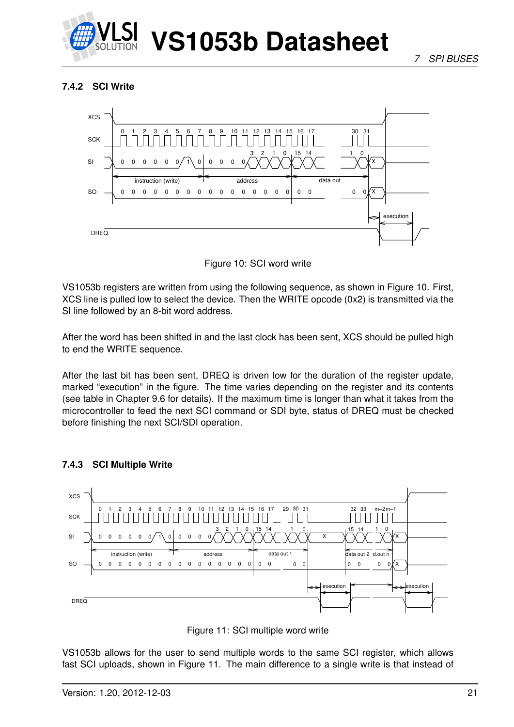#### 7.4.2 SCI Write

Figure 10: SCI word write

VS1053b registers are written from using the following sequence, as shown in Figure 10. First, XCS line is pulled low to select the device. Then the WRITE opcode (0x2) is transmitted via the SI line followed by an 8-bit word address.

After the word has been shifted in and the last clock has been sent, XCS should be pulled high to end the WRITE sequence.

After the last bit has been sent, DREQ is driven low for the duration of the register update, marked "execution" in the figure. The time varies depending on the register and its contents (see table in Chapter 9.6 for details). If the maximum time is longer than what it takes from the microcontroller to feed the next SCI command or SDI byte, status of DREQ must be checked before finishing the next SCI/SDI operation.

#### 7.4.3 SCI Multiple Write

Figure 11: SCI multiple word write

VS1053b allows for the user to send multiple words to the same SCI register, which allows fast SCI uploads, shown in Figure 11. The main difference to a single write is that instead of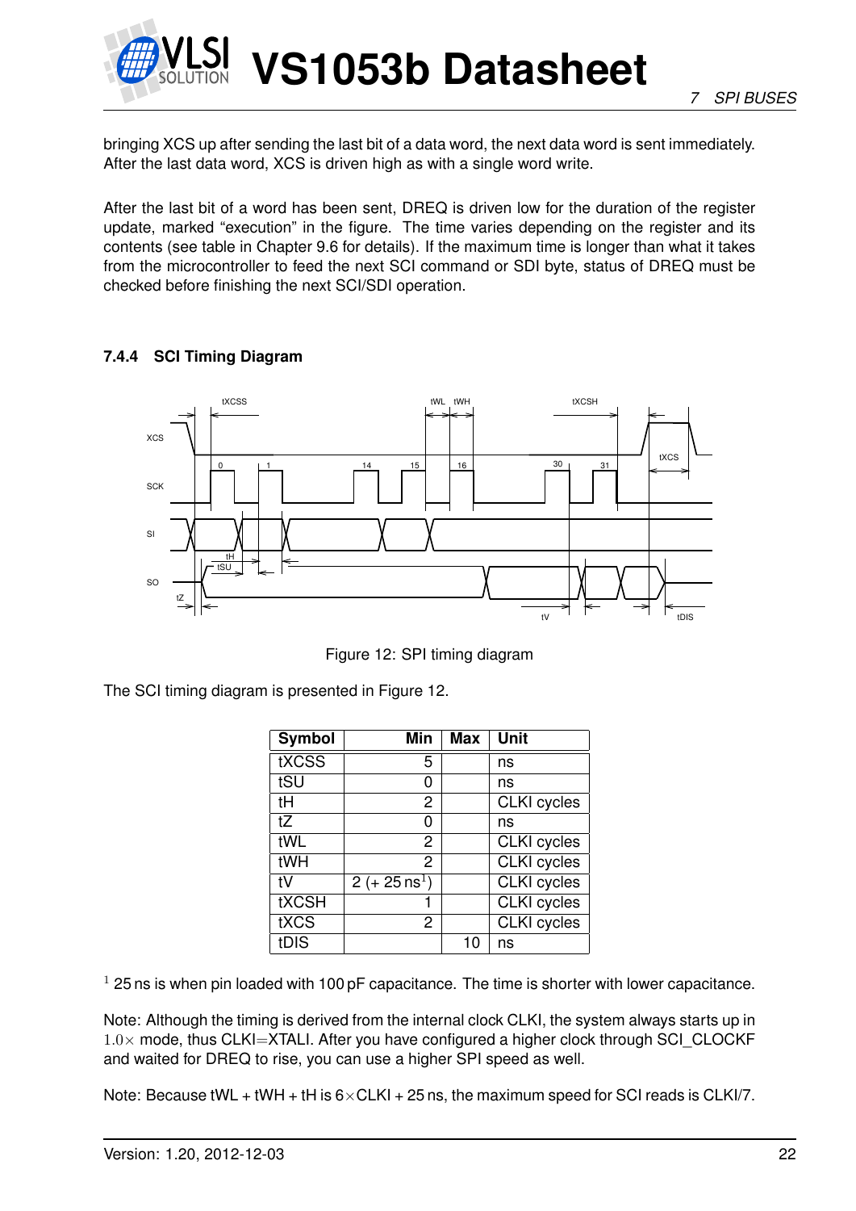bringing XCS up after sending the last bit of a data word, the next data word is sent immediately. After the last data word, XCS is driven high as with a single word write.

After the last bit of a word has been sent, DREQ is driven low for the duration of the register update, marked "execution" in the figure. The time varies depending on the register and its contents (see table in Chapter 9.6 for details). If the maximum time is longer than what it takes from the microcontroller to feed the next SCI command or SDI byte, status of DREQ must be checked before finishing the next SCI/SDI operation.

### 7.4.4 SCI Timing Diagram

Figure 12: SPI timing diagram

The SCI timing diagram is presented in Figure 12.

| Symbol | Min | Max | Unit |
|---|---|---|---|
| tXCSS | 5 | | ns |
| tSU | 0 | | ns |
| tH | 2 | | CLKI cycles |
| tZ | 0 | | ns |
| tWL | 2 | | CLKI cycles |
| tWH | 2 | | CLKI cycles |
| tV | 2 (+ 25 ns[1]) | | CLKI cycles |
| tXCSH | 1 | | CLKI cycles |
| tXCS | 2 | | CLKI cycles |
| tDIS | | 10 | ns |

[1] 25 ns is when pin loaded with 100 pF capacitance. The time is shorter with lower capacitance.

Note: Although the timing is derived from the internal clock CLKI, the system always starts up in $1.0\times$ mode, thus CLKI=XTALI. After you have configured a higher clock through SCI_CLOCKF and waited for DREQ to rise, you can use a higher SPI speed as well.

Note: Because tWL + tWH + tH is $6\times$CLKI + 25 ns, the maximum speed for SCI reads is CLKI/7.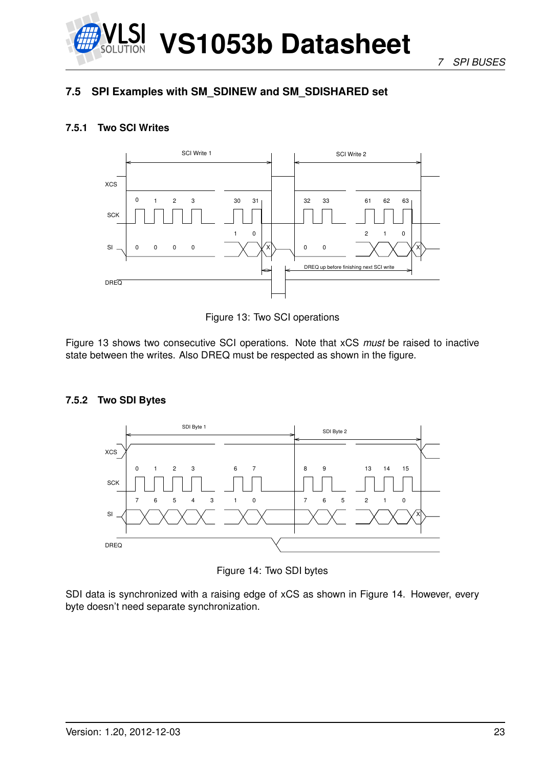## 7.5 SPI Examples with SM_SDINEW and SM_SDISHARED set

### 7.5.1 Two SCI Writes

Figure 13: Two SCI operations

Figure 13 shows two consecutive SCI operations. Note that xCS *must* be raised to inactive state between the writes. Also DREQ must be respected as shown in the figure.

### 7.5.2 Two SDI Bytes

Figure 14: Two SDI bytes

SDI data is synchronized with a raising edge of xCS as shown in Figure 14. However, every byte doesn't need separate synchronization.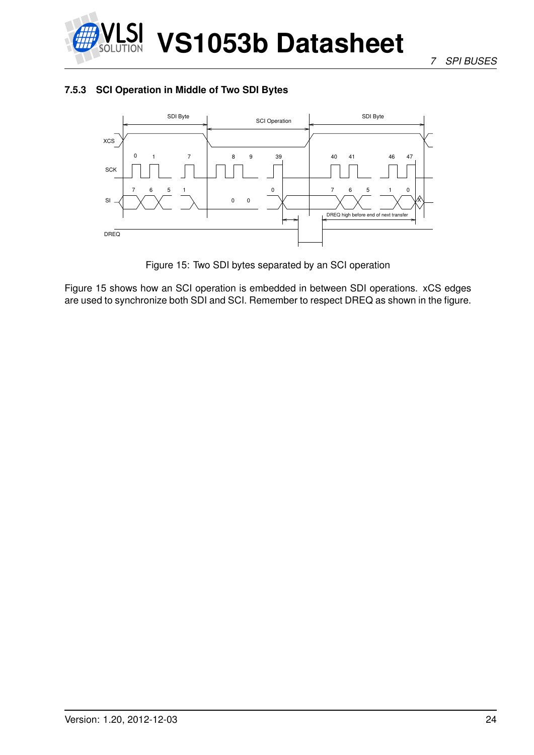### 7.5.3 SCI Operation in Middle of Two SDI Bytes

Figure 15: Two SDI bytes separated by an SCI operation

Figure 15 shows how an SCI operation is embedded in between SDI operations. xCS edges are used to synchronize both SDI and SCI. Remember to respect DREQ as shown in the figure.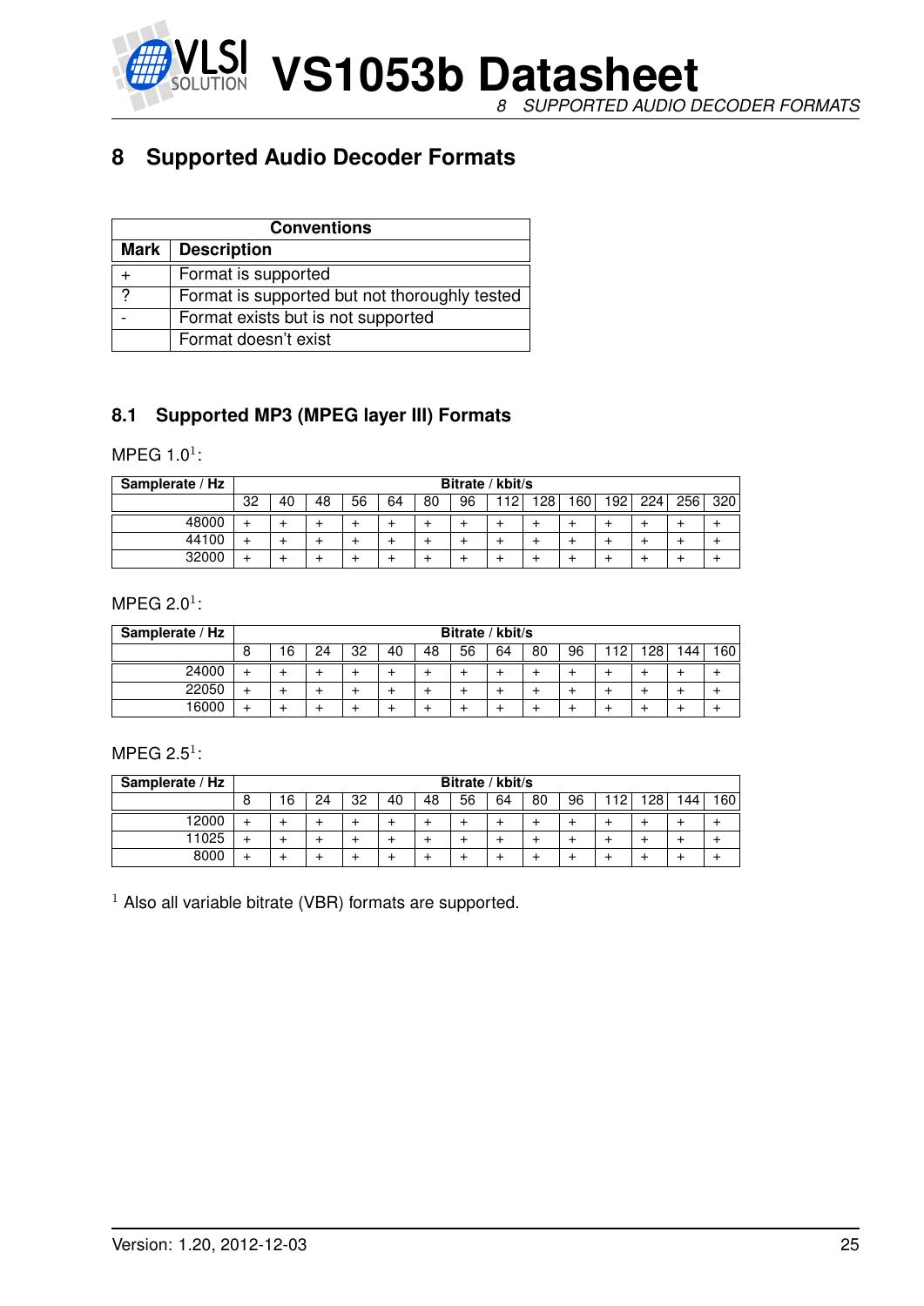// Transcribed page text follows: # 8 Supported Audio Decoder Formats

| Conventions | |
|---|---|
| **Mark** | **Description** |
| + | Format is supported |
| ? | Format is supported but not thoroughly tested |
| - | Format exists but is not supported |
| | Format doesn't exist |

## 8.1 Supported MP3 (MPEG layer III) Formats

MPEG 1.0[1]:

| Samplerate / Hz | Bitrate / kbit/s | | | | | | | | | | | | | |
|---|---|---|---|---|---|---|---|---|---|---|---|---|---|---|
| | 32 | 40 | 48 | 56 | 64 | 80 | 96 | 112 | 128 | 160 | 192 | 224 | 256 | 320 |
| 48000 | + | + | + | + | + | + | + | + | + | + | + | + | + | + |
| 44100 | + | + | + | + | + | + | + | + | + | + | + | + | + | + |
| 32000 | + | + | + | + | + | + | + | + | + | + | + | + | + | + |

MPEG 2.0[1]:

| Samplerate / Hz | Bitrate / kbit/s | | | | | | | | | | | | | |
|---|---|---|---|---|---|---|---|---|---|---|---|---|---|---|
| | 8 | 16 | 24 | 32 | 40 | 48 | 56 | 64 | 80 | 96 | 112 | 128 | 144 | 160 |
| 24000 | + | + | + | + | + | + | + | + | + | + | + | + | + | + |
| 22050 | + | + | + | + | + | + | + | + | + | + | + | + | + | + |
| 16000 | + | + | + | + | + | + | + | + | + | + | + | + | + | + |

MPEG 2.5[1]:

| Samplerate / Hz | Bitrate / kbit/s | | | | | | | | | | | | | |
|---|---|---|---|---|---|---|---|---|---|---|---|---|---|---|
| | 8 | 16 | 24 | 32 | 40 | 48 | 56 | 64 | 80 | 96 | 112 | 128 | 144 | 160 |
| 12000 | + | + | + | + | + | + | + | + | + | + | + | + | + | + |
| 11025 | + | + | + | + | + | + | + | + | + | + | + | + | + | + |
| 8000 | + | + | + | + | + | + | + | + | + | + | + | + | + | + |

[1] Also all variable bitrate (VBR) formats are supported.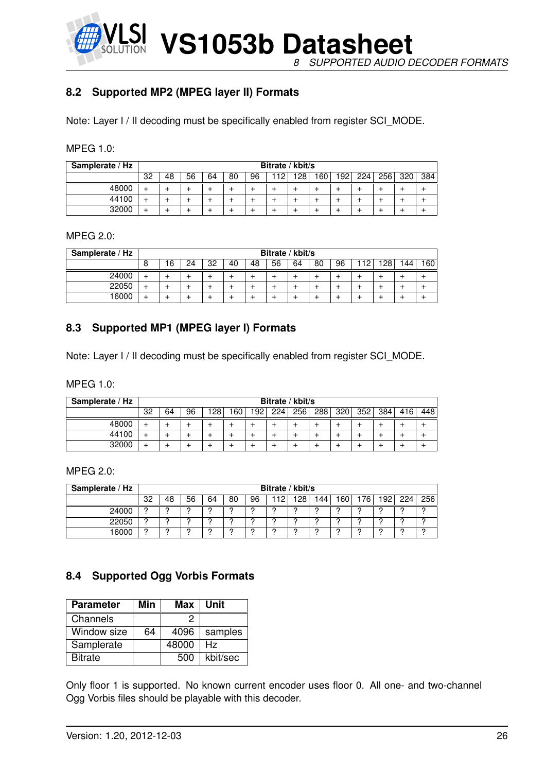## 8.2 Supported MP2 (MPEG layer II) Formats

Note: Layer I / II decoding must be specifically enabled from register SCI_MODE.

MPEG 1.0:

| Samplerate / Hz | Bitrate / kbit/s | | | | | | | | | | | | | |
|---|---|---|---|---|---|---|---|---|---|---|---|---|---|---|
| | 32 | 48 | 56 | 64 | 80 | 96 | 112 | 128 | 160 | 192 | 224 | 256 | 320 | 384 |
| 48000 | + | + | + | + | + | + | + | + | + | + | + | + | + | + |
| 44100 | + | + | + | + | + | + | + | + | + | + | + | + | + | + |
| 32000 | + | + | + | + | + | + | + | + | + | + | + | + | + | + |

MPEG 2.0:

| Samplerate / Hz | Bitrate / kbit/s | | | | | | | | | | | | | |
|---|---|---|---|---|---|---|---|---|---|---|---|---|---|---|
| | 8 | 16 | 24 | 32 | 40 | 48 | 56 | 64 | 80 | 96 | 112 | 128 | 144 | 160 |
| 24000 | + | + | + | + | + | + | + | + | + | + | + | + | + | + |
| 22050 | + | + | + | + | + | + | + | + | + | + | + | + | + | + |
| 16000 | + | + | + | + | + | + | + | + | + | + | + | + | + | + |

## 8.3 Supported MP1 (MPEG layer I) Formats

Note: Layer I / II decoding must be specifically enabled from register SCI_MODE.

MPEG 1.0:

| Samplerate / Hz | Bitrate / kbit/s | | | | | | | | | | | | | |
|---|---|---|---|---|---|---|---|---|---|---|---|---|---|---|
| | 32 | 64 | 96 | 128 | 160 | 192 | 224 | 256 | 288 | 320 | 352 | 384 | 416 | 448 |
| 48000 | + | + | + | + | + | + | + | + | + | + | + | + | + | + |
| 44100 | + | + | + | + | + | + | + | + | + | + | + | + | + | + |
| 32000 | + | + | + | + | + | + | + | + | + | + | + | + | + | + |

MPEG 2.0:

| Samplerate / Hz | Bitrate / kbit/s | | | | | | | | | | | | | |
|---|---|---|---|---|---|---|---|---|---|---|---|---|---|---|
| | 32 | 48 | 56 | 64 | 80 | 96 | 112 | 128 | 144 | 160 | 176 | 192 | 224 | 256 |
| 24000 | ? | ? | ? | ? | ? | ? | ? | ? | ? | ? | ? | ? | ? | ? |
| 22050 | ? | ? | ? | ? | ? | ? | ? | ? | ? | ? | ? | ? | ? | ? |
| 16000 | ? | ? | ? | ? | ? | ? | ? | ? | ? | ? | ? | ? | ? | ? |

## 8.4 Supported Ogg Vorbis Formats

| Parameter | Min | Max | Unit |
|---|---|---|---|
| Channels | | 2 | |
| Window size | 64 | 4096 | samples |
| Samplerate | | 48000 | Hz |
| Bitrate | | 500 | kbit/sec |

Only floor 1 is supported. No known current encoder uses floor 0. All one- and two-channel Ogg Vorbis files should be playable with this decoder.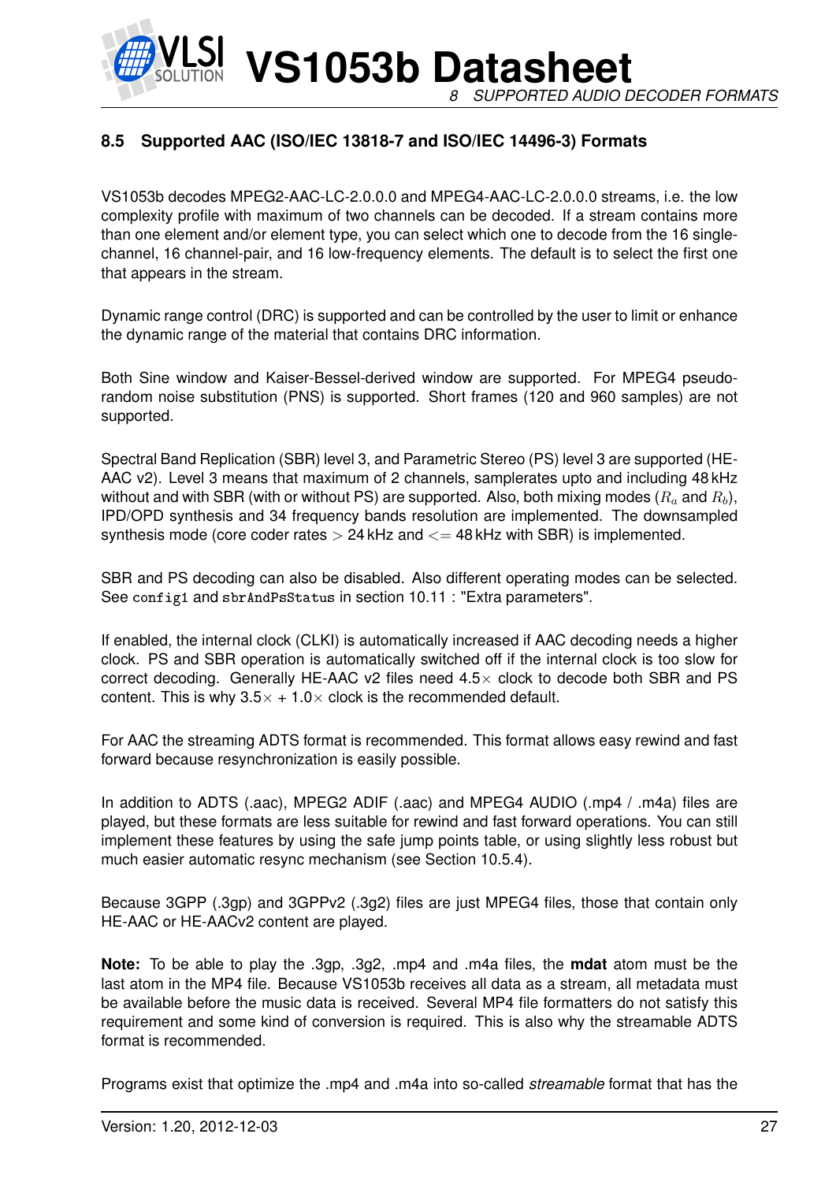### 8.5 Supported AAC (ISO/IEC 13818-7 and ISO/IEC 14496-3) Formats

VS1053b decodes MPEG2-AAC-LC-2.0.0.0 and MPEG4-AAC-LC-2.0.0.0 streams, i.e. the low complexity profile with maximum of two channels can be decoded. If a stream contains more than one element and/or element type, you can select which one to decode from the 16 single-channel, 16 channel-pair, and 16 low-frequency elements. The default is to select the first one that appears in the stream.

Dynamic range control (DRC) is supported and can be controlled by the user to limit or enhance the dynamic range of the material that contains DRC information.

Both Sine window and Kaiser-Bessel-derived window are supported. For MPEG4 pseudo-random noise substitution (PNS) is supported. Short frames (120 and 960 samples) are not supported.

Spectral Band Replication (SBR) level 3, and Parametric Stereo (PS) level 3 are supported (HE-AAC v2). Level 3 means that maximum of 2 channels, samplerates upto and including 48 kHz without and with SBR (with or without PS) are supported. Also, both mixing modes ($R_a$ and $R_b$), IPD/OPD synthesis and 34 frequency bands resolution are implemented. The downsampled synthesis mode (core coder rates $>$ 24 kHz and $<=$ 48 kHz with SBR) is implemented.

SBR and PS decoding can also be disabled. Also different operating modes can be selected. See `config1` and `sbrAndPsStatus` in section 10.11 : "Extra parameters".

If enabled, the internal clock (CLKI) is automatically increased if AAC decoding needs a higher clock. PS and SBR operation is automatically switched off if the internal clock is too slow for correct decoding. Generally HE-AAC v2 files need 4.5$\times$ clock to decode both SBR and PS content. This is why 3.5$\times$ + 1.0$\times$ clock is the recommended default.

For AAC the streaming ADTS format is recommended. This format allows easy rewind and fast forward because resynchronization is easily possible.

In addition to ADTS (.aac), MPEG2 ADIF (.aac) and MPEG4 AUDIO (.mp4 / .m4a) files are played, but these formats are less suitable for rewind and fast forward operations. You can still implement these features by using the safe jump points table, or using slightly less robust but much easier automatic resync mechanism (see Section 10.5.4).

Because 3GPP (.3gp) and 3GPPv2 (.3g2) files are just MPEG4 files, those that contain only HE-AAC or HE-AACv2 content are played.

**Note:** To be able to play the .3gp, .3g2, .mp4 and .m4a files, the **mdat** atom must be the last atom in the MP4 file. Because VS1053b receives all data as a stream, all metadata must be available before the music data is received. Several MP4 file formatters do not satisfy this requirement and some kind of conversion is required. This is also why the streamable ADTS format is recommended.

Programs exist that optimize the .mp4 and .m4a into so-called *streamable* format that has the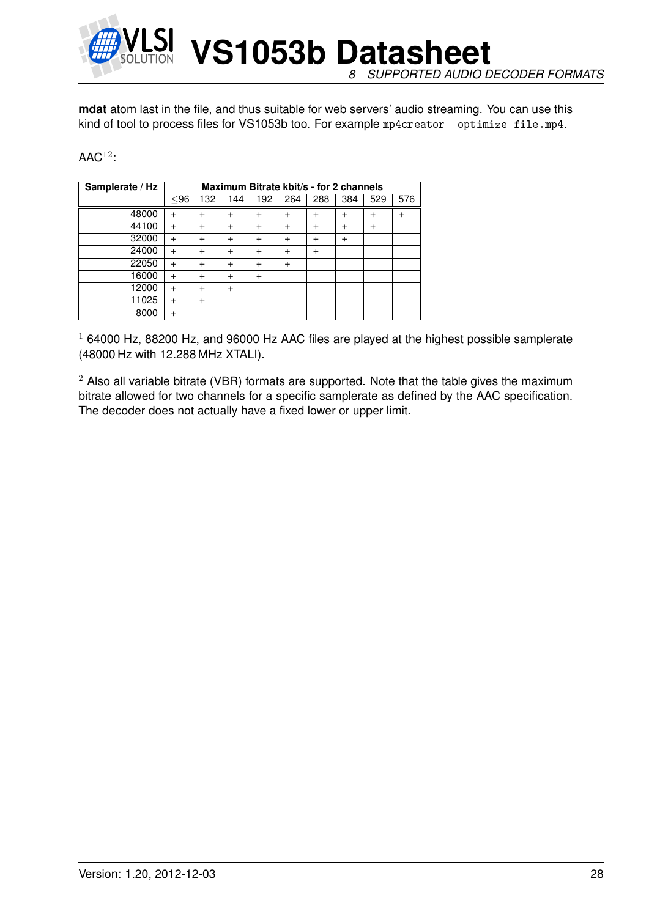**mdat** atom last in the file, and thus suitable for web servers' audio streaming. You can use this kind of tool to process files for VS1053b too. For example `mp4creator -optimize file.mp4`.

AAC[1,2]:

| Samplerate / Hz | Maximum Bitrate kbit/s - for 2 channels | | | | | | | | |
|---|---|---|---|---|---|---|---|---|---|
| | ≤96 | 132 | 144 | 192 | 264 | 288 | 384 | 529 | 576 |
| 48000 | + | + | + | + | + | + | + | + | + |
| 44100 | + | + | + | + | + | + | + | + | |
| 32000 | + | + | + | + | + | + | + | | |
| 24000 | + | + | + | + | + | + | | | |
| 22050 | + | + | + | + | + | | | | |
| 16000 | + | + | + | + | | | | | |
| 12000 | + | + | + | | | | | | |
| 11025 | + | + | | | | | | | |
| 8000 | + | | | | | | | | |

[1] 64000 Hz, 88200 Hz, and 96000 Hz AAC files are played at the highest possible samplerate (48000 Hz with 12.288 MHz XTALI).

[2] Also all variable bitrate (VBR) formats are supported. Note that the table gives the maximum bitrate allowed for two channels for a specific samplerate as defined by the AAC specification. The decoder does not actually have a fixed lower or upper limit.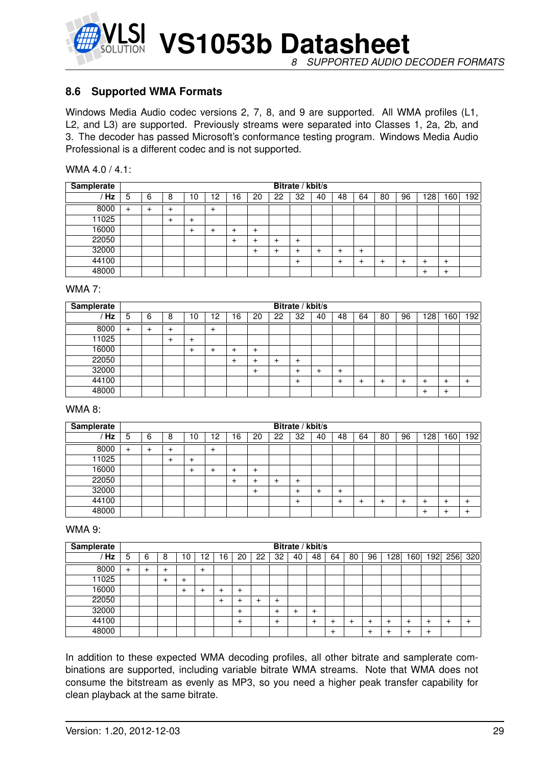## 8.6 Supported WMA Formats

Windows Media Audio codec versions 2, 7, 8, and 9 are supported. All WMA profiles (L1, L2, and L3) are supported. Previously streams were separated into Classes 1, 2a, 2b, and 3. The decoder has passed Microsoft's conformance testing program. Windows Media Audio Professional is a different codec and is not supported.

WMA 4.0 / 4.1:

| **Samplerate** | **Bitrate / kbit/s** | | | | | | | | | | | | | | | | |
|---|---|---|---|---|---|---|---|---|---|---|---|---|---|---|---|---|---|
| **/ Hz** | 5 | 6 | 8 | 10 | 12 | 16 | 20 | 22 | 32 | 40 | 48 | 64 | 80 | 96 | 128 | 160 | 192 |
| 8000 | + | + | + | | + | | | | | | | | | | | | |
| 11025 | | | + | + | | | | | | | | | | | | | |
| 16000 | | | | + | + | + | + | | | | | | | | | | |
| 22050 | | | | | | + | + | + | + | | | | | | | | |
| 32000 | | | | | | | + | + | + | + | + | + | | | | | |
| 44100 | | | | | | | | | + | | + | + | + | + | + | + | |
| 48000 | | | | | | | | | | | | | | | + | + | |

WMA 7:

| **Samplerate** | **Bitrate / kbit/s** | | | | | | | | | | | | | | | | |
|---|---|---|---|---|---|---|---|---|---|---|---|---|---|---|---|---|---|
| **/ Hz** | 5 | 6 | 8 | 10 | 12 | 16 | 20 | 22 | 32 | 40 | 48 | 64 | 80 | 96 | 128 | 160 | 192 |
| 8000 | + | + | + | | + | | | | | | | | | | | | |
| 11025 | | | + | + | | | | | | | | | | | | | |
| 16000 | | | | + | + | + | + | | | | | | | | | | |
| 22050 | | | | | | + | + | + | + | | | | | | | | |
| 32000 | | | | | | | + | | + | + | + | | | | | | |
| 44100 | | | | | | | | | + | | + | + | + | + | + | + | + |
| 48000 | | | | | | | | | | | | | | | + | + | |

WMA 8:

| **Samplerate** | **Bitrate / kbit/s** | | | | | | | | | | | | | | | | |
|---|---|---|---|---|---|---|---|---|---|---|---|---|---|---|---|---|---|
| **/ Hz** | 5 | 6 | 8 | 10 | 12 | 16 | 20 | 22 | 32 | 40 | 48 | 64 | 80 | 96 | 128 | 160 | 192 |
| 8000 | + | + | + | | + | | | | | | | | | | | | |
| 11025 | | | + | + | | | | | | | | | | | | | |
| 16000 | | | | + | + | + | + | | | | | | | | | | |
| 22050 | | | | | | + | + | + | + | | | | | | | | |
| 32000 | | | | | | | + | | + | + | + | | | | | | |
| 44100 | | | | | | | | | + | | + | + | + | + | + | + | + |
| 48000 | | | | | | | | | | | | | | | + | + | + |

WMA 9:

| **Samplerate** | **Bitrate / kbit/s** | | | | | | | | | | | | | | | | | | |
|---|---|---|---|---|---|---|---|---|---|---|---|---|---|---|---|---|---|---|---|
| **/ Hz** | 5 | 6 | 8 | 10 | 12 | 16 | 20 | 22 | 32 | 40 | 48 | 64 | 80 | 96 | 128 | 160 | 192 | 256 | 320 |
| 8000 | + | + | + | | + | | | | | | | | | | | | | | |
| 11025 | | | + | + | | | | | | | | | | | | | | | |
| 16000 | | | | + | + | + | + | | | | | | | | | | | | |
| 22050 | | | | | | + | + | + | + | | | | | | | | | | |
| 32000 | | | | | | | + | | + | + | + | | | | | | | | |
| 44100 | | | | | | | + | | + | | + | + | + | + | + | + | + | + | + |
| 48000 | | | | | | | | | | | | + | | + | + | + | + | | |

In addition to these expected WMA decoding profiles, all other bitrate and samplerate combinations are supported, including variable bitrate WMA streams. Note that WMA does not consume the bitstream as evenly as MP3, so you need a higher peak transfer capability for clean playback at the same bitrate.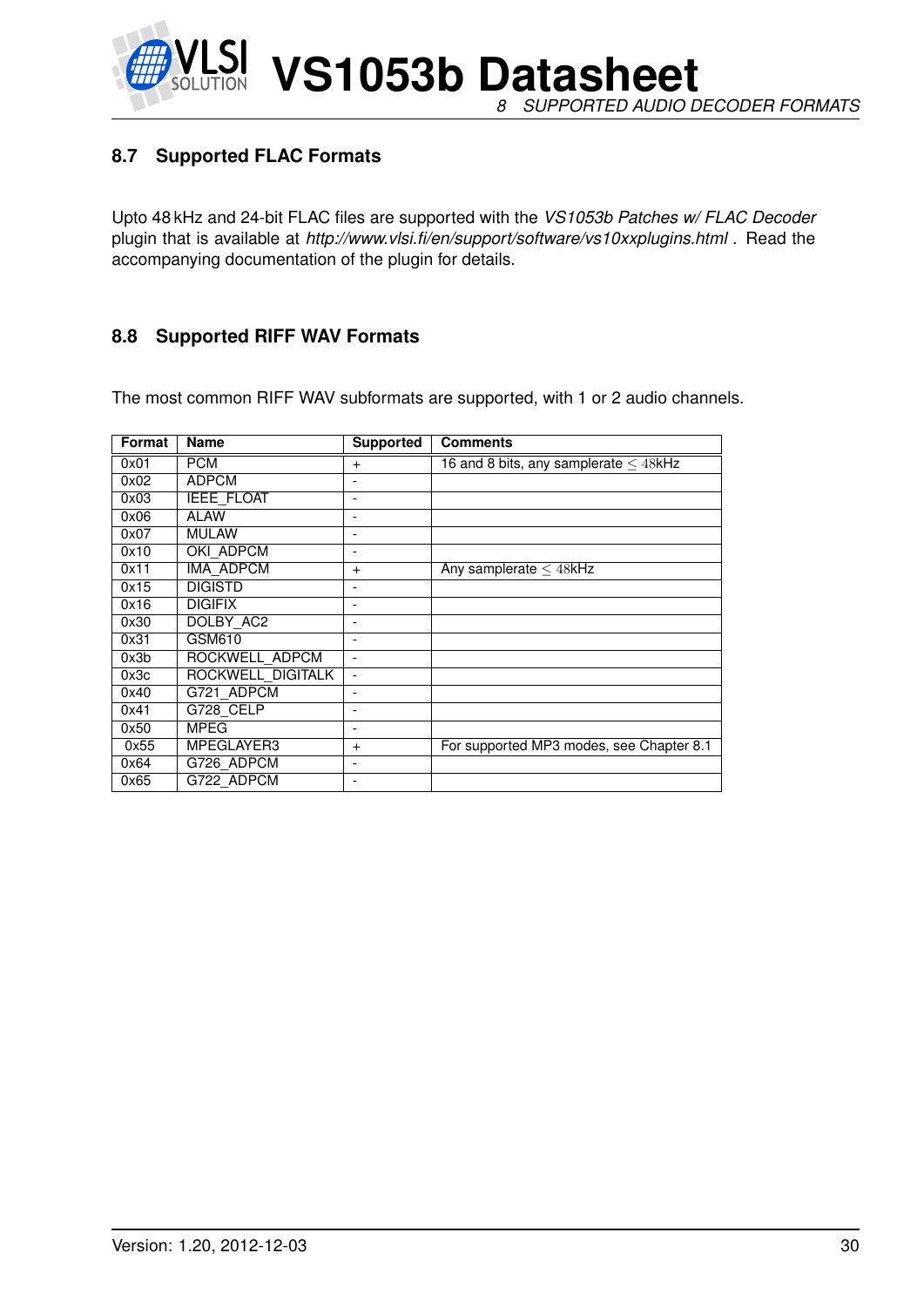## 8.7 Supported FLAC Formats

Upto 48 kHz and 24-bit FLAC files are supported with the *VS1053b Patches w/ FLAC Decoder* plugin that is available at *http://www.vlsi.fi/en/support/software/vs10xxplugins.html* . Read the accompanying documentation of the plugin for details.

## 8.8 Supported RIFF WAV Formats

The most common RIFF WAV subformats are supported, with 1 or 2 audio channels.

| Format | Name | Supported | Comments |
|---|---|---|---|
| 0x01 | PCM | + | 16 and 8 bits, any samplerate $\leq 48$kHz |
| 0x02 | ADPCM | - | |
| 0x03 | IEEE_FLOAT | - | |
| 0x06 | ALAW | - | |
| 0x07 | MULAW | - | |
| 0x10 | OKI_ADPCM | - | |
| 0x11 | IMA_ADPCM | + | Any samplerate $\leq 48$kHz |
| 0x15 | DIGISTD | - | |
| 0x16 | DIGIFIX | - | |
| 0x30 | DOLBY_AC2 | - | |
| 0x31 | GSM610 | - | |
| 0x3b | ROCKWELL_ADPCM | - | |
| 0x3c | ROCKWELL_DIGITALK | - | |
| 0x40 | G721_ADPCM | - | |
| 0x41 | G728_CELP | - | |
| 0x50 | MPEG | - | |
| 0x55 | MPEGLAYER3 | + | For supported MP3 modes, see Chapter 8.1 |
| 0x64 | G726_ADPCM | - | |
| 0x65 | G722_ADPCM | - | |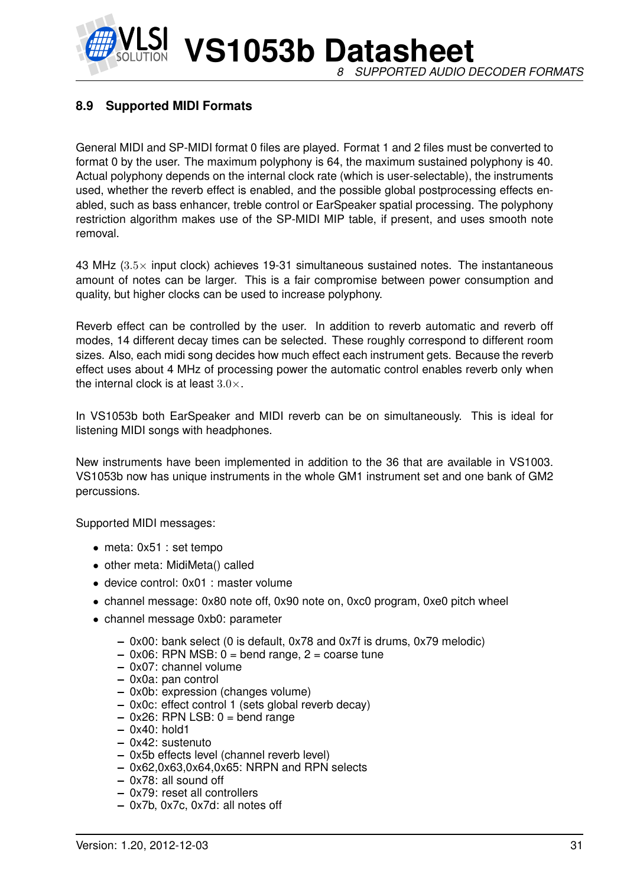### 8.9 Supported MIDI Formats

General MIDI and SP-MIDI format 0 files are played. Format 1 and 2 files must be converted to format 0 by the user. The maximum polyphony is 64, the maximum sustained polyphony is 40. Actual polyphony depends on the internal clock rate (which is user-selectable), the instruments used, whether the reverb effect is enabled, and the possible global postprocessing effects enabled, such as bass enhancer, treble control or EarSpeaker spatial processing. The polyphony restriction algorithm makes use of the SP-MIDI MIP table, if present, and uses smooth note removal.

43 MHz ($3.5\times$ input clock) achieves 19-31 simultaneous sustained notes. The instantaneous amount of notes can be larger. This is a fair compromise between power consumption and quality, but higher clocks can be used to increase polyphony.

Reverb effect can be controlled by the user. In addition to reverb automatic and reverb off modes, 14 different decay times can be selected. These roughly correspond to different room sizes. Also, each midi song decides how much effect each instrument gets. Because the reverb effect uses about 4 MHz of processing power the automatic control enables reverb only when the internal clock is at least $3.0\times$.

In VS1053b both EarSpeaker and MIDI reverb can be on simultaneously. This is ideal for listening MIDI songs with headphones.

New instruments have been implemented in addition to the 36 that are available in VS1003. VS1053b now has unique instruments in the whole GM1 instrument set and one bank of GM2 percussions.

Supported MIDI messages:

- meta: 0x51 : set tempo
- other meta: MidiMeta() called
- device control: 0x01 : master volume
- channel message: 0x80 note off, 0x90 note on, 0xc0 program, 0xe0 pitch wheel
- channel message 0xb0: parameter
  - 0x00: bank select (0 is default, 0x78 and 0x7f is drums, 0x79 melodic)
  - 0x06: RPN MSB: 0 = bend range, 2 = coarse tune
  - 0x07: channel volume
  - 0x0a: pan control
  - 0x0b: expression (changes volume)
  - 0x0c: effect control 1 (sets global reverb decay)
  - 0x26: RPN LSB: 0 = bend range
  - 0x40: hold1
  - 0x42: sustenuto
  - 0x5b effects level (channel reverb level)
  - 0x62,0x63,0x64,0x65: NRPN and RPN selects
  - 0x78: all sound off
  - 0x79: reset all controllers
  - 0x7b, 0x7c, 0x7d: all notes off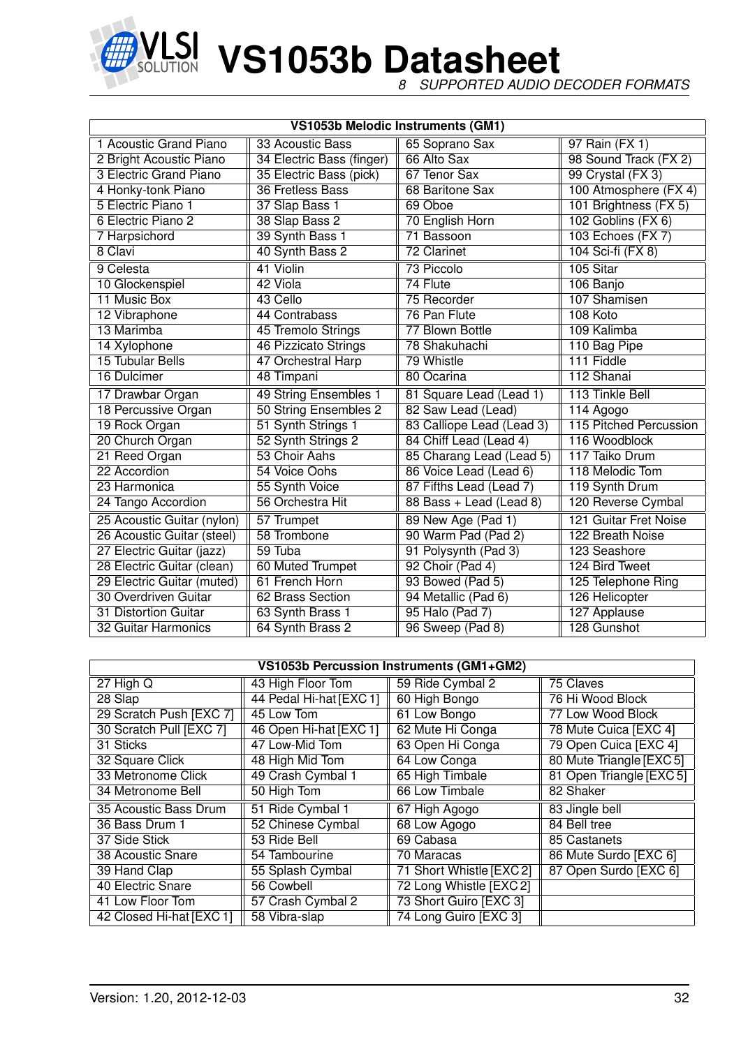| VS1053b Melodic Instruments (GM1) | | | |
|---|---|---|---|
| 1 Acoustic Grand Piano | 33 Acoustic Bass | 65 Soprano Sax | 97 Rain (FX 1) |
| 2 Bright Acoustic Piano | 34 Electric Bass (finger) | 66 Alto Sax | 98 Sound Track (FX 2) |
| 3 Electric Grand Piano | 35 Electric Bass (pick) | 67 Tenor Sax | 99 Crystal (FX 3) |
| 4 Honky-tonk Piano | 36 Fretless Bass | 68 Baritone Sax | 100 Atmosphere (FX 4) |
| 5 Electric Piano 1 | 37 Slap Bass 1 | 69 Oboe | 101 Brightness (FX 5) |
| 6 Electric Piano 2 | 38 Slap Bass 2 | 70 English Horn | 102 Goblins (FX 6) |
| 7 Harpsichord | 39 Synth Bass 1 | 71 Bassoon | 103 Echoes (FX 7) |
| 8 Clavi | 40 Synth Bass 2 | 72 Clarinet | 104 Sci-fi (FX 8) |
| 9 Celesta | 41 Violin | 73 Piccolo | 105 Sitar |
| 10 Glockenspiel | 42 Viola | 74 Flute | 106 Banjo |
| 11 Music Box | 43 Cello | 75 Recorder | 107 Shamisen |
| 12 Vibraphone | 44 Contrabass | 76 Pan Flute | 108 Koto |
| 13 Marimba | 45 Tremolo Strings | 77 Blown Bottle | 109 Kalimba |
| 14 Xylophone | 46 Pizzicato Strings | 78 Shakuhachi | 110 Bag Pipe |
| 15 Tubular Bells | 47 Orchestral Harp | 79 Whistle | 111 Fiddle |
| 16 Dulcimer | 48 Timpani | 80 Ocarina | 112 Shanai |
| 17 Drawbar Organ | 49 String Ensembles 1 | 81 Square Lead (Lead 1) | 113 Tinkle Bell |
| 18 Percussive Organ | 50 String Ensembles 2 | 82 Saw Lead (Lead) | 114 Agogo |
| 19 Rock Organ | 51 Synth Strings 1 | 83 Calliope Lead (Lead 3) | 115 Pitched Percussion |
| 20 Church Organ | 52 Synth Strings 2 | 84 Chiff Lead (Lead 4) | 116 Woodblock |
| 21 Reed Organ | 53 Choir Aahs | 85 Charang Lead (Lead 5) | 117 Taiko Drum |
| 22 Accordion | 54 Voice Oohs | 86 Voice Lead (Lead 6) | 118 Melodic Tom |
| 23 Harmonica | 55 Synth Voice | 87 Fifths Lead (Lead 7) | 119 Synth Drum |
| 24 Tango Accordion | 56 Orchestra Hit | 88 Bass + Lead (Lead 8) | 120 Reverse Cymbal |
| 25 Acoustic Guitar (nylon) | 57 Trumpet | 89 New Age (Pad 1) | 121 Guitar Fret Noise |
| 26 Acoustic Guitar (steel) | 58 Trombone | 90 Warm Pad (Pad 2) | 122 Breath Noise |
| 27 Electric Guitar (jazz) | 59 Tuba | 91 Polysynth (Pad 3) | 123 Seashore |
| 28 Electric Guitar (clean) | 60 Muted Trumpet | 92 Choir (Pad 4) | 124 Bird Tweet |
| 29 Electric Guitar (muted) | 61 French Horn | 93 Bowed (Pad 5) | 125 Telephone Ring |
| 30 Overdriven Guitar | 62 Brass Section | 94 Metallic (Pad 6) | 126 Helicopter |
| 31 Distortion Guitar | 63 Synth Brass 1 | 95 Halo (Pad 7) | 127 Applause |
| 32 Guitar Harmonics | 64 Synth Brass 2 | 96 Sweep (Pad 8) | 128 Gunshot |

| VS1053b Percussion Instruments (GM1+GM2) | | | |
|---|---|---|---|
| 27 High Q | 43 High Floor Tom | 59 Ride Cymbal 2 | 75 Claves |
| 28 Slap | 44 Pedal Hi-hat [EXC 1] | 60 High Bongo | 76 Hi Wood Block |
| 29 Scratch Push [EXC 7] | 45 Low Tom | 61 Low Bongo | 77 Low Wood Block |
| 30 Scratch Pull [EXC 7] | 46 Open Hi-hat [EXC 1] | 62 Mute Hi Conga | 78 Mute Cuica [EXC 4] |
| 31 Sticks | 47 Low-Mid Tom | 63 Open Hi Conga | 79 Open Cuica [EXC 4] |
| 32 Square Click | 48 High Mid Tom | 64 Low Conga | 80 Mute Triangle [EXC 5] |
| 33 Metronome Click | 49 Crash Cymbal 1 | 65 High Timbale | 81 Open Triangle [EXC 5] |
| 34 Metronome Bell | 50 High Tom | 66 Low Timbale | 82 Shaker |
| 35 Acoustic Bass Drum | 51 Ride Cymbal 1 | 67 High Agogo | 83 Jingle bell |
| 36 Bass Drum 1 | 52 Chinese Cymbal | 68 Low Agogo | 84 Bell tree |
| 37 Side Stick | 53 Ride Bell | 69 Cabasa | 85 Castanets |
| 38 Acoustic Snare | 54 Tambourine | 70 Maracas | 86 Mute Surdo [EXC 6] |
| 39 Hand Clap | 55 Splash Cymbal | 71 Short Whistle [EXC 2] | 87 Open Surdo [EXC 6] |
| 40 Electric Snare | 56 Cowbell | 72 Long Whistle [EXC 2] | |
| 41 Low Floor Tom | 57 Crash Cymbal 2 | 73 Short Guiro [EXC 3] | |
| 42 Closed Hi-hat [EXC 1] | 58 Vibra-slap | 74 Long Guiro [EXC 3] | |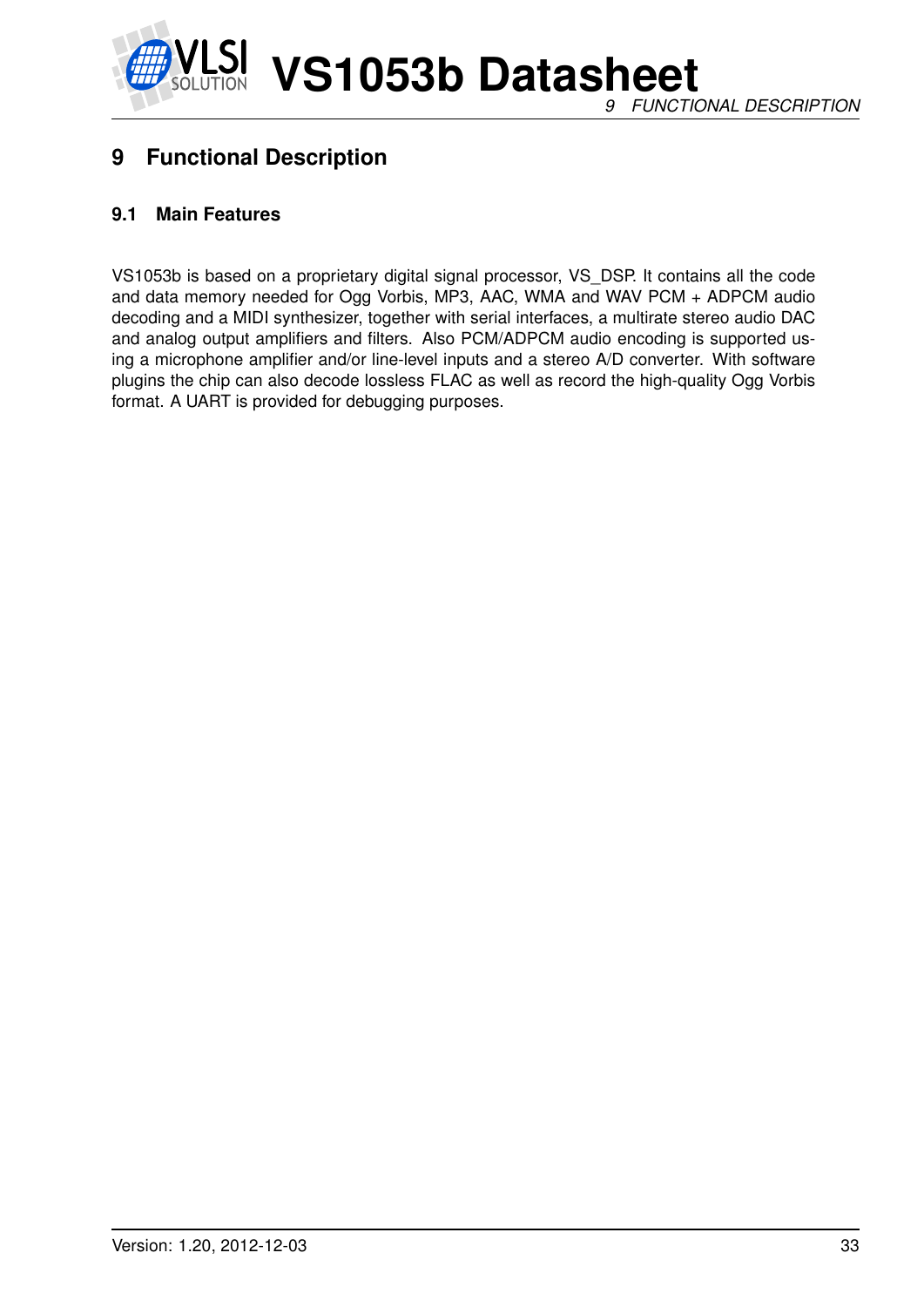# 9 Functional Description

## 9.1 Main Features

VS1053b is based on a proprietary digital signal processor, VS_DSP. It contains all the code and data memory needed for Ogg Vorbis, MP3, AAC, WMA and WAV PCM + ADPCM audio decoding and a MIDI synthesizer, together with serial interfaces, a multirate stereo audio DAC and analog output amplifiers and filters. Also PCM/ADPCM audio encoding is supported using a microphone amplifier and/or line-level inputs and a stereo A/D converter. With software plugins the chip can also decode lossless FLAC as well as record the high-quality Ogg Vorbis format. A UART is provided for debugging purposes.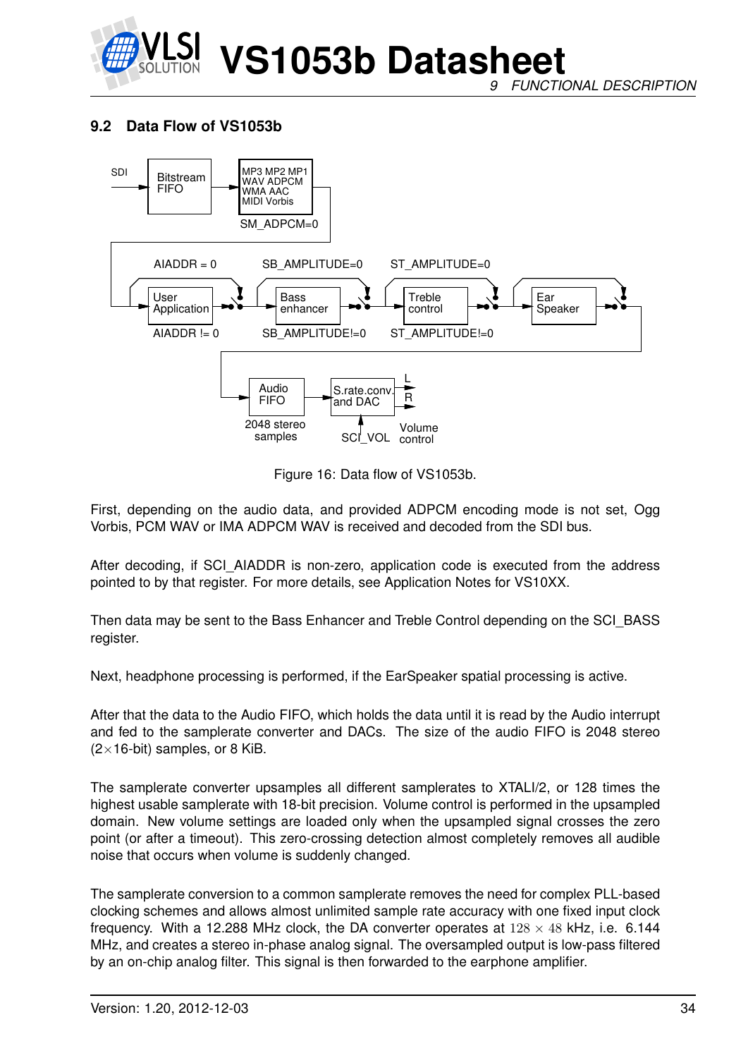## 9.2 Data Flow of VS1053b

Figure 16: Data flow of VS1053b.

First, depending on the audio data, and provided ADPCM encoding mode is not set, Ogg Vorbis, PCM WAV or IMA ADPCM WAV is received and decoded from the SDI bus.

After decoding, if SCI_AIADDR is non-zero, application code is executed from the address pointed to by that register. For more details, see Application Notes for VS10XX.

Then data may be sent to the Bass Enhancer and Treble Control depending on the SCI_BASS register.

Next, headphone processing is performed, if the EarSpeaker spatial processing is active.

After that the data to the Audio FIFO, which holds the data until it is read by the Audio interrupt and fed to the samplerate converter and DACs. The size of the audio FIFO is 2048 stereo ($2\times$16-bit) samples, or 8 KiB.

The samplerate converter upsamples all different samplerates to XTALI/2, or 128 times the highest usable samplerate with 18-bit precision. Volume control is performed in the upsampled domain. New volume settings are loaded only when the upsampled signal crosses the zero point (or after a timeout). This zero-crossing detection almost completely removes all audible noise that occurs when volume is suddenly changed.

The samplerate conversion to a common samplerate removes the need for complex PLL-based clocking schemes and allows almost unlimited sample rate accuracy with one fixed input clock frequency. With a 12.288 MHz clock, the DA converter operates at $128 \times 48$ kHz, i.e. 6.144 MHz, and creates a stereo in-phase analog signal. The oversampled output is low-pass filtered by an on-chip analog filter. This signal is then forwarded to the earphone amplifier.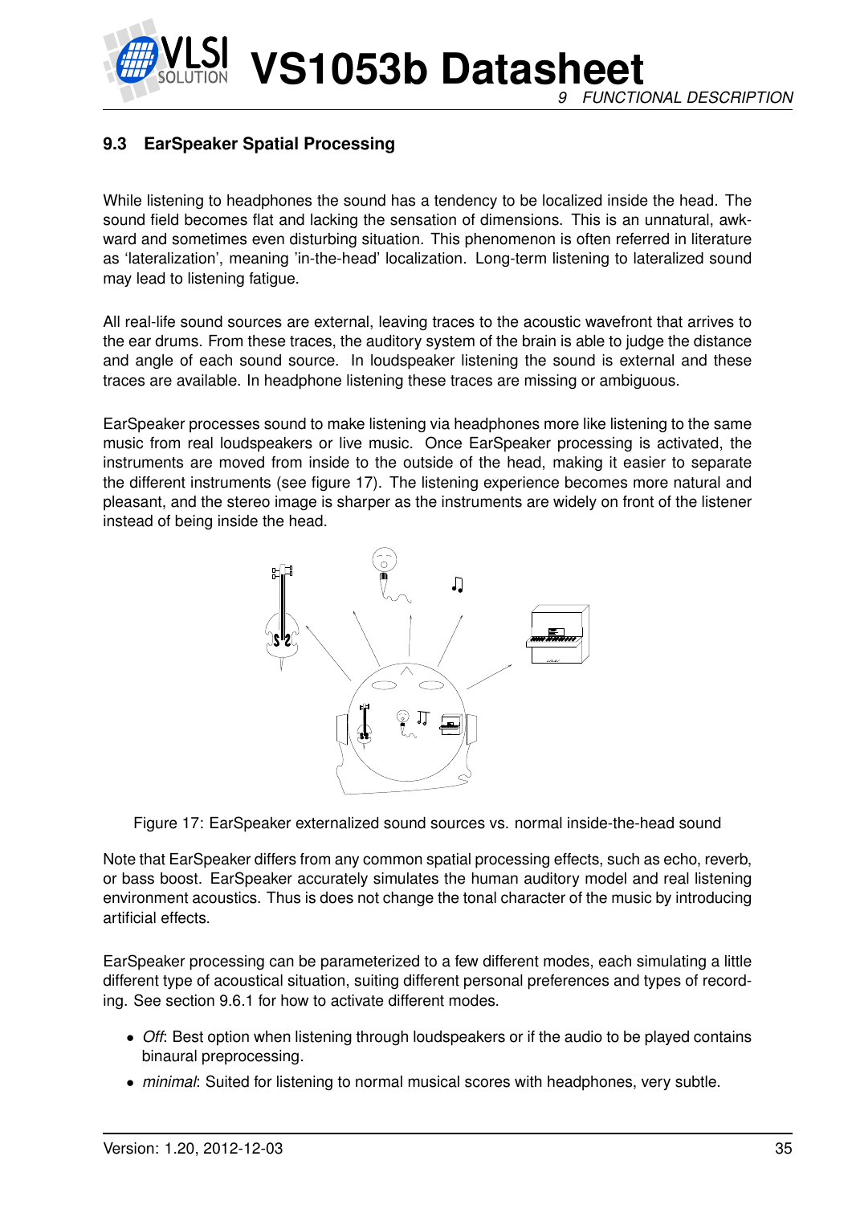## 9.3 EarSpeaker Spatial Processing

While listening to headphones the sound has a tendency to be localized inside the head. The sound field becomes flat and lacking the sensation of dimensions. This is an unnatural, awkward and sometimes even disturbing situation. This phenomenon is often referred in literature as 'lateralization', meaning 'in-the-head' localization. Long-term listening to lateralized sound may lead to listening fatigue.

All real-life sound sources are external, leaving traces to the acoustic wavefront that arrives to the ear drums. From these traces, the auditory system of the brain is able to judge the distance and angle of each sound source. In loudspeaker listening the sound is external and these traces are available. In headphone listening these traces are missing or ambiguous.

EarSpeaker processes sound to make listening via headphones more like listening to the same music from real loudspeakers or live music. Once EarSpeaker processing is activated, the instruments are moved from inside to the outside of the head, making it easier to separate the different instruments (see figure 17). The listening experience becomes more natural and pleasant, and the stereo image is sharper as the instruments are widely on front of the listener instead of being inside the head.

Figure 17: EarSpeaker externalized sound sources vs. normal inside-the-head sound

Note that EarSpeaker differs from any common spatial processing effects, such as echo, reverb, or bass boost. EarSpeaker accurately simulates the human auditory model and real listening environment acoustics. Thus is does not change the tonal character of the music by introducing artificial effects.

EarSpeaker processing can be parameterized to a few different modes, each simulating a little different type of acoustical situation, suiting different personal preferences and types of recording. See section 9.6.1 for how to activate different modes.

- *Off*: Best option when listening through loudspeakers or if the audio to be played contains binaural preprocessing.
- *minimal*: Suited for listening to normal musical scores with headphones, very subtle.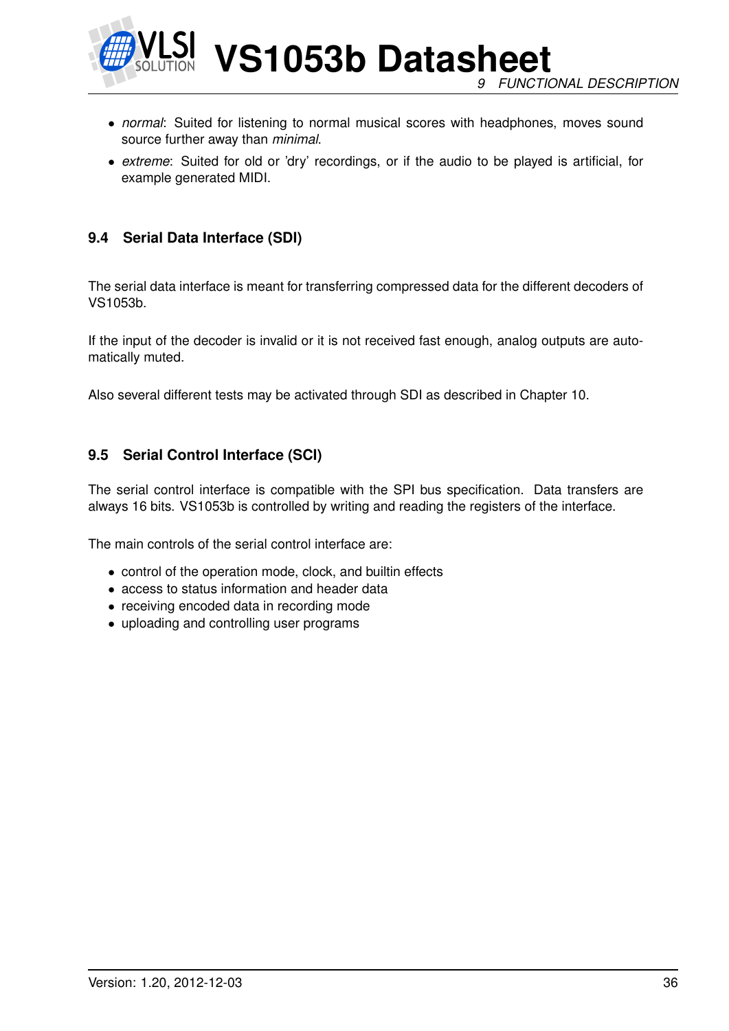- *normal*: Suited for listening to normal musical scores with headphones, moves sound source further away than *minimal*.
- *extreme*: Suited for old or 'dry' recordings, or if the audio to be played is artificial, for example generated MIDI.

### 9.4 Serial Data Interface (SDI)

The serial data interface is meant for transferring compressed data for the different decoders of VS1053b.

If the input of the decoder is invalid or it is not received fast enough, analog outputs are automatically muted.

Also several different tests may be activated through SDI as described in Chapter 10.

### 9.5 Serial Control Interface (SCI)

The serial control interface is compatible with the SPI bus specification. Data transfers are always 16 bits. VS1053b is controlled by writing and reading the registers of the interface.

The main controls of the serial control interface are:

- control of the operation mode, clock, and builtin effects
- access to status information and header data
- receiving encoded data in recording mode
- uploading and controlling user programs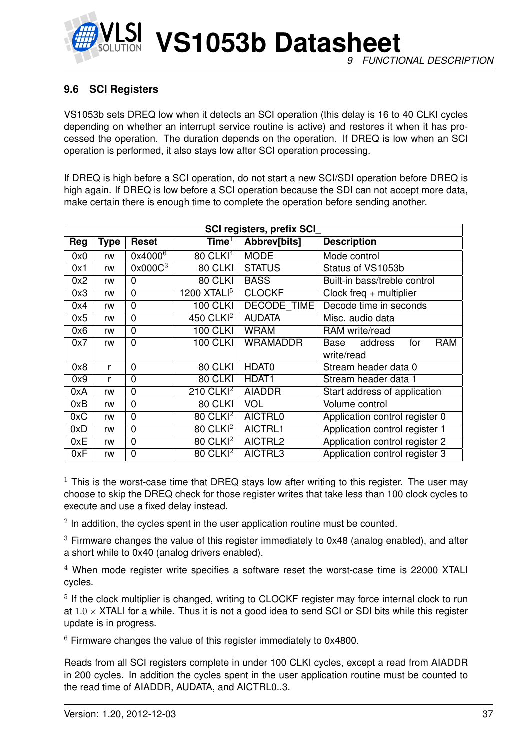### 9.6 SCI Registers

VS1053b sets DREQ low when it detects an SCI operation (this delay is 16 to 40 CLKI cycles depending on whether an interrupt service routine is active) and restores it when it has processed the operation. The duration depends on the operation. If DREQ is low when an SCI operation is performed, it also stays low after SCI operation processing.

If DREQ is high before a SCI operation, do not start a new SCI/SDI operation before DREQ is high again. If DREQ is low before a SCI operation because the SDI can not accept more data, make certain there is enough time to complete the operation before sending another.

| SCI registers, prefix SCI_ | | | | | |
|---|---|---|---|---|---|
| **Reg** | **Type** | **Reset** | **Time**[1] | **Abbrev[bits]** | **Description** |
| 0x0 | rw | 0x4000[6] | 80 CLKI[4] | MODE | Mode control |
| 0x1 | rw | 0x000C[3] | 80 CLKI | STATUS | Status of VS1053b |
| 0x2 | rw | 0 | 80 CLKI | BASS | Built-in bass/treble control |
| 0x3 | rw | 0 | 1200 XTALI[5] | CLOCKF | Clock freq + multiplier |
| 0x4 | rw | 0 | 100 CLKI | DECODE_TIME | Decode time in seconds |
| 0x5 | rw | 0 | 450 CLKI[2] | AUDATA | Misc. audio data |
| 0x6 | rw | 0 | 100 CLKI | WRAM | RAM write/read |
| 0x7 | rw | 0 | 100 CLKI | WRAMADDR | Base address for RAM write/read |
| 0x8 | r | 0 | 80 CLKI | HDAT0 | Stream header data 0 |
| 0x9 | r | 0 | 80 CLKI | HDAT1 | Stream header data 1 |
| 0xA | rw | 0 | 210 CLKI[2] | AIADDR | Start address of application |
| 0xB | rw | 0 | 80 CLKI | VOL | Volume control |
| 0xC | rw | 0 | 80 CLKI[2] | AICTRL0 | Application control register 0 |
| 0xD | rw | 0 | 80 CLKI[2] | AICTRL1 | Application control register 1 |
| 0xE | rw | 0 | 80 CLKI[2] | AICTRL2 | Application control register 2 |
| 0xF | rw | 0 | 80 CLKI[2] | AICTRL3 | Application control register 3 |

[1] This is the worst-case time that DREQ stays low after writing to this register. The user may choose to skip the DREQ check for those register writes that take less than 100 clock cycles to execute and use a fixed delay instead.

[2] In addition, the cycles spent in the user application routine must be counted.

[3] Firmware changes the value of this register immediately to 0x48 (analog enabled), and after a short while to 0x40 (analog drivers enabled).

[4] When mode register write specifies a software reset the worst-case time is 22000 XTALI cycles.

[5] If the clock multiplier is changed, writing to CLOCKF register may force internal clock to run at $1.0 \times$ XTALI for a while. Thus it is not a good idea to send SCI or SDI bits while this register update is in progress.

[6] Firmware changes the value of this register immediately to 0x4800.

Reads from all SCI registers complete in under 100 CLKI cycles, except a read from AIADDR in 200 cycles. In addition the cycles spent in the user application routine must be counted to the read time of AIADDR, AUDATA, and AICTRL0..3.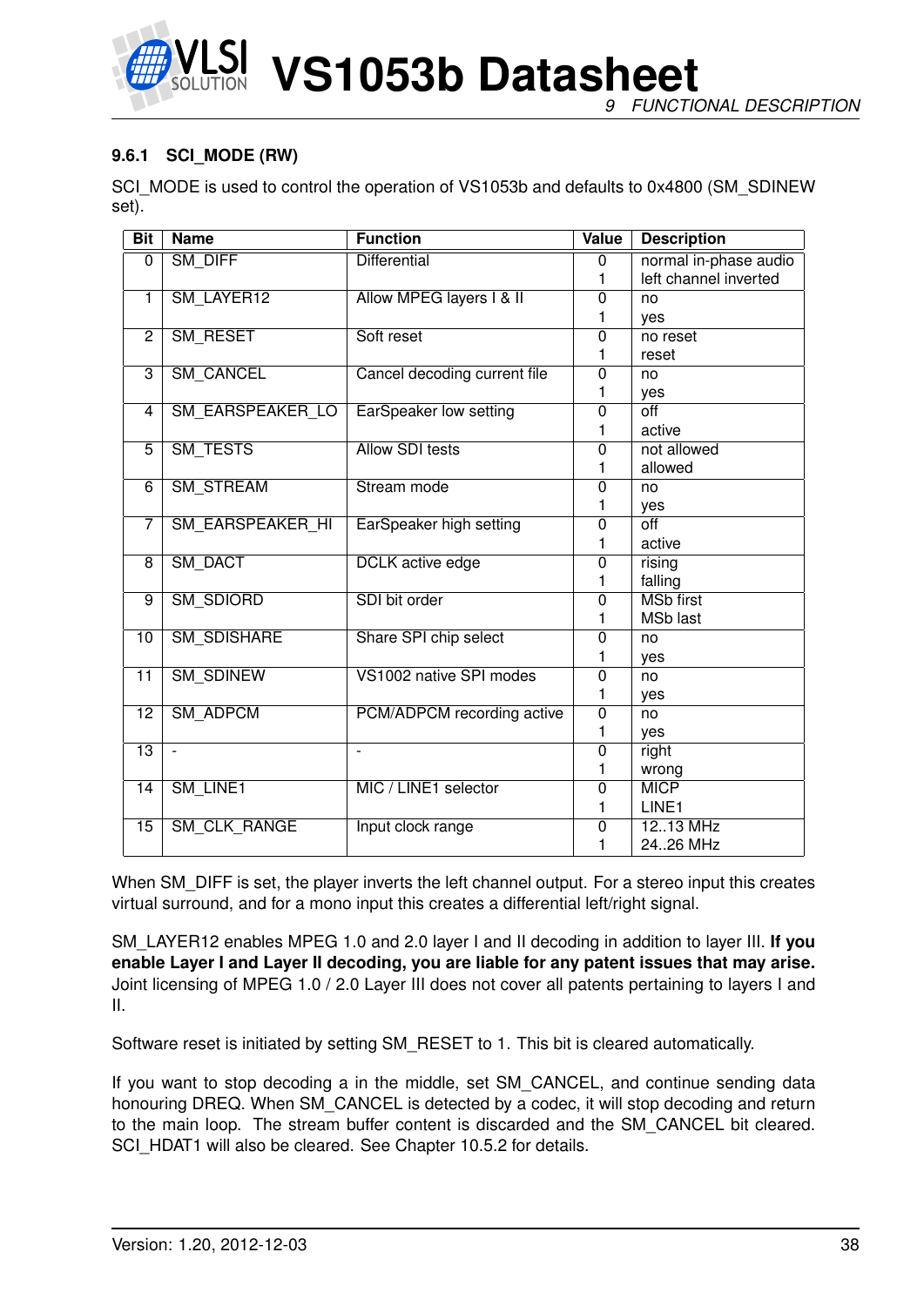### 9.6.1 SCI_MODE (RW)

SCI_MODE is used to control the operation of VS1053b and defaults to 0x4800 (SM_SDINEW set).

| Bit | Name | Function | Value | Description |
|---|---|---|---|---|
| 0 | SM_DIFF | Differential | 0<br>1 | normal in-phase audio<br>left channel inverted |
| 1 | SM_LAYER12 | Allow MPEG layers I & II | 0<br>1 | no<br>yes |
| 2 | SM_RESET | Soft reset | 0<br>1 | no reset<br>reset |
| 3 | SM_CANCEL | Cancel decoding current file | 0<br>1 | no<br>yes |
| 4 | SM_EARSPEAKER_LO | EarSpeaker low setting | 0<br>1 | off<br>active |
| 5 | SM_TESTS | Allow SDI tests | 0<br>1 | not allowed<br>allowed |
| 6 | SM_STREAM | Stream mode | 0<br>1 | no<br>yes |
| 7 | SM_EARSPEAKER_HI | EarSpeaker high setting | 0<br>1 | off<br>active |
| 8 | SM_DACT | DCLK active edge | 0<br>1 | rising<br>falling |
| 9 | SM_SDIORD | SDI bit order | 0<br>1 | MSb first<br>MSb last |
| 10 | SM_SDISHARE | Share SPI chip select | 0<br>1 | no<br>yes |
| 11 | SM_SDINEW | VS1002 native SPI modes | 0<br>1 | no<br>yes |
| 12 | SM_ADPCM | PCM/ADPCM recording active | 0<br>1 | no<br>yes |
| 13 | - | - | 0<br>1 | right<br>wrong |
| 14 | SM_LINE1 | MIC / LINE1 selector | 0<br>1 | MICP<br>LINE1 |
| 15 | SM_CLK_RANGE | Input clock range | 0<br>1 | 12..13 MHz<br>24..26 MHz |

When SM_DIFF is set, the player inverts the left channel output. For a stereo input this creates virtual surround, and for a mono input this creates a differential left/right signal.

SM_LAYER12 enables MPEG 1.0 and 2.0 layer I and II decoding in addition to layer III. **If you enable Layer I and Layer II decoding, you are liable for any patent issues that may arise.** Joint licensing of MPEG 1.0 / 2.0 Layer III does not cover all patents pertaining to layers I and II.

Software reset is initiated by setting SM_RESET to 1. This bit is cleared automatically.

If you want to stop decoding a in the middle, set SM_CANCEL, and continue sending data honouring DREQ. When SM_CANCEL is detected by a codec, it will stop decoding and return to the main loop. The stream buffer content is discarded and the SM_CANCEL bit cleared. SCI_HDAT1 will also be cleared. See Chapter 10.5.2 for details.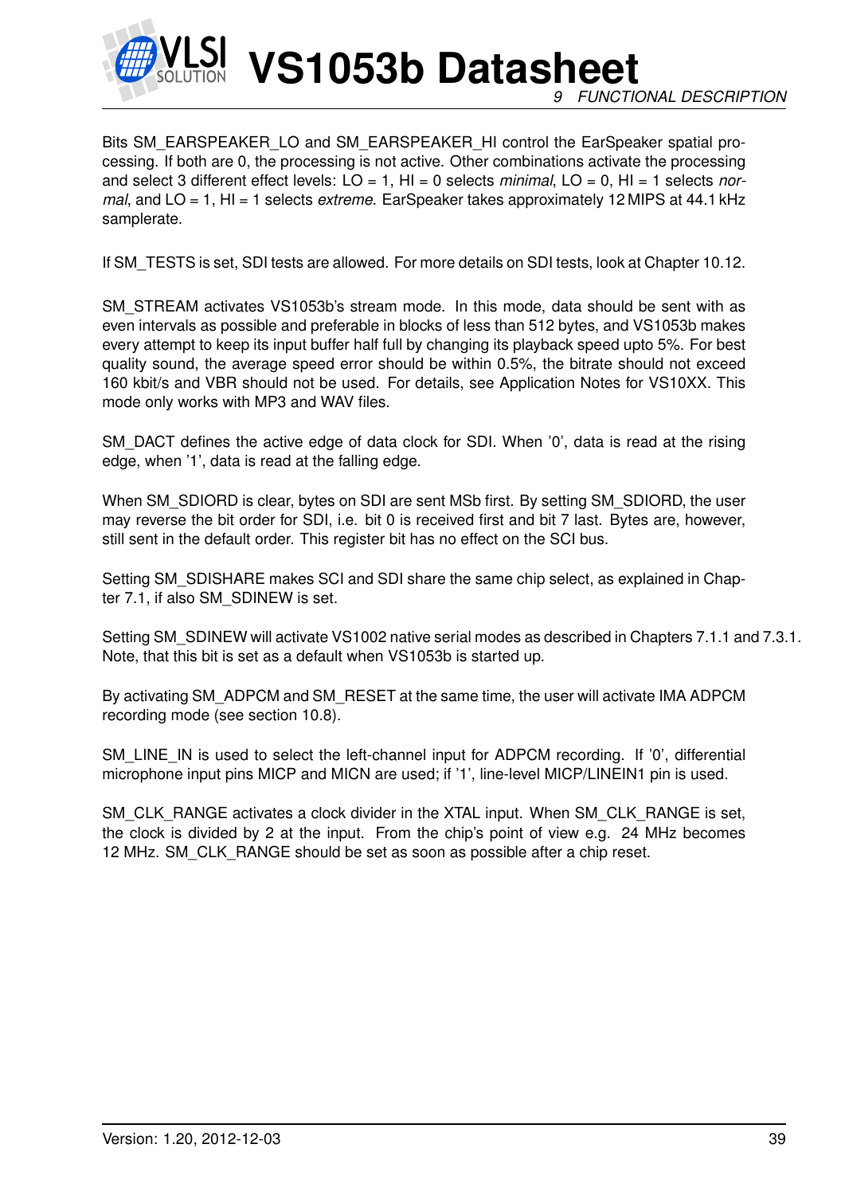Bits SM_EARSPEAKER_LO and SM_EARSPEAKER_HI control the EarSpeaker spatial processing. If both are 0, the processing is not active. Other combinations activate the processing and select 3 different effect levels: LO = 1, HI = 0 selects *minimal*, LO = 0, HI = 1 selects *normal*, and LO = 1, HI = 1 selects *extreme*. EarSpeaker takes approximately 12 MIPS at 44.1 kHz samplerate.

If SM_TESTS is set, SDI tests are allowed. For more details on SDI tests, look at Chapter 10.12.

SM_STREAM activates VS1053b's stream mode. In this mode, data should be sent with as even intervals as possible and preferable in blocks of less than 512 bytes, and VS1053b makes every attempt to keep its input buffer half full by changing its playback speed upto 5%. For best quality sound, the average speed error should be within 0.5%, the bitrate should not exceed 160 kbit/s and VBR should not be used. For details, see Application Notes for VS10XX. This mode only works with MP3 and WAV files.

SM_DACT defines the active edge of data clock for SDI. When '0', data is read at the rising edge, when '1', data is read at the falling edge.

When SM_SDIORD is clear, bytes on SDI are sent MSb first. By setting SM_SDIORD, the user may reverse the bit order for SDI, i.e. bit 0 is received first and bit 7 last. Bytes are, however, still sent in the default order. This register bit has no effect on the SCI bus.

Setting SM_SDISHARE makes SCI and SDI share the same chip select, as explained in Chapter 7.1, if also SM_SDINEW is set.

Setting SM_SDINEW will activate VS1002 native serial modes as described in Chapters 7.1.1 and 7.3.1. Note, that this bit is set as a default when VS1053b is started up.

By activating SM_ADPCM and SM_RESET at the same time, the user will activate IMA ADPCM recording mode (see section 10.8).

SM_LINE_IN is used to select the left-channel input for ADPCM recording. If '0', differential microphone input pins MICP and MICN are used; if '1', line-level MICP/LINEIN1 pin is used.

SM_CLK_RANGE activates a clock divider in the XTAL input. When SM_CLK_RANGE is set, the clock is divided by 2 at the input. From the chip's point of view e.g. 24 MHz becomes 12 MHz. SM_CLK_RANGE should be set as soon as possible after a chip reset.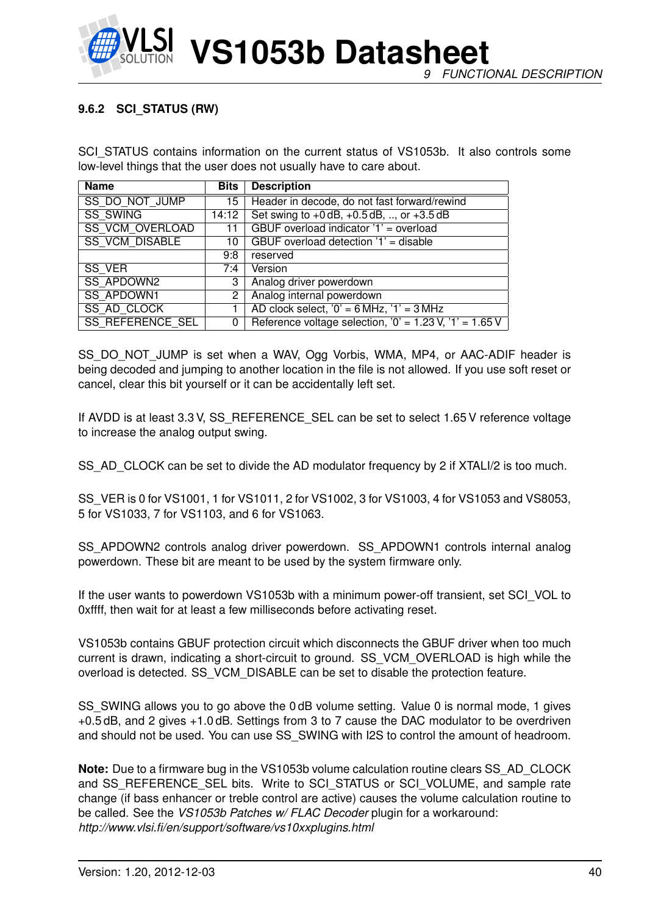### 9.6.2 SCI_STATUS (RW)

SCI_STATUS contains information on the current status of VS1053b. It also controls some low-level things that the user does not usually have to care about.

| Name | Bits | Description |
|---|---|---|
| SS_DO_NOT_JUMP | 15 | Header in decode, do not fast forward/rewind |
| SS_SWING | 14:12 | Set swing to +0 dB, +0.5 dB, .., or +3.5 dB |
| SS_VCM_OVERLOAD | 11 | GBUF overload indicator '1' = overload |
| SS_VCM_DISABLE | 10 | GBUF overload detection '1' = disable |
| | 9:8 | reserved |
| SS_VER | 7:4 | Version |
| SS_APDOWN2 | 3 | Analog driver powerdown |
| SS_APDOWN1 | 2 | Analog internal powerdown |
| SS_AD_CLOCK | 1 | AD clock select, '0' = 6 MHz, '1' = 3 MHz |
| SS_REFERENCE_SEL | 0 | Reference voltage selection, '0' = 1.23 V, '1' = 1.65 V |

SS_DO_NOT_JUMP is set when a WAV, Ogg Vorbis, WMA, MP4, or AAC-ADIF header is being decoded and jumping to another location in the file is not allowed. If you use soft reset or cancel, clear this bit yourself or it can be accidentally left set.

If AVDD is at least 3.3 V, SS_REFERENCE_SEL can be set to select 1.65 V reference voltage to increase the analog output swing.

SS_AD_CLOCK can be set to divide the AD modulator frequency by 2 if XTALI/2 is too much.

SS_VER is 0 for VS1001, 1 for VS1011, 2 for VS1002, 3 for VS1003, 4 for VS1053 and VS8053, 5 for VS1033, 7 for VS1103, and 6 for VS1063.

SS_APDOWN2 controls analog driver powerdown. SS_APDOWN1 controls internal analog powerdown. These bit are meant to be used by the system firmware only.

If the user wants to powerdown VS1053b with a minimum power-off transient, set SCI_VOL to 0xffff, then wait for at least a few milliseconds before activating reset.

VS1053b contains GBUF protection circuit which disconnects the GBUF driver when too much current is drawn, indicating a short-circuit to ground. SS_VCM_OVERLOAD is high while the overload is detected. SS_VCM_DISABLE can be set to disable the protection feature.

SS_SWING allows you to go above the 0 dB volume setting. Value 0 is normal mode, 1 gives +0.5 dB, and 2 gives +1.0 dB. Settings from 3 to 7 cause the DAC modulator to be overdriven and should not be used. You can use SS_SWING with I2S to control the amount of headroom.

**Note:** Due to a firmware bug in the VS1053b volume calculation routine clears SS_AD_CLOCK and SS_REFERENCE_SEL bits. Write to SCI_STATUS or SCI_VOLUME, and sample rate change (if bass enhancer or treble control are active) causes the volume calculation routine to be called. See the *VS1053b Patches w/ FLAC Decoder* plugin for a workaround: *http://www.vlsi.fi/en/support/software/vs10xxplugins.html*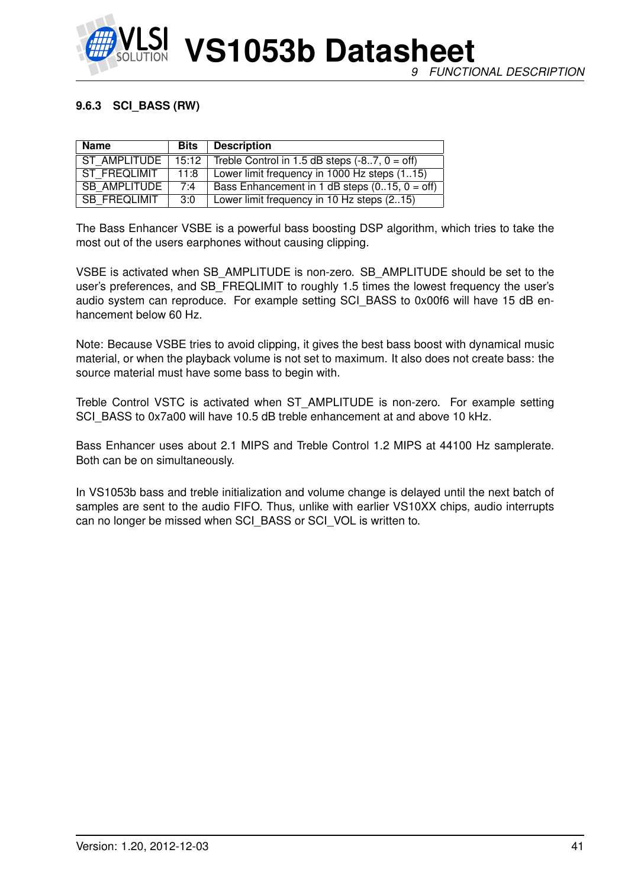### 9.6.3 SCI_BASS (RW)

| Name | Bits | Description |
|---|---|---|
| ST_AMPLITUDE | 15:12 | Treble Control in 1.5 dB steps (-8..7, 0 = off) |
| ST_FREQLIMIT | 11:8 | Lower limit frequency in 1000 Hz steps (1..15) |
| SB_AMPLITUDE | 7:4 | Bass Enhancement in 1 dB steps (0..15, 0 = off) |
| SB_FREQLIMIT | 3:0 | Lower limit frequency in 10 Hz steps (2..15) |

The Bass Enhancer VSBE is a powerful bass boosting DSP algorithm, which tries to take the most out of the users earphones without causing clipping.

VSBE is activated when SB_AMPLITUDE is non-zero. SB_AMPLITUDE should be set to the user's preferences, and SB_FREQLIMIT to roughly 1.5 times the lowest frequency the user's audio system can reproduce. For example setting SCI_BASS to 0x00f6 will have 15 dB enhancement below 60 Hz.

Note: Because VSBE tries to avoid clipping, it gives the best bass boost with dynamical music material, or when the playback volume is not set to maximum. It also does not create bass: the source material must have some bass to begin with.

Treble Control VSTC is activated when ST_AMPLITUDE is non-zero. For example setting SCI_BASS to 0x7a00 will have 10.5 dB treble enhancement at and above 10 kHz.

Bass Enhancer uses about 2.1 MIPS and Treble Control 1.2 MIPS at 44100 Hz samplerate. Both can be on simultaneously.

In VS1053b bass and treble initialization and volume change is delayed until the next batch of samples are sent to the audio FIFO. Thus, unlike with earlier VS10XX chips, audio interrupts can no longer be missed when SCI_BASS or SCI_VOL is written to.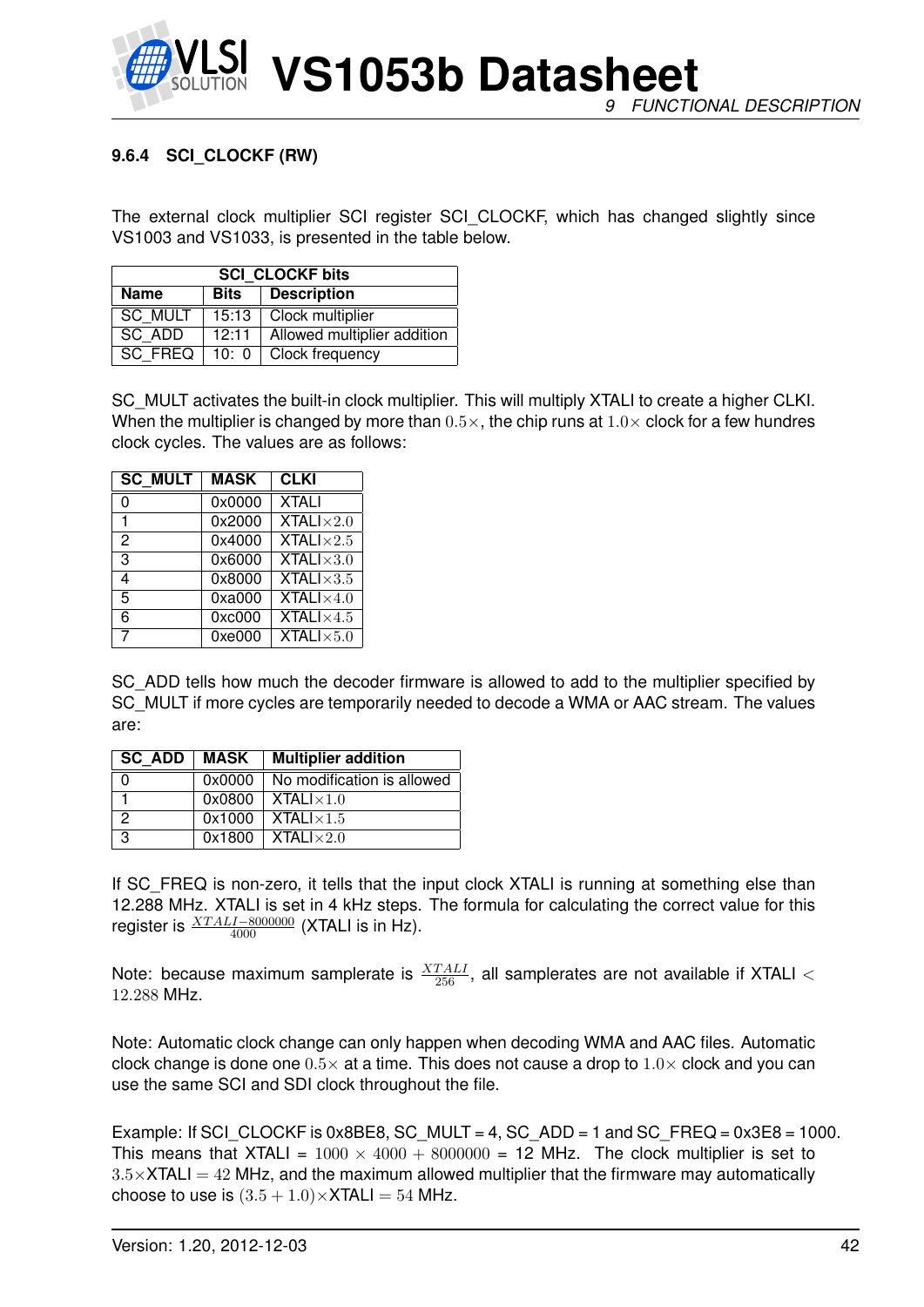### 9.6.4 SCI_CLOCKF (RW)

The external clock multiplier SCI register SCI_CLOCKF, which has changed slightly since VS1003 and VS1033, is presented in the table below.

| SCI_CLOCKF bits | | |
|---|---|---|
| **Name** | **Bits** | **Description** |
| SC_MULT | 15:13 | Clock multiplier |
| SC_ADD | 12:11 | Allowed multiplier addition |
| SC_FREQ | 10: 0 | Clock frequency |

SC_MULT activates the built-in clock multiplier. This will multiply XTALI to create a higher CLKI. When the multiplier is changed by more than $0.5\times$, the chip runs at $1.0\times$ clock for a few hundres clock cycles. The values are as follows:

| SC_MULT | MASK | CLKI |
|---|---|---|
| 0 | 0x0000 | XTALI |
| 1 | 0x2000 | XTALI$\times 2.0$ |
| 2 | 0x4000 | XTALI$\times 2.5$ |
| 3 | 0x6000 | XTALI$\times 3.0$ |
| 4 | 0x8000 | XTALI$\times 3.5$ |
| 5 | 0xa000 | XTALI$\times 4.0$ |
| 6 | 0xc000 | XTALI$\times 4.5$ |
| 7 | 0xe000 | XTALI$\times 5.0$ |

SC_ADD tells how much the decoder firmware is allowed to add to the multiplier specified by SC_MULT if more cycles are temporarily needed to decode a WMA or AAC stream. The values are:

| SC_ADD | MASK | Multiplier addition |
|---|---|---|
| 0 | 0x0000 | No modification is allowed |
| 1 | 0x0800 | XTALI$\times 1.0$ |
| 2 | 0x1000 | XTALI$\times 1.5$ |
| 3 | 0x1800 | XTALI$\times 2.0$ |

If SC_FREQ is non-zero, it tells that the input clock XTALI is running at something else than 12.288 MHz. XTALI is set in 4 kHz steps. The formula for calculating the correct value for this register is $\frac{XTALI-8000000}{4000}$ (XTALI is in Hz).

Note: because maximum samplerate is $\frac{XTALI}{256}$, all samplerates are not available if XTALI $<$ $12.288$ MHz.

Note: Automatic clock change can only happen when decoding WMA and AAC files. Automatic clock change is done one $0.5\times$ at a time. This does not cause a drop to $1.0\times$ clock and you can use the same SCI and SDI clock throughout the file.

Example: If SCI_CLOCKF is 0x8BE8, SC_MULT = 4, SC_ADD = 1 and SC_FREQ = 0x3E8 = 1000. This means that XTALI = $1000 \times 4000 + 8000000$ = 12 MHz. The clock multiplier is set to $3.5\times$XTALI $= 42$ MHz, and the maximum allowed multiplier that the firmware may automatically choose to use is $(3.5 + 1.0)\times$XTALI $= 54$ MHz.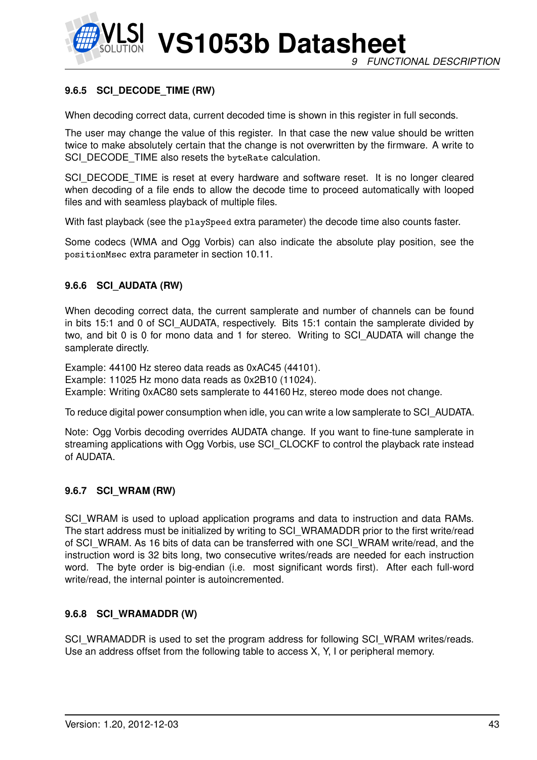### 9.6.5 SCI_DECODE_TIME (RW)

When decoding correct data, current decoded time is shown in this register in full seconds.

The user may change the value of this register. In that case the new value should be written twice to make absolutely certain that the change is not overwritten by the firmware. A write to SCI_DECODE_TIME also resets the `byteRate` calculation.

SCI_DECODE_TIME is reset at every hardware and software reset. It is no longer cleared when decoding of a file ends to allow the decode time to proceed automatically with looped files and with seamless playback of multiple files.

With fast playback (see the `playSpeed` extra parameter) the decode time also counts faster.

Some codecs (WMA and Ogg Vorbis) can also indicate the absolute play position, see the `positionMsec` extra parameter in section 10.11.

### 9.6.6 SCI_AUDATA (RW)

When decoding correct data, the current samplerate and number of channels can be found in bits 15:1 and 0 of SCI_AUDATA, respectively. Bits 15:1 contain the samplerate divided by two, and bit 0 is 0 for mono data and 1 for stereo. Writing to SCI_AUDATA will change the samplerate directly.

Example: 44100 Hz stereo data reads as 0xAC45 (44101).
Example: 11025 Hz mono data reads as 0x2B10 (11024).
Example: Writing 0xAC80 sets samplerate to 44160 Hz, stereo mode does not change.

To reduce digital power consumption when idle, you can write a low samplerate to SCI_AUDATA.

Note: Ogg Vorbis decoding overrides AUDATA change. If you want to fine-tune samplerate in streaming applications with Ogg Vorbis, use SCI_CLOCKF to control the playback rate instead of AUDATA.

### 9.6.7 SCI_WRAM (RW)

SCI_WRAM is used to upload application programs and data to instruction and data RAMs. The start address must be initialized by writing to SCI_WRAMADDR prior to the first write/read of SCI_WRAM. As 16 bits of data can be transferred with one SCI_WRAM write/read, and the instruction word is 32 bits long, two consecutive writes/reads are needed for each instruction word. The byte order is big-endian (i.e. most significant words first). After each full-word write/read, the internal pointer is autoincremented.

### 9.6.8 SCI_WRAMADDR (W)

SCI_WRAMADDR is used to set the program address for following SCI_WRAM writes/reads. Use an address offset from the following table to access X, Y, I or peripheral memory.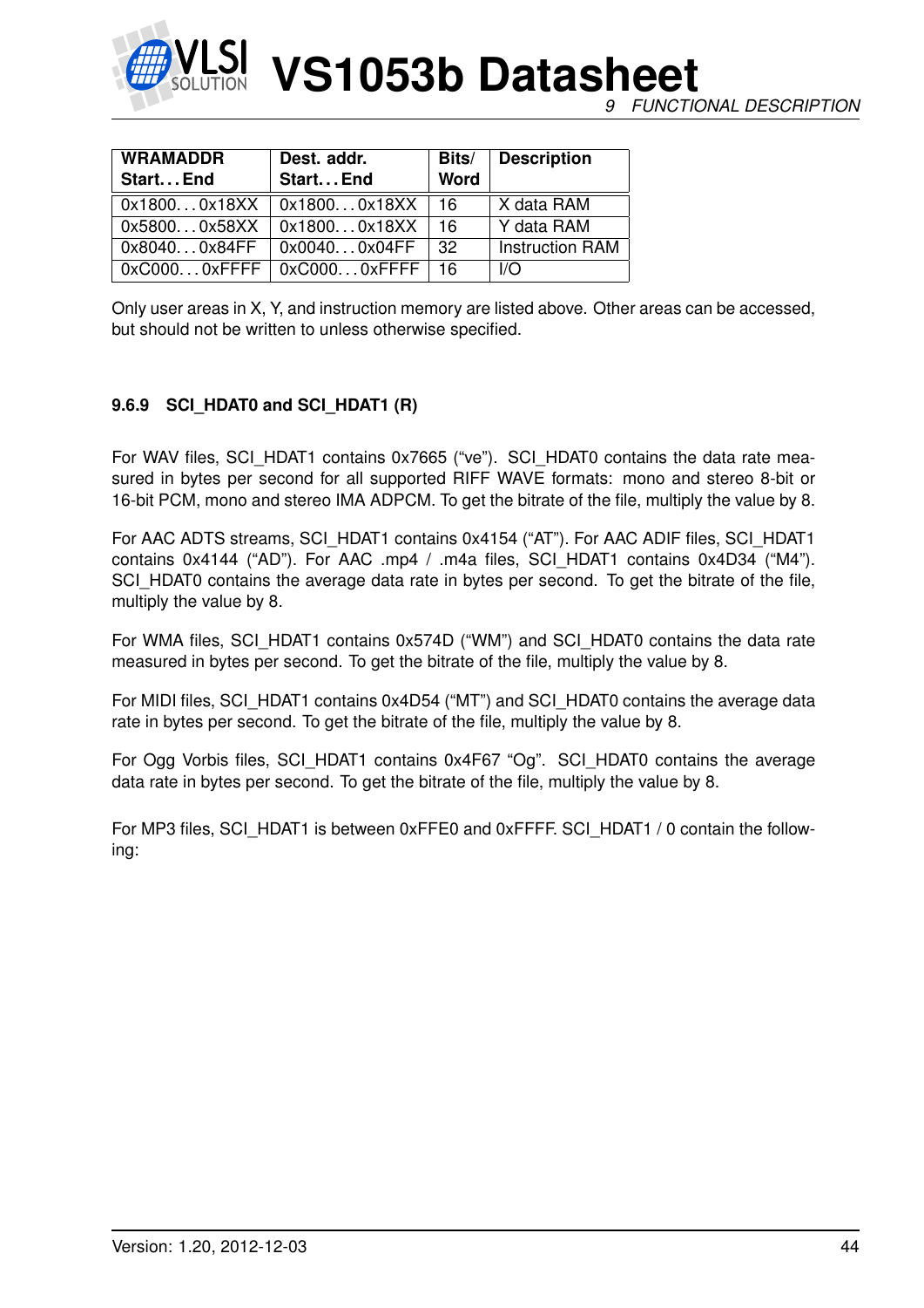| WRAMADDR Start…End | Dest. addr. Start…End | Bits/ Word | Description |
|---|---|---|---|
| 0x1800…0x18XX | 0x1800…0x18XX | 16 | X data RAM |
| 0x5800…0x58XX | 0x1800…0x18XX | 16 | Y data RAM |
| 0x8040…0x84FF | 0x0040…0x04FF | 32 | Instruction RAM |
| 0xC000…0xFFFF | 0xC000…0xFFFF | 16 | I/O |

Only user areas in X, Y, and instruction memory are listed above. Other areas can be accessed, but should not be written to unless otherwise specified.

### 9.6.9 SCI_HDAT0 and SCI_HDAT1 (R)

For WAV files, SCI_HDAT1 contains 0x7665 ("ve"). SCI_HDAT0 contains the data rate measured in bytes per second for all supported RIFF WAVE formats: mono and stereo 8-bit or 16-bit PCM, mono and stereo IMA ADPCM. To get the bitrate of the file, multiply the value by 8.

For AAC ADTS streams, SCI_HDAT1 contains 0x4154 ("AT"). For AAC ADIF files, SCI_HDAT1 contains 0x4144 ("AD"). For AAC .mp4 / .m4a files, SCI_HDAT1 contains 0x4D34 ("M4"). SCI_HDAT0 contains the average data rate in bytes per second. To get the bitrate of the file, multiply the value by 8.

For WMA files, SCI_HDAT1 contains 0x574D ("WM") and SCI_HDAT0 contains the data rate measured in bytes per second. To get the bitrate of the file, multiply the value by 8.

For MIDI files, SCI_HDAT1 contains 0x4D54 ("MT") and SCI_HDAT0 contains the average data rate in bytes per second. To get the bitrate of the file, multiply the value by 8.

For Ogg Vorbis files, SCI_HDAT1 contains 0x4F67 "Og". SCI_HDAT0 contains the average data rate in bytes per second. To get the bitrate of the file, multiply the value by 8.

For MP3 files, SCI_HDAT1 is between 0xFFE0 and 0xFFFF. SCI_HDAT1 / 0 contain the following: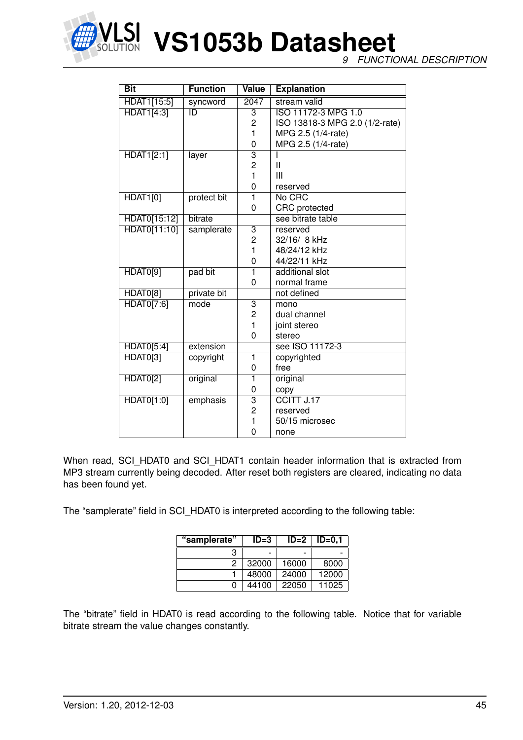| Bit | Function | Value | Explanation |
|---|---|---|---|
| HDAT1[15:5] | syncword | 2047 | stream valid |
| HDAT1[4:3] | ID | 3 | ISO 11172-3 MPG 1.0 |
| | | 2 | ISO 13818-3 MPG 2.0 (1/2-rate) |
| | | 1 | MPG 2.5 (1/4-rate) |
| | | 0 | MPG 2.5 (1/4-rate) |
| HDAT1[2:1] | layer | 3 | I |
| | | 2 | II |
| | | 1 | III |
| | | 0 | reserved |
| HDAT1[0] | protect bit | 1 | No CRC |
| | | 0 | CRC protected |
| HDAT0[15:12] | bitrate | | see bitrate table |
| HDAT0[11:10] | samplerate | 3 | reserved |
| | | 2 | 32/16/ 8 kHz |
| | | 1 | 48/24/12 kHz |
| | | 0 | 44/22/11 kHz |
| HDAT0[9] | pad bit | 1 | additional slot |
| | | 0 | normal frame |
| HDAT0[8] | private bit | | not defined |
| HDAT0[7:6] | mode | 3 | mono |
| | | 2 | dual channel |
| | | 1 | joint stereo |
| | | 0 | stereo |
| HDAT0[5:4] | extension | | see ISO 11172-3 |
| HDAT0[3] | copyright | 1 | copyrighted |
| | | 0 | free |
| HDAT0[2] | original | 1 | original |
| | | 0 | copy |
| HDAT0[1:0] | emphasis | 3 | CCITT J.17 |
| | | 2 | reserved |
| | | 1 | 50/15 microsec |
| | | 0 | none |

When read, SCI_HDAT0 and SCI_HDAT1 contain header information that is extracted from MP3 stream currently being decoded. After reset both registers are cleared, indicating no data has been found yet.

The “samplerate” field in SCI_HDAT0 is interpreted according to the following table:

| “samplerate” | ID=3 | ID=2 | ID=0,1 |
|---|---|---|---|
| 3 | - | - | - |
| 2 | 32000 | 16000 | 8000 |
| 1 | 48000 | 24000 | 12000 |
| 0 | 44100 | 22050 | 11025 |

The “bitrate” field in HDAT0 is read according to the following table. Notice that for variable bitrate stream the value changes constantly.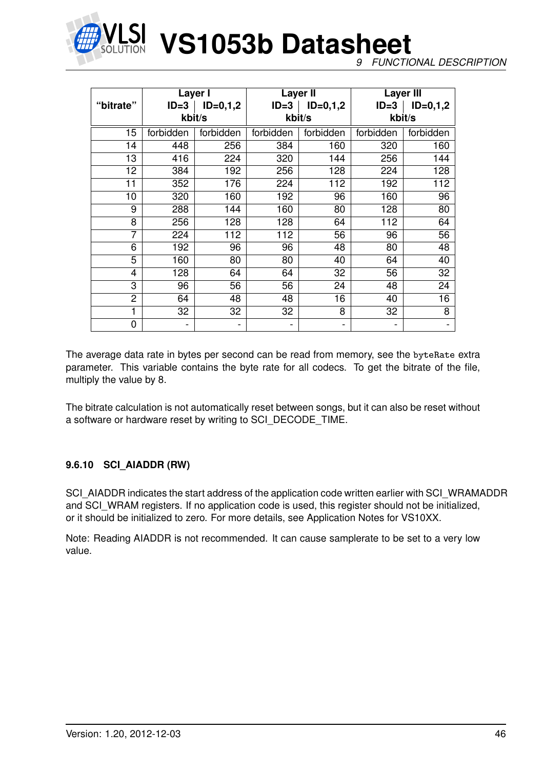| "bitrate" | Layer I | | Layer II | | Layer III | |
|---|---|---|---|---|---|---|
| | ID=3 | ID=0,1,2 | ID=3 | ID=0,1,2 | ID=3 | ID=0,1,2 |
| | kbit/s | | kbit/s | | kbit/s | |
| 15 | forbidden | forbidden | forbidden | forbidden | forbidden | forbidden |
| 14 | 448 | 256 | 384 | 160 | 320 | 160 |
| 13 | 416 | 224 | 320 | 144 | 256 | 144 |
| 12 | 384 | 192 | 256 | 128 | 224 | 128 |
| 11 | 352 | 176 | 224 | 112 | 192 | 112 |
| 10 | 320 | 160 | 192 | 96 | 160 | 96 |
| 9 | 288 | 144 | 160 | 80 | 128 | 80 |
| 8 | 256 | 128 | 128 | 64 | 112 | 64 |
| 7 | 224 | 112 | 112 | 56 | 96 | 56 |
| 6 | 192 | 96 | 96 | 48 | 80 | 48 |
| 5 | 160 | 80 | 80 | 40 | 64 | 40 |
| 4 | 128 | 64 | 64 | 32 | 56 | 32 |
| 3 | 96 | 56 | 56 | 24 | 48 | 24 |
| 2 | 64 | 48 | 48 | 16 | 40 | 16 |
| 1 | 32 | 32 | 32 | 8 | 32 | 8 |
| 0 | - | - | - | - | - | - |

The average data rate in bytes per second can be read from memory, see the `byteRate` extra parameter. This variable contains the byte rate for all codecs. To get the bitrate of the file, multiply the value by 8.

The bitrate calculation is not automatically reset between songs, but it can also be reset without a software or hardware reset by writing to SCI_DECODE_TIME.

### 9.6.10 SCI_AIADDR (RW)

SCI_AIADDR indicates the start address of the application code written earlier with SCI_WRAMADDR and SCI_WRAM registers. If no application code is used, this register should not be initialized, or it should be initialized to zero. For more details, see Application Notes for VS10XX.

Note: Reading AIADDR is not recommended. It can cause samplerate to be set to a very low value.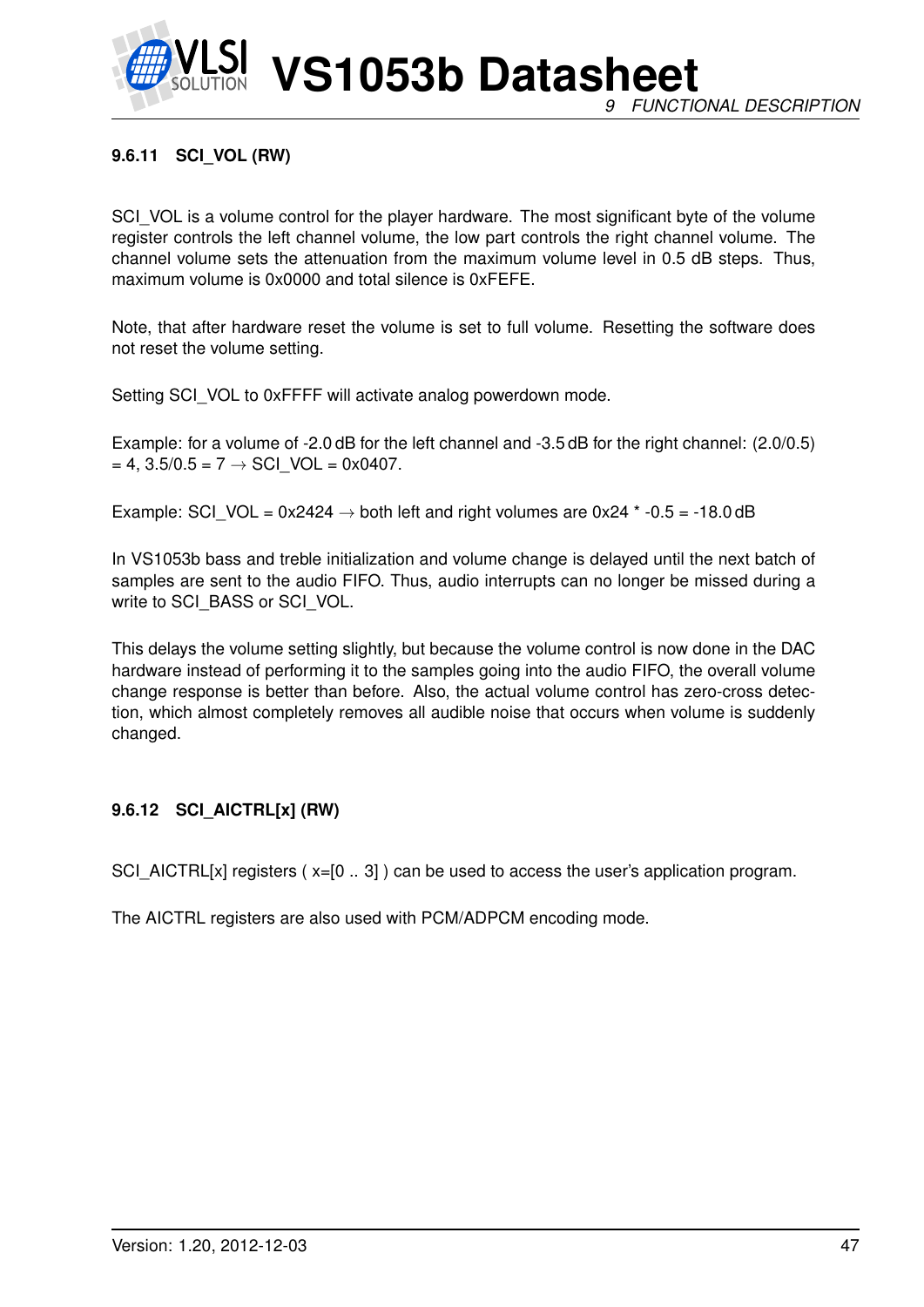### 9.6.11 SCI_VOL (RW)

SCI_VOL is a volume control for the player hardware. The most significant byte of the volume register controls the left channel volume, the low part controls the right channel volume. The channel volume sets the attenuation from the maximum volume level in 0.5 dB steps. Thus, maximum volume is 0x0000 and total silence is 0xFEFE.

Note, that after hardware reset the volume is set to full volume. Resetting the software does not reset the volume setting.

Setting SCI_VOL to 0xFFFF will activate analog powerdown mode.

Example: for a volume of -2.0 dB for the left channel and -3.5 dB for the right channel: (2.0/0.5) = 4, 3.5/0.5 = 7 → SCI_VOL = 0x0407.

Example: SCI_VOL = 0x2424 → both left and right volumes are 0x24 * -0.5 = -18.0 dB

In VS1053b bass and treble initialization and volume change is delayed until the next batch of samples are sent to the audio FIFO. Thus, audio interrupts can no longer be missed during a write to SCI_BASS or SCI_VOL.

This delays the volume setting slightly, but because the volume control is now done in the DAC hardware instead of performing it to the samples going into the audio FIFO, the overall volume change response is better than before. Also, the actual volume control has zero-cross detection, which almost completely removes all audible noise that occurs when volume is suddenly changed.

### 9.6.12 SCI_AICTRL[x] (RW)

SCI_AICTRL[x] registers ( x=[0 .. 3] ) can be used to access the user's application program.

The AICTRL registers are also used with PCM/ADPCM encoding mode.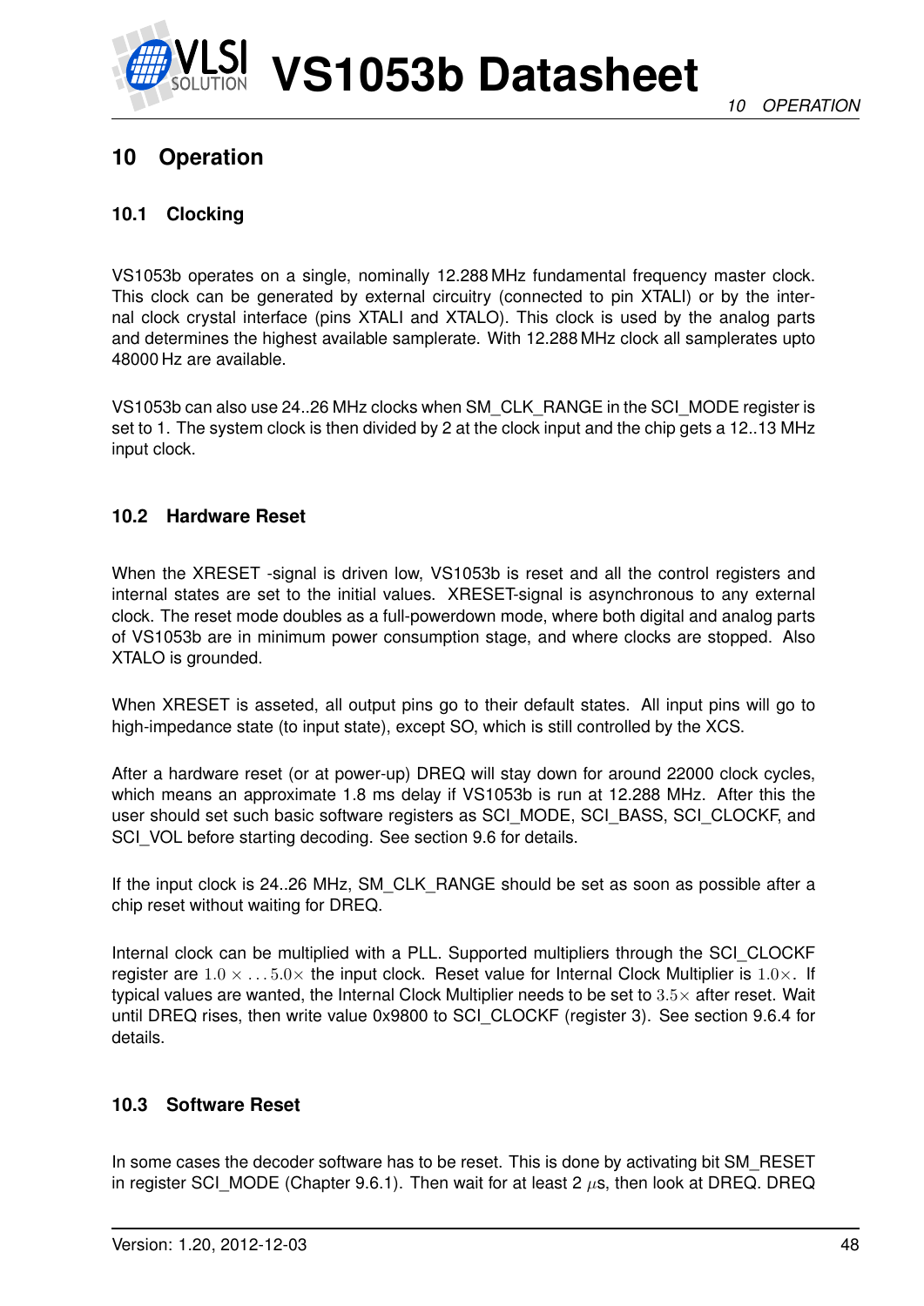# 10 Operation

## 10.1 Clocking

VS1053b operates on a single, nominally 12.288 MHz fundamental frequency master clock. This clock can be generated by external circuitry (connected to pin XTALI) or by the internal clock crystal interface (pins XTALI and XTALO). This clock is used by the analog parts and determines the highest available samplerate. With 12.288 MHz clock all samplerates upto 48000 Hz are available.

VS1053b can also use 24..26 MHz clocks when SM_CLK_RANGE in the SCI_MODE register is set to 1. The system clock is then divided by 2 at the clock input and the chip gets a 12..13 MHz input clock.

## 10.2 Hardware Reset

When the XRESET -signal is driven low, VS1053b is reset and all the control registers and internal states are set to the initial values. XRESET-signal is asynchronous to any external clock. The reset mode doubles as a full-powerdown mode, where both digital and analog parts of VS1053b are in minimum power consumption stage, and where clocks are stopped. Also XTALO is grounded.

When XRESET is asseted, all output pins go to their default states. All input pins will go to high-impedance state (to input state), except SO, which is still controlled by the XCS.

After a hardware reset (or at power-up) DREQ will stay down for around 22000 clock cycles, which means an approximate 1.8 ms delay if VS1053b is run at 12.288 MHz. After this the user should set such basic software registers as SCI_MODE, SCI_BASS, SCI_CLOCKF, and SCI_VOL before starting decoding. See section 9.6 for details.

If the input clock is 24..26 MHz, SM_CLK_RANGE should be set as soon as possible after a chip reset without waiting for DREQ.

Internal clock can be multiplied with a PLL. Supported multipliers through the SCI_CLOCKF register are $1.0\times \ldots 5.0\times$ the input clock. Reset value for Internal Clock Multiplier is $1.0\times$. If typical values are wanted, the Internal Clock Multiplier needs to be set to $3.5\times$ after reset. Wait until DREQ rises, then write value 0x9800 to SCI_CLOCKF (register 3). See section 9.6.4 for details.

## 10.3 Software Reset

In some cases the decoder software has to be reset. This is done by activating bit SM_RESET in register SCI_MODE (Chapter 9.6.1). Then wait for at least 2 $\mu$s, then look at DREQ. DREQ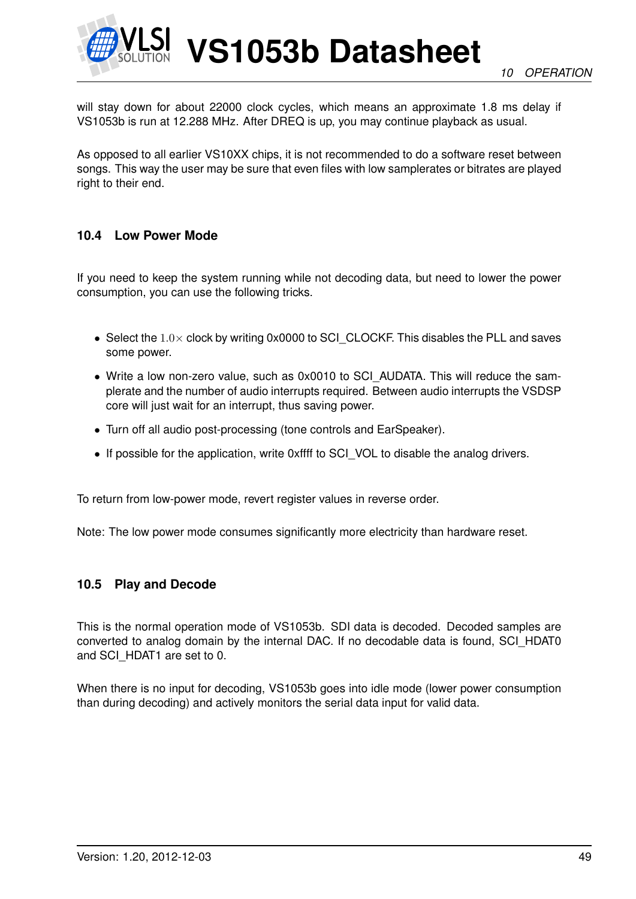will stay down for about 22000 clock cycles, which means an approximate 1.8 ms delay if VS1053b is run at 12.288 MHz. After DREQ is up, you may continue playback as usual.

As opposed to all earlier VS10XX chips, it is not recommended to do a software reset between songs. This way the user may be sure that even files with low samplerates or bitrates are played right to their end.

### 10.4 Low Power Mode

If you need to keep the system running while not decoding data, but need to lower the power consumption, you can use the following tricks.

- Select the $1.0\times$ clock by writing 0x0000 to SCI_CLOCKF. This disables the PLL and saves some power.
- Write a low non-zero value, such as 0x0010 to SCI_AUDATA. This will reduce the samplerate and the number of audio interrupts required. Between audio interrupts the VSDSP core will just wait for an interrupt, thus saving power.
- Turn off all audio post-processing (tone controls and EarSpeaker).
- If possible for the application, write 0xffff to SCI_VOL to disable the analog drivers.

To return from low-power mode, revert register values in reverse order.

Note: The low power mode consumes significantly more electricity than hardware reset.

### 10.5 Play and Decode

This is the normal operation mode of VS1053b. SDI data is decoded. Decoded samples are converted to analog domain by the internal DAC. If no decodable data is found, SCI_HDAT0 and SCI_HDAT1 are set to 0.

When there is no input for decoding, VS1053b goes into idle mode (lower power consumption than during decoding) and actively monitors the serial data input for valid data.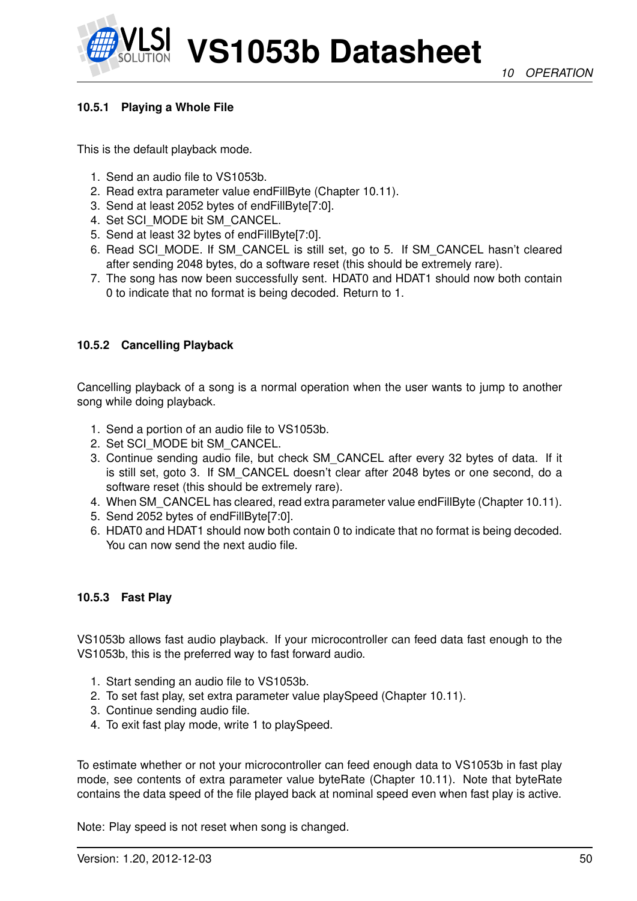### 10.5.1 Playing a Whole File

This is the default playback mode.

1. Send an audio file to VS1053b.
2. Read extra parameter value endFillByte (Chapter 10.11).
3. Send at least 2052 bytes of endFillByte[7:0].
4. Set SCI_MODE bit SM_CANCEL.
5. Send at least 32 bytes of endFillByte[7:0].
6. Read SCI_MODE. If SM_CANCEL is still set, go to 5. If SM_CANCEL hasn't cleared after sending 2048 bytes, do a software reset (this should be extremely rare).
7. The song has now been successfully sent. HDAT0 and HDAT1 should now both contain 0 to indicate that no format is being decoded. Return to 1.

### 10.5.2 Cancelling Playback

Cancelling playback of a song is a normal operation when the user wants to jump to another song while doing playback.

1. Send a portion of an audio file to VS1053b.
2. Set SCI_MODE bit SM_CANCEL.
3. Continue sending audio file, but check SM_CANCEL after every 32 bytes of data. If it is still set, goto 3. If SM_CANCEL doesn't clear after 2048 bytes or one second, do a software reset (this should be extremely rare).
4. When SM_CANCEL has cleared, read extra parameter value endFillByte (Chapter 10.11).
5. Send 2052 bytes of endFillByte[7:0].
6. HDAT0 and HDAT1 should now both contain 0 to indicate that no format is being decoded. You can now send the next audio file.

### 10.5.3 Fast Play

VS1053b allows fast audio playback. If your microcontroller can feed data fast enough to the VS1053b, this is the preferred way to fast forward audio.

1. Start sending an audio file to VS1053b.
2. To set fast play, set extra parameter value playSpeed (Chapter 10.11).
3. Continue sending audio file.
4. To exit fast play mode, write 1 to playSpeed.

To estimate whether or not your microcontroller can feed enough data to VS1053b in fast play mode, see contents of extra parameter value byteRate (Chapter 10.11). Note that byteRate contains the data speed of the file played back at nominal speed even when fast play is active.

Note: Play speed is not reset when song is changed.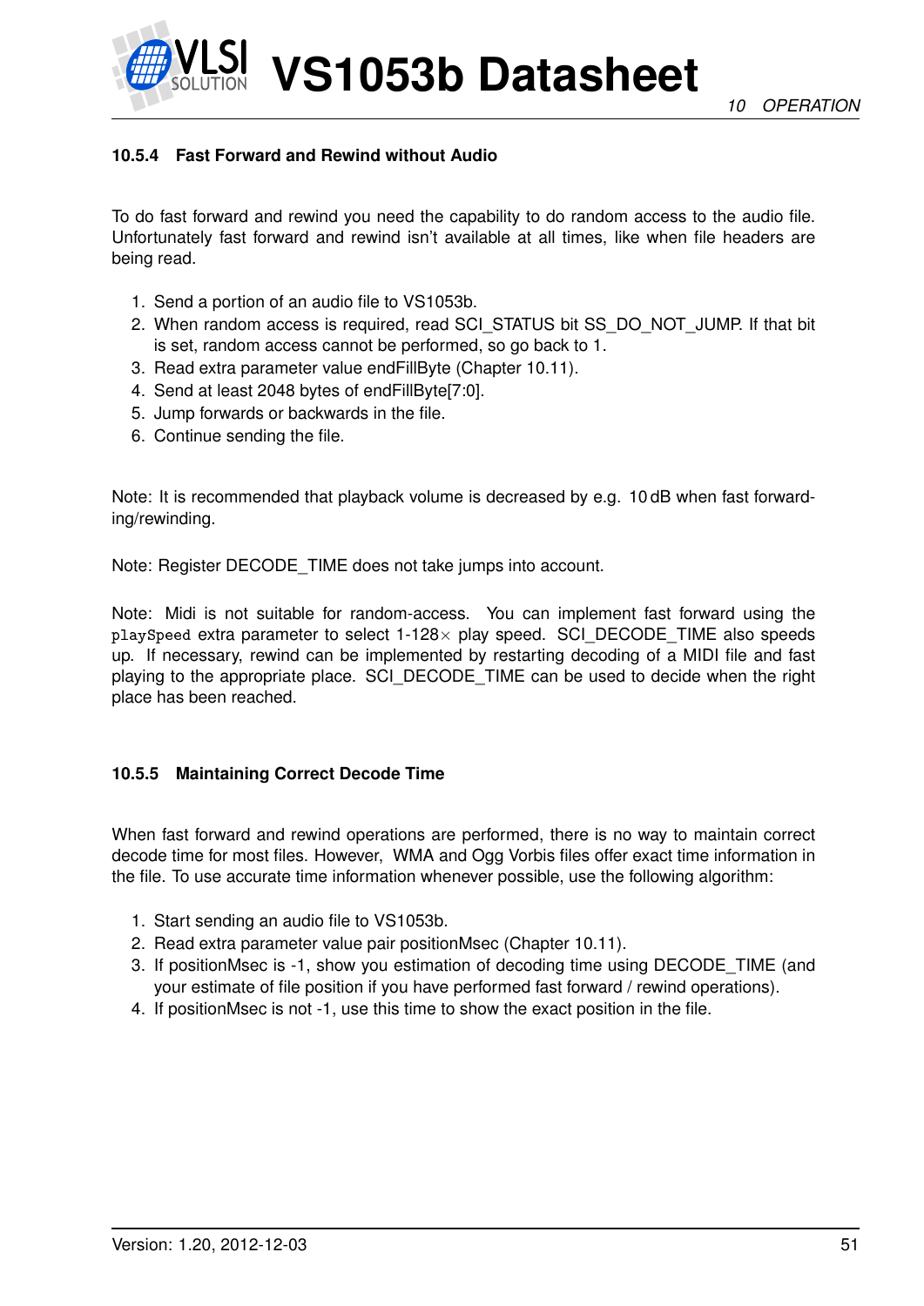### 10.5.4 Fast Forward and Rewind without Audio

To do fast forward and rewind you need the capability to do random access to the audio file. Unfortunately fast forward and rewind isn't available at all times, like when file headers are being read.

1. Send a portion of an audio file to VS1053b.
2. When random access is required, read SCI_STATUS bit SS_DO_NOT_JUMP. If that bit is set, random access cannot be performed, so go back to 1.
3. Read extra parameter value endFillByte (Chapter 10.11).
4. Send at least 2048 bytes of endFillByte[7:0].
5. Jump forwards or backwards in the file.
6. Continue sending the file.

Note: It is recommended that playback volume is decreased by e.g. 10 dB when fast forwarding/rewinding.

Note: Register DECODE_TIME does not take jumps into account.

Note: Midi is not suitable for random-access. You can implement fast forward using the `playSpeed` extra parameter to select 1-128× play speed. SCI_DECODE_TIME also speeds up. If necessary, rewind can be implemented by restarting decoding of a MIDI file and fast playing to the appropriate place. SCI_DECODE_TIME can be used to decide when the right place has been reached.

### 10.5.5 Maintaining Correct Decode Time

When fast forward and rewind operations are performed, there is no way to maintain correct decode time for most files. However, WMA and Ogg Vorbis files offer exact time information in the file. To use accurate time information whenever possible, use the following algorithm:

1. Start sending an audio file to VS1053b.
2. Read extra parameter value pair positionMsec (Chapter 10.11).
3. If positionMsec is -1, show you estimation of decoding time using DECODE_TIME (and your estimate of file position if you have performed fast forward / rewind operations).
4. If positionMsec is not -1, use this time to show the exact position in the file.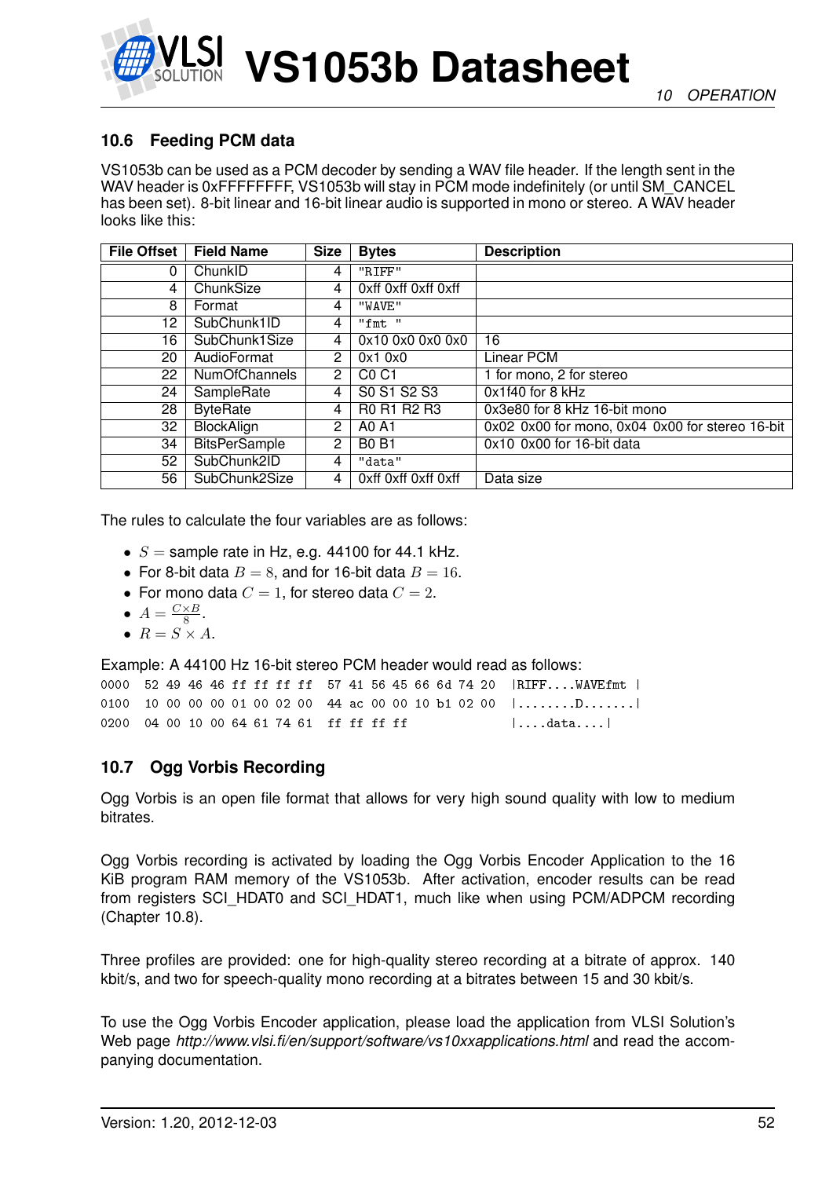## 10.6 Feeding PCM data

VS1053b can be used as a PCM decoder by sending a WAV file header. If the length sent in the WAV header is 0xFFFFFFFF, VS1053b will stay in PCM mode indefinitely (or until SM_CANCEL has been set). 8-bit linear and 16-bit linear audio is supported in mono or stereo. A WAV header looks like this:

| File Offset | Field Name | Size | Bytes | Description |
|---|---|---|---|---|
| 0 | ChunkID | 4 | "RIFF" | |
| 4 | ChunkSize | 4 | 0xff 0xff 0xff 0xff | |
| 8 | Format | 4 | "WAVE" | |
| 12 | SubChunk1ID | 4 | "fmt " | |
| 16 | SubChunk1Size | 4 | 0x10 0x0 0x0 0x0 | 16 |
| 20 | AudioFormat | 2 | 0x1 0x0 | Linear PCM |
| 22 | NumOfChannels | 2 | C0 C1 | 1 for mono, 2 for stereo |
| 24 | SampleRate | 4 | S0 S1 S2 S3 | 0x1f40 for 8 kHz |
| 28 | ByteRate | 4 | R0 R1 R2 R3 | 0x3e80 for 8 kHz 16-bit mono |
| 32 | BlockAlign | 2 | A0 A1 | 0x02 0x00 for mono, 0x04 0x00 for stereo 16-bit |
| 34 | BitsPerSample | 2 | B0 B1 | 0x10 0x00 for 16-bit data |
| 52 | SubChunk2ID | 4 | "data" | |
| 56 | SubChunk2Size | 4 | 0xff 0xff 0xff 0xff | Data size |

The rules to calculate the four variables are as follows:

- $S =$ sample rate in Hz, e.g. 44100 for 44.1 kHz.
- For 8-bit data $B = 8$, and for 16-bit data $B = 16$.
- For mono data $C = 1$, for stereo data $C = 2$.
- $A = \frac{C \times B}{8}$.
- $R = S \times A$.

Example: A 44100 Hz 16-bit stereo PCM header would read as follows:

```
0000  52 49 46 46 ff ff ff ff  57 41 56 45 66 6d 74 20  |RIFF....WAVEfmt |
0100  10 00 00 00 01 00 02 00  44 ac 00 00 10 b1 02 00  |........D.......|
0200  04 00 10 00 64 61 74 61  ff ff ff ff              |....data....|
```

## 10.7 Ogg Vorbis Recording

Ogg Vorbis is an open file format that allows for very high sound quality with low to medium bitrates.

Ogg Vorbis recording is activated by loading the Ogg Vorbis Encoder Application to the 16 KiB program RAM memory of the VS1053b. After activation, encoder results can be read from registers SCI_HDAT0 and SCI_HDAT1, much like when using PCM/ADPCM recording (Chapter 10.8).

Three profiles are provided: one for high-quality stereo recording at a bitrate of approx. 140 kbit/s, and two for speech-quality mono recording at a bitrates between 15 and 30 kbit/s.

To use the Ogg Vorbis Encoder application, please load the application from VLSI Solution's Web page *http://www.vlsi.fi/en/support/software/vs10xxapplications.html* and read the accompanying documentation.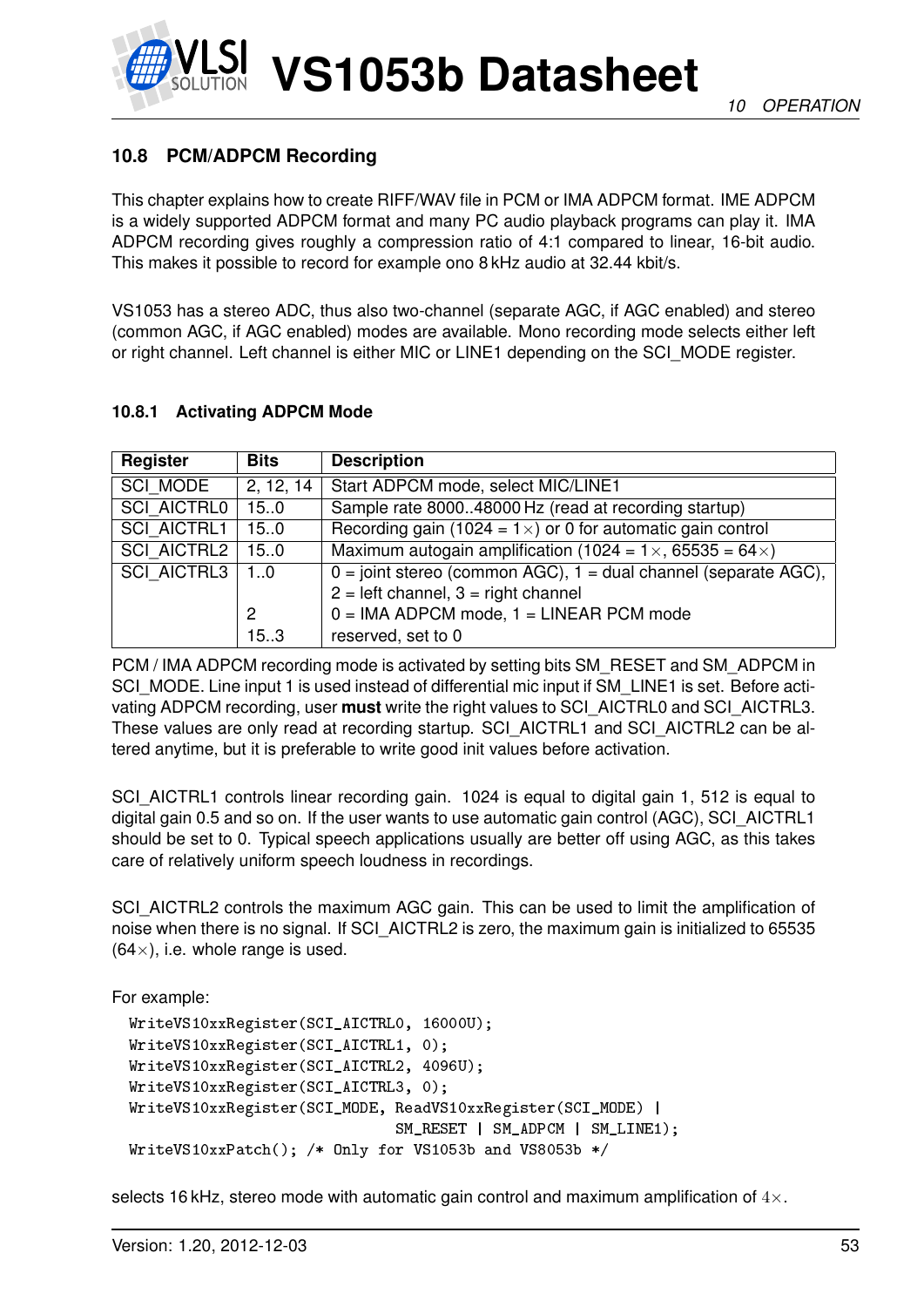## 10.8 PCM/ADPCM Recording

This chapter explains how to create RIFF/WAV file in PCM or IMA ADPCM format. IME ADPCM is a widely supported ADPCM format and many PC audio playback programs can play it. IMA ADPCM recording gives roughly a compression ratio of 4:1 compared to linear, 16-bit audio. This makes it possible to record for example ono 8 kHz audio at 32.44 kbit/s.

VS1053 has a stereo ADC, thus also two-channel (separate AGC, if AGC enabled) and stereo (common AGC, if AGC enabled) modes are available. Mono recording mode selects either left or right channel. Left channel is either MIC or LINE1 depending on the SCI_MODE register.

### 10.8.1 Activating ADPCM Mode

| Register | Bits | Description |
|---|---|---|
| SCI_MODE | 2, 12, 14 | Start ADPCM mode, select MIC/LINE1 |
| SCI_AICTRL0 | 15..0 | Sample rate 8000..48000 Hz (read at recording startup) |
| SCI_AICTRL1 | 15..0 | Recording gain (1024 = 1×) or 0 for automatic gain control |
| SCI_AICTRL2 | 15..0 | Maximum autogain amplification (1024 = 1×, 65535 = 64×) |
| SCI_AICTRL3 | 1..0 | 0 = joint stereo (common AGC), 1 = dual channel (separate AGC), 2 = left channel, 3 = right channel |
| | 2 | 0 = IMA ADPCM mode, 1 = LINEAR PCM mode |
| | 15..3 | reserved, set to 0 |

PCM / IMA ADPCM recording mode is activated by setting bits SM_RESET and SM_ADPCM in SCI_MODE. Line input 1 is used instead of differential mic input if SM_LINE1 is set. Before activating ADPCM recording, user **must** write the right values to SCI_AICTRL0 and SCI_AICTRL3. These values are only read at recording startup. SCI_AICTRL1 and SCI_AICTRL2 can be altered anytime, but it is preferable to write good init values before activation.

SCI_AICTRL1 controls linear recording gain. 1024 is equal to digital gain 1, 512 is equal to digital gain 0.5 and so on. If the user wants to use automatic gain control (AGC), SCI_AICTRL1 should be set to 0. Typical speech applications usually are better off using AGC, as this takes care of relatively uniform speech loudness in recordings.

SCI_AICTRL2 controls the maximum AGC gain. This can be used to limit the amplification of noise when there is no signal. If SCI_AICTRL2 is zero, the maximum gain is initialized to 65535 (64×), i.e. whole range is used.

For example:

```
WriteVS10xxRegister(SCI_AICTRL0, 16000U);
WriteVS10xxRegister(SCI_AICTRL1, 0);
WriteVS10xxRegister(SCI_AICTRL2, 4096U);
WriteVS10xxRegister(SCI_AICTRL3, 0);
WriteVS10xxRegister(SCI_MODE, ReadVS10xxRegister(SCI_MODE) |
                              SM_RESET | SM_ADPCM | SM_LINE1);
WriteVS10xxPatch(); /* Only for VS1053b and VS8053b */
```

selects 16 kHz, stereo mode with automatic gain control and maximum amplification of $4\times$.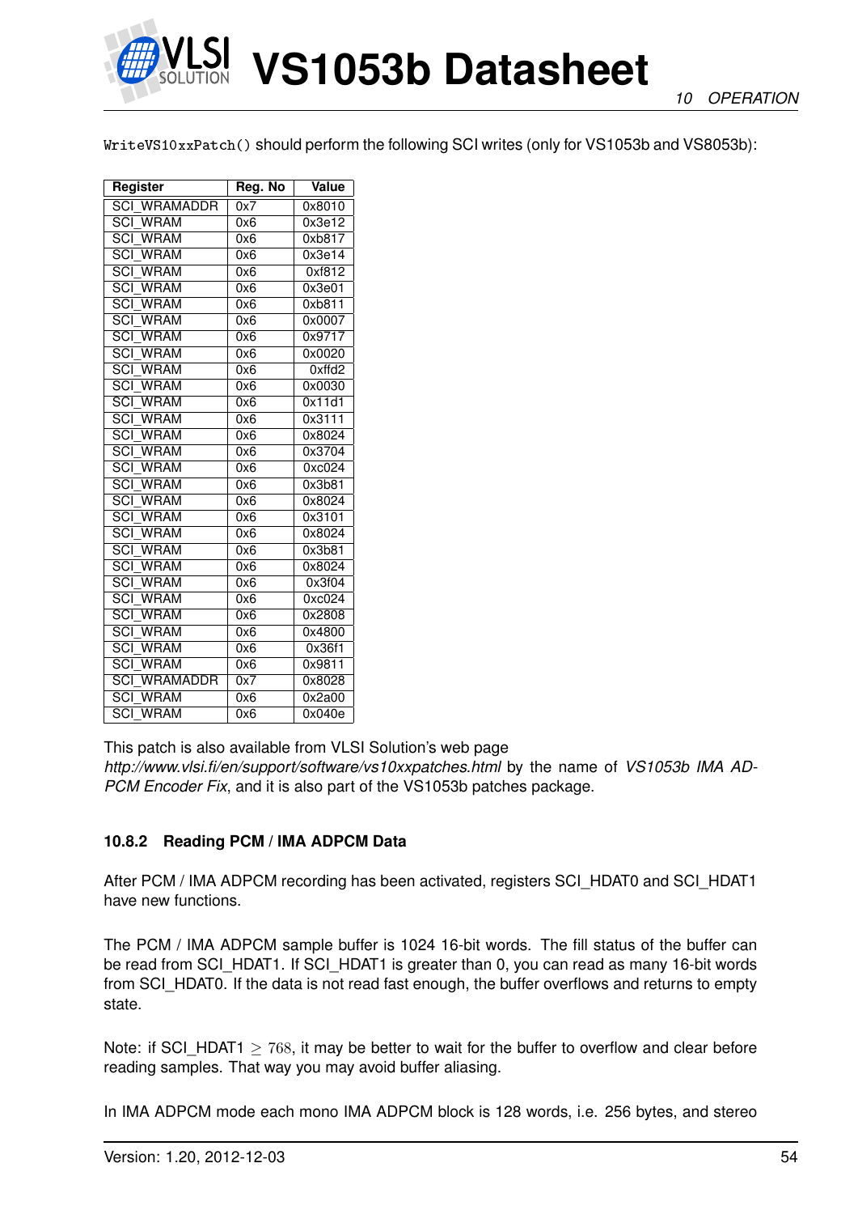`WriteVS10xxPatch()` should perform the following SCI writes (only for VS1053b and VS8053b):

| Register | Reg. No | Value |
|---|---|---|
| SCI_WRAMADDR | 0x7 | 0x8010 |
| SCI_WRAM | 0x6 | 0x3e12 |
| SCI_WRAM | 0x6 | 0xb817 |
| SCI_WRAM | 0x6 | 0x3e14 |
| SCI_WRAM | 0x6 | 0xf812 |
| SCI_WRAM | 0x6 | 0x3e01 |
| SCI_WRAM | 0x6 | 0xb811 |
| SCI_WRAM | 0x6 | 0x0007 |
| SCI_WRAM | 0x6 | 0x9717 |
| SCI_WRAM | 0x6 | 0x0020 |
| SCI_WRAM | 0x6 | 0xffd2 |
| SCI_WRAM | 0x6 | 0x0030 |
| SCI_WRAM | 0x6 | 0x11d1 |
| SCI_WRAM | 0x6 | 0x3111 |
| SCI_WRAM | 0x6 | 0x8024 |
| SCI_WRAM | 0x6 | 0x3704 |
| SCI_WRAM | 0x6 | 0xc024 |
| SCI_WRAM | 0x6 | 0x3b81 |
| SCI_WRAM | 0x6 | 0x8024 |
| SCI_WRAM | 0x6 | 0x3101 |
| SCI_WRAM | 0x6 | 0x8024 |
| SCI_WRAM | 0x6 | 0x3b81 |
| SCI_WRAM | 0x6 | 0x8024 |
| SCI_WRAM | 0x6 | 0x3f04 |
| SCI_WRAM | 0x6 | 0xc024 |
| SCI_WRAM | 0x6 | 0x2808 |
| SCI_WRAM | 0x6 | 0x4800 |
| SCI_WRAM | 0x6 | 0x36f1 |
| SCI_WRAM | 0x6 | 0x9811 |
| SCI_WRAMADDR | 0x7 | 0x8028 |
| SCI_WRAM | 0x6 | 0x2a00 |
| SCI_WRAM | 0x6 | 0x040e |

This patch is also available from VLSI Solution's web page *http://www.vlsi.fi/en/support/software/vs10xxpatches.html* by the name of *VS1053b IMA ADPCM Encoder Fix*, and it is also part of the VS1053b patches package.

#### 10.8.2 Reading PCM / IMA ADPCM Data

After PCM / IMA ADPCM recording has been activated, registers SCI_HDAT0 and SCI_HDAT1 have new functions.

The PCM / IMA ADPCM sample buffer is 1024 16-bit words. The fill status of the buffer can be read from SCI_HDAT1. If SCI_HDAT1 is greater than 0, you can read as many 16-bit words from SCI_HDAT0. If the data is not read fast enough, the buffer overflows and returns to empty state.

Note: if SCI_HDAT1 $\geq 768$, it may be better to wait for the buffer to overflow and clear before reading samples. That way you may avoid buffer aliasing.

In IMA ADPCM mode each mono IMA ADPCM block is 128 words, i.e. 256 bytes, and stereo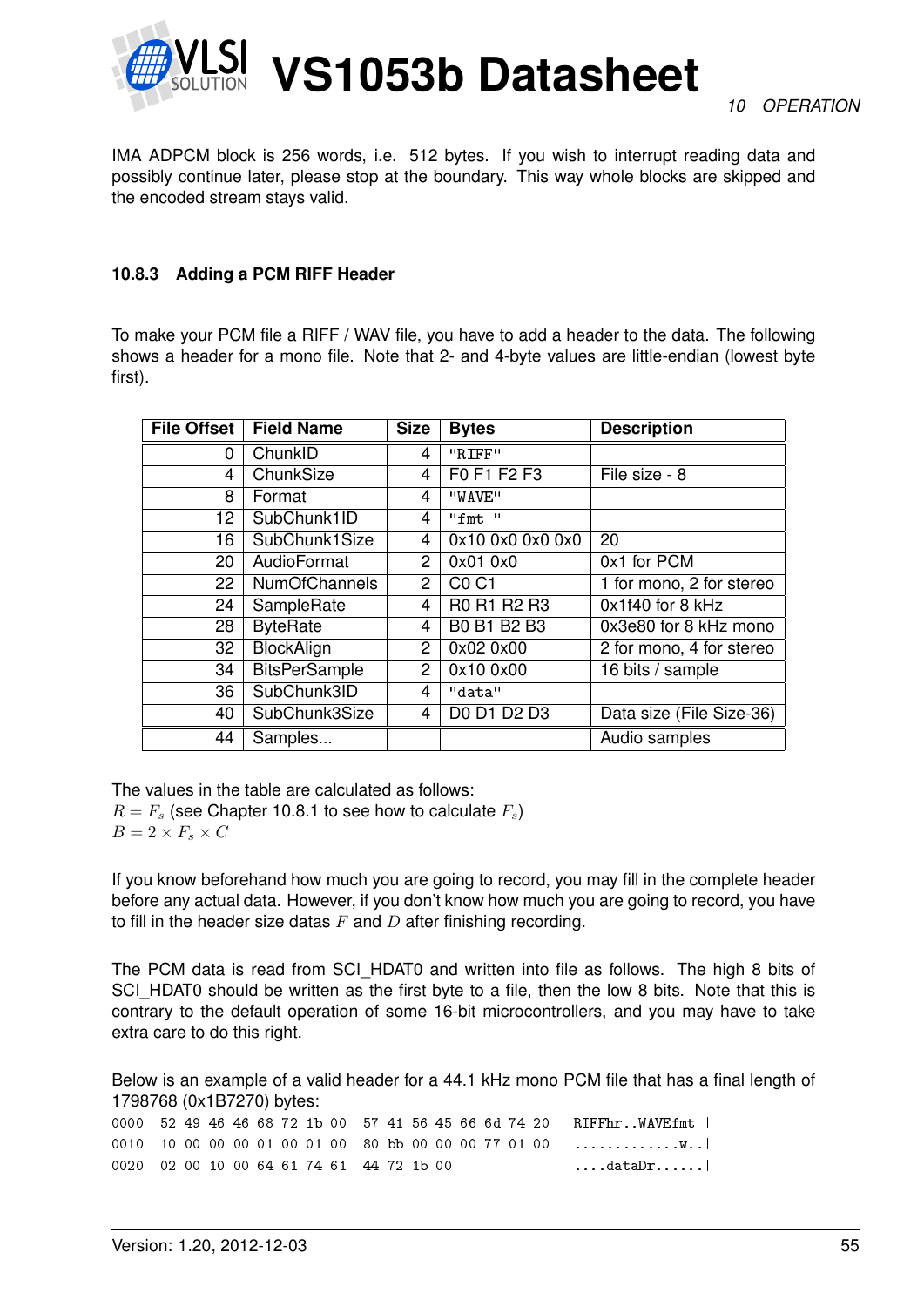IMA ADPCM block is 256 words, i.e. 512 bytes. If you wish to interrupt reading data and possibly continue later, please stop at the boundary. This way whole blocks are skipped and the encoded stream stays valid.

### 10.8.3 Adding a PCM RIFF Header

To make your PCM file a RIFF / WAV file, you have to add a header to the data. The following shows a header for a mono file. Note that 2- and 4-byte values are little-endian (lowest byte first).

| File Offset | Field Name | Size | Bytes | Description |
|---:|---|---:|---|---|
| 0 | ChunkID | 4 | "RIFF" | |
| 4 | ChunkSize | 4 | F0 F1 F2 F3 | File size - 8 |
| 8 | Format | 4 | "WAVE" | |
| 12 | SubChunk1ID | 4 | "fmt " | |
| 16 | SubChunk1Size | 4 | 0x10 0x0 0x0 0x0 | 20 |
| 20 | AudioFormat | 2 | 0x01 0x0 | 0x1 for PCM |
| 22 | NumOfChannels | 2 | C0 C1 | 1 for mono, 2 for stereo |
| 24 | SampleRate | 4 | R0 R1 R2 R3 | 0x1f40 for 8 kHz |
| 28 | ByteRate | 4 | B0 B1 B2 B3 | 0x3e80 for 8 kHz mono |
| 32 | BlockAlign | 2 | 0x02 0x00 | 2 for mono, 4 for stereo |
| 34 | BitsPerSample | 2 | 0x10 0x00 | 16 bits / sample |
| 36 | SubChunk3ID | 4 | "data" | |
| 40 | SubChunk3Size | 4 | D0 D1 D2 D3 | Data size (File Size-36) |
| 44 | Samples... | | | Audio samples |

The values in the table are calculated as follows:
$R = F_s$ (see Chapter 10.8.1 to see how to calculate $F_s$)
$B = 2 \times F_s \times C$

If you know beforehand how much you are going to record, you may fill in the complete header before any actual data. However, if you don't know how much you are going to record, you have to fill in the header size datas $F$ and $D$ after finishing recording.

The PCM data is read from SCI_HDAT0 and written into file as follows. The high 8 bits of SCI_HDAT0 should be written as the first byte to a file, then the low 8 bits. Note that this is contrary to the default operation of some 16-bit microcontrollers, and you may have to take extra care to do this right.

Below is an example of a valid header for a 44.1 kHz mono PCM file that has a final length of 1798768 (0x1B7270) bytes:

```
0000  52 49 46 46 68 72 1b 00  57 41 56 45 66 6d 74 20  |RIFFhr..WAVEfmt |
0010  10 00 00 00 01 00 01 00  80 bb 00 00 00 77 01 00  |.............w..|
0020  02 00 10 00 64 61 74 61  44 72 1b 00              |....dataDr......|
```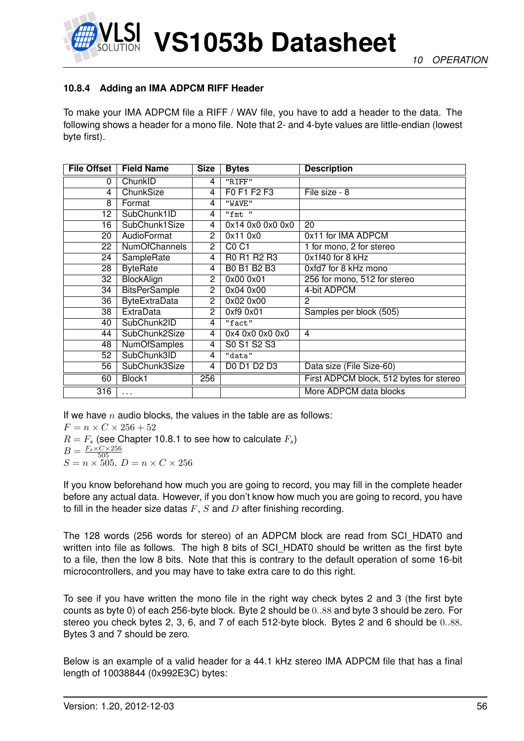### 10.8.4 Adding an IMA ADPCM RIFF Header

To make your IMA ADPCM file a RIFF / WAV file, you have to add a header to the data. The following shows a header for a mono file. Note that 2- and 4-byte values are little-endian (lowest byte first).

| File Offset | Field Name | Size | Bytes | Description |
|---|---|---|---|---|
| 0 | ChunkID | 4 | "RIFF" | |
| 4 | ChunkSize | 4 | F0 F1 F2 F3 | File size - 8 |
| 8 | Format | 4 | "WAVE" | |
| 12 | SubChunk1ID | 4 | "fmt " | |
| 16 | SubChunk1Size | 4 | 0x14 0x0 0x0 0x0 | 20 |
| 20 | AudioFormat | 2 | 0x11 0x0 | 0x11 for IMA ADPCM |
| 22 | NumOfChannels | 2 | C0 C1 | 1 for mono, 2 for stereo |
| 24 | SampleRate | 4 | R0 R1 R2 R3 | 0x1f40 for 8 kHz |
| 28 | ByteRate | 4 | B0 B1 B2 B3 | 0xfd7 for 8 kHz mono |
| 32 | BlockAlign | 2 | 0x00 0x01 | 256 for mono, 512 for stereo |
| 34 | BitsPerSample | 2 | 0x04 0x00 | 4-bit ADPCM |
| 36 | ByteExtraData | 2 | 0x02 0x00 | 2 |
| 38 | ExtraData | 2 | 0xf9 0x01 | Samples per block (505) |
| 40 | SubChunk2ID | 4 | "fact" | |
| 44 | SubChunk2Size | 4 | 0x4 0x0 0x0 0x0 | 4 |
| 48 | NumOfSamples | 4 | S0 S1 S2 S3 | |
| 52 | SubChunk3ID | 4 | "data" | |
| 56 | SubChunk3Size | 4 | D0 D1 D2 D3 | Data size (File Size-60) |
| 60 | Block1 | 256 | | First ADPCM block, 512 bytes for stereo |
| 316 | ... | | | More ADPCM data blocks |

If we have $n$ audio blocks, the values in the table are as follows:
$F = n \times C \times 256 + 52$
$R = F_s$ (see Chapter 10.8.1 to see how to calculate $F_s$)
$B = \frac{F_s \times C \times 256}{505}$
$S = n \times 505$. $D = n \times C \times 256$

If you know beforehand how much you are going to record, you may fill in the complete header before any actual data. However, if you don't know how much you are going to record, you have to fill in the header size datas $F$, $S$ and $D$ after finishing recording.

The 128 words (256 words for stereo) of an ADPCM block are read from SCI_HDAT0 and written into file as follows. The high 8 bits of SCI_HDAT0 should be written as the first byte to a file, then the low 8 bits. Note that this is contrary to the default operation of some 16-bit microcontrollers, and you may have to take extra care to do this right.

To see if you have written the mono file in the right way check bytes 2 and 3 (the first byte counts as byte 0) of each 256-byte block. Byte 2 should be $0..88$ and byte 3 should be zero. For stereo you check bytes 2, 3, 6, and 7 of each 512-byte block. Bytes 2 and 6 should be $0..88$. Bytes 3 and 7 should be zero.

Below is an example of a valid header for a 44.1 kHz stereo IMA ADPCM file that has a final length of 10038844 (0x992E3C) bytes: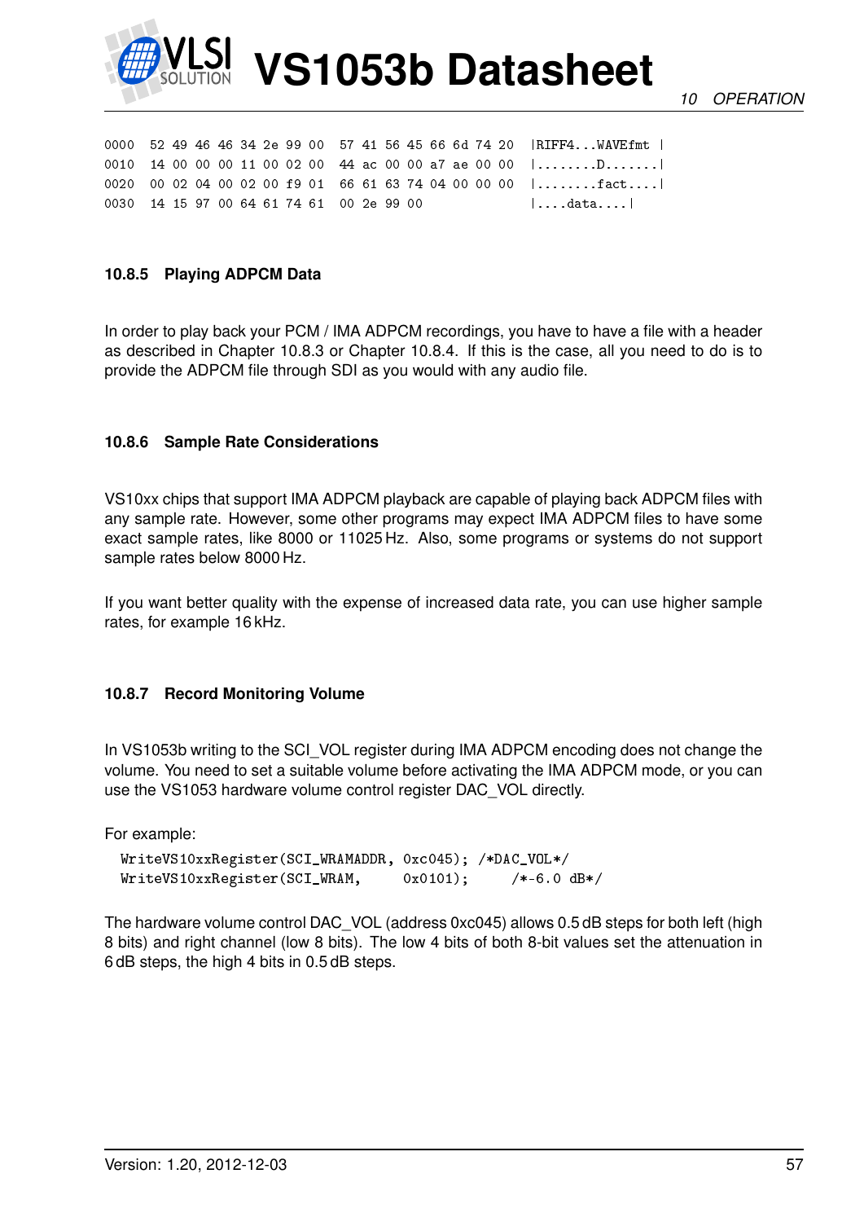```
0000  52 49 46 46 34 2e 99 00  57 41 56 45 66 6d 74 20  |RIFF4...WAVEfmt |
0010  14 00 00 00 11 00 02 00  44 ac 00 00 a7 ae 00 00  |........D.......|
0020  00 02 04 00 02 00 f9 01  66 61 63 74 04 00 00 00  |........fact....|
0030  14 15 97 00 64 61 74 61  00 2e 99 00              |....data....|
```

### 10.8.5 Playing ADPCM Data

In order to play back your PCM / IMA ADPCM recordings, you have to have a file with a header as described in Chapter 10.8.3 or Chapter 10.8.4. If this is the case, all you need to do is to provide the ADPCM file through SDI as you would with any audio file.

### 10.8.6 Sample Rate Considerations

VS10xx chips that support IMA ADPCM playback are capable of playing back ADPCM files with any sample rate. However, some other programs may expect IMA ADPCM files to have some exact sample rates, like 8000 or 11025 Hz. Also, some programs or systems do not support sample rates below 8000 Hz.

If you want better quality with the expense of increased data rate, you can use higher sample rates, for example 16 kHz.

### 10.8.7 Record Monitoring Volume

In VS1053b writing to the SCI_VOL register during IMA ADPCM encoding does not change the volume. You need to set a suitable volume before activating the IMA ADPCM mode, or you can use the VS1053 hardware volume control register DAC_VOL directly.

For example:

```
WriteVS10xxRegister(SCI_WRAMADDR, 0xc045); /*DAC_VOL*/
WriteVS10xxRegister(SCI_WRAM,     0x0101);     /*-6.0 dB*/
```

The hardware volume control DAC_VOL (address 0xc045) allows 0.5 dB steps for both left (high 8 bits) and right channel (low 8 bits). The low 4 bits of both 8-bit values set the attenuation in 6 dB steps, the high 4 bits in 0.5 dB steps.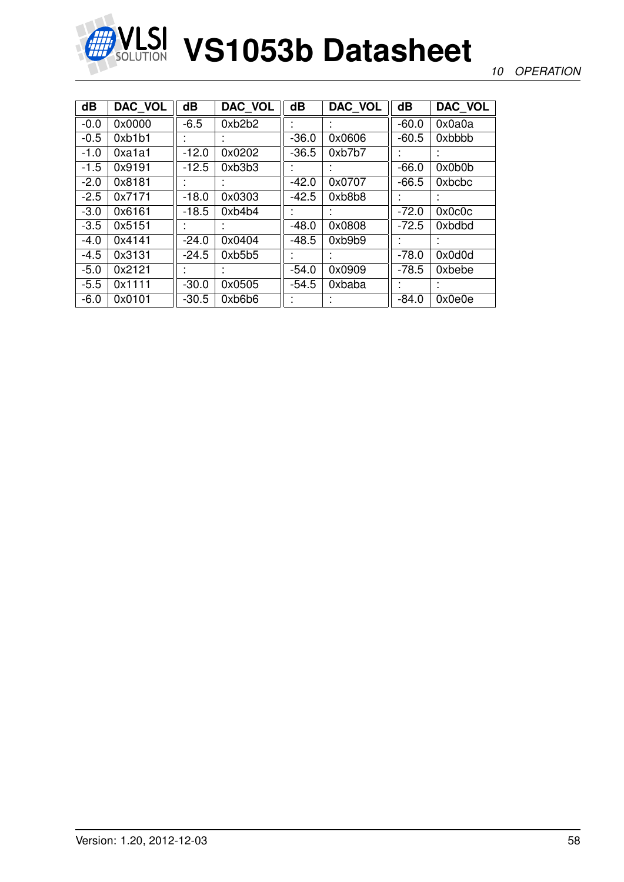| dB | DAC_VOL | dB | DAC_VOL | dB | DAC_VOL | dB | DAC_VOL |
|---|---|---|---|---|---|---|---|
| -0.0 | 0x0000 | -6.5 | 0xb2b2 | : | : | -60.0 | 0x0a0a |
| -0.5 | 0xb1b1 | : | : | -36.0 | 0x0606 | -60.5 | 0xbbbb |
| -1.0 | 0xa1a1 | -12.0 | 0x0202 | -36.5 | 0xb7b7 | : | : |
| -1.5 | 0x9191 | -12.5 | 0xb3b3 | : | : | -66.0 | 0x0b0b |
| -2.0 | 0x8181 | : | : | -42.0 | 0x0707 | -66.5 | 0xbcbc |
| -2.5 | 0x7171 | -18.0 | 0x0303 | -42.5 | 0xb8b8 | : | : |
| -3.0 | 0x6161 | -18.5 | 0xb4b4 | : | : | -72.0 | 0x0c0c |
| -3.5 | 0x5151 | : | : | -48.0 | 0x0808 | -72.5 | 0xbdbd |
| -4.0 | 0x4141 | -24.0 | 0x0404 | -48.5 | 0xb9b9 | : | : |
| -4.5 | 0x3131 | -24.5 | 0xb5b5 | : | : | -78.0 | 0x0d0d |
| -5.0 | 0x2121 | : | : | -54.0 | 0x0909 | -78.5 | 0xbebe |
| -5.5 | 0x1111 | -30.0 | 0x0505 | -54.5 | 0xbaba | : | : |
| -6.0 | 0x0101 | -30.5 | 0xb6b6 | : | : | -84.0 | 0x0e0e |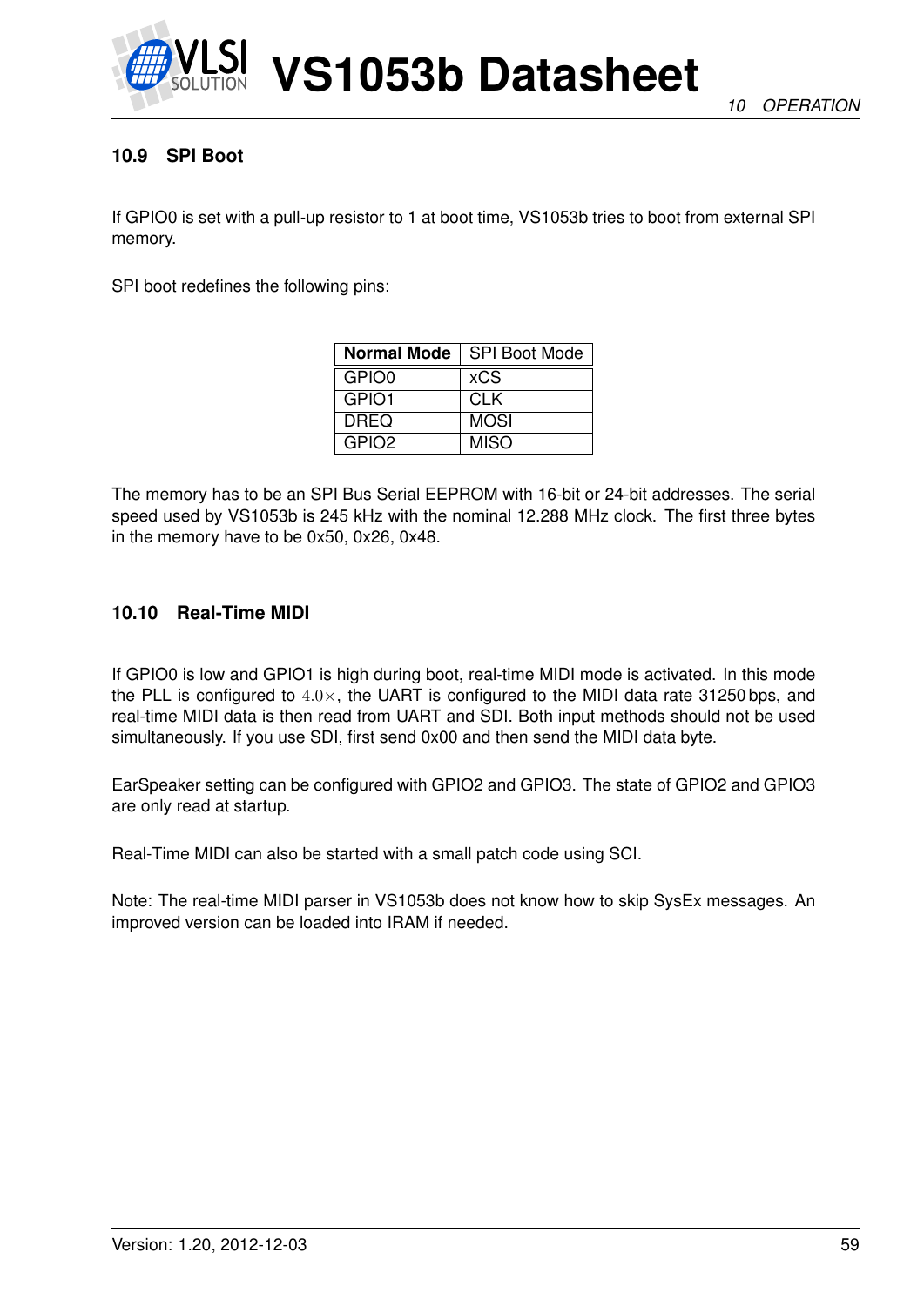### 10.9 SPI Boot

If GPIO0 is set with a pull-up resistor to 1 at boot time, VS1053b tries to boot from external SPI memory.

SPI boot redefines the following pins:

| **Normal Mode** | SPI Boot Mode |
|---|---|
| GPIO0 | xCS |
| GPIO1 | CLK |
| DREQ | MOSI |
| GPIO2 | MISO |

The memory has to be an SPI Bus Serial EEPROM with 16-bit or 24-bit addresses. The serial speed used by VS1053b is 245 kHz with the nominal 12.288 MHz clock. The first three bytes in the memory have to be 0x50, 0x26, 0x48.

### 10.10 Real-Time MIDI

If GPIO0 is low and GPIO1 is high during boot, real-time MIDI mode is activated. In this mode the PLL is configured to $4.0\times$, the UART is configured to the MIDI data rate 31250 bps, and real-time MIDI data is then read from UART and SDI. Both input methods should not be used simultaneously. If you use SDI, first send 0x00 and then send the MIDI data byte.

EarSpeaker setting can be configured with GPIO2 and GPIO3. The state of GPIO2 and GPIO3 are only read at startup.

Real-Time MIDI can also be started with a small patch code using SCI.

Note: The real-time MIDI parser in VS1053b does not know how to skip SysEx messages. An improved version can be loaded into IRAM if needed.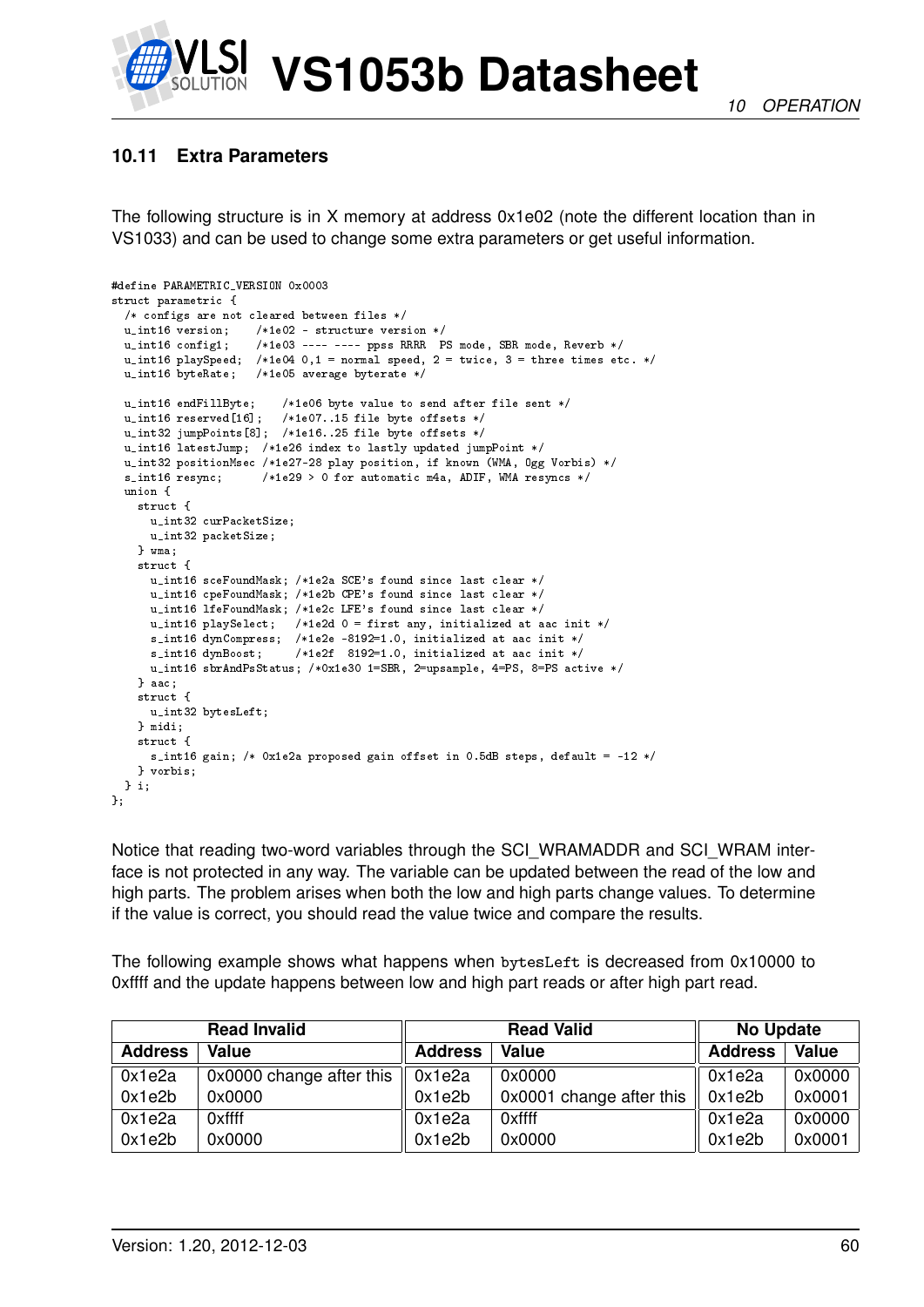## 10.11 Extra Parameters

The following structure is in X memory at address 0x1e02 (note the different location than in VS1033) and can be used to change some extra parameters or get useful information.

```
#define PARAMETRIC_VERSION 0x0003
struct parametric {
  /* configs are not cleared between files */
  u_int16 version;    /*1e02 - structure version */
  u_int16 config1;    /*1e03 ---- ---- ppss RRRR  PS mode, SBR mode, Reverb */
  u_int16 playSpeed;  /*1e04 0,1 = normal speed, 2 = twice, 3 = three times etc. */
  u_int16 byteRate;   /*1e05 average byterate */

  u_int16 endFillByte;    /*1e06 byte value to send after file sent */
  u_int16 reserved[16];   /*1e07..15 file byte offsets */
  u_int32 jumpPoints[8];  /*1e16..25 file byte offsets */
  u_int16 latestJump;  /*1e26 index to lastly updated jumpPoint */
  u_int32 positionMsec /*1e27-28 play position, if known (WMA, Ogg Vorbis) */
  s_int16 resync;      /*1e29 > 0 for automatic m4a, ADIF, WMA resyncs */
  union {
    struct {
      u_int32 curPacketSize;
      u_int32 packetSize;
    } wma;
    struct {
      u_int16 sceFoundMask; /*1e2a SCE's found since last clear */
      u_int16 cpeFoundMask; /*1e2b CPE's found since last clear */
      u_int16 lfeFoundMask; /*1e2c LFE's found since last clear */
      u_int16 playSelect;   /*1e2d 0 = first any, initialized at aac init */
      s_int16 dynCompress;  /*1e2e -8192=1.0, initialized at aac init */
      s_int16 dynBoost;     /*1e2f  8192=1.0, initialized at aac init */
      u_int16 sbrAndPsStatus; /*0x1e30 1=SBR, 2=upsample, 4=PS, 8=PS active */
    } aac;
    struct {
      u_int32 bytesLeft;
    } midi;
    struct {
      s_int16 gain; /* 0x1e2a proposed gain offset in 0.5dB steps, default = -12 */
    } vorbis;
  } i;
};
```

Notice that reading two-word variables through the SCI_WRAMADDR and SCI_WRAM interface is not protected in any way. The variable can be updated between the read of the low and high parts. The problem arises when both the low and high parts change values. To determine if the value is correct, you should read the value twice and compare the results.

The following example shows what happens when `bytesLeft` is decreased from 0x10000 to 0xffff and the update happens between low and high part reads or after high part read.

| Read Invalid | | Read Valid | | No Update | |
|---|---|---|---|---|---|
| **Address** | **Value** | **Address** | **Value** | **Address** | **Value** |
| 0x1e2a | 0x0000 change after this | 0x1e2a | 0x0000 | 0x1e2a | 0x0000 |
| 0x1e2b | 0x0000 | 0x1e2b | 0x0001 change after this | 0x1e2b | 0x0001 |
| 0x1e2a | 0xffff | 0x1e2a | 0xffff | 0x1e2a | 0x0000 |
| 0x1e2b | 0x0000 | 0x1e2b | 0x0000 | 0x1e2b | 0x0001 |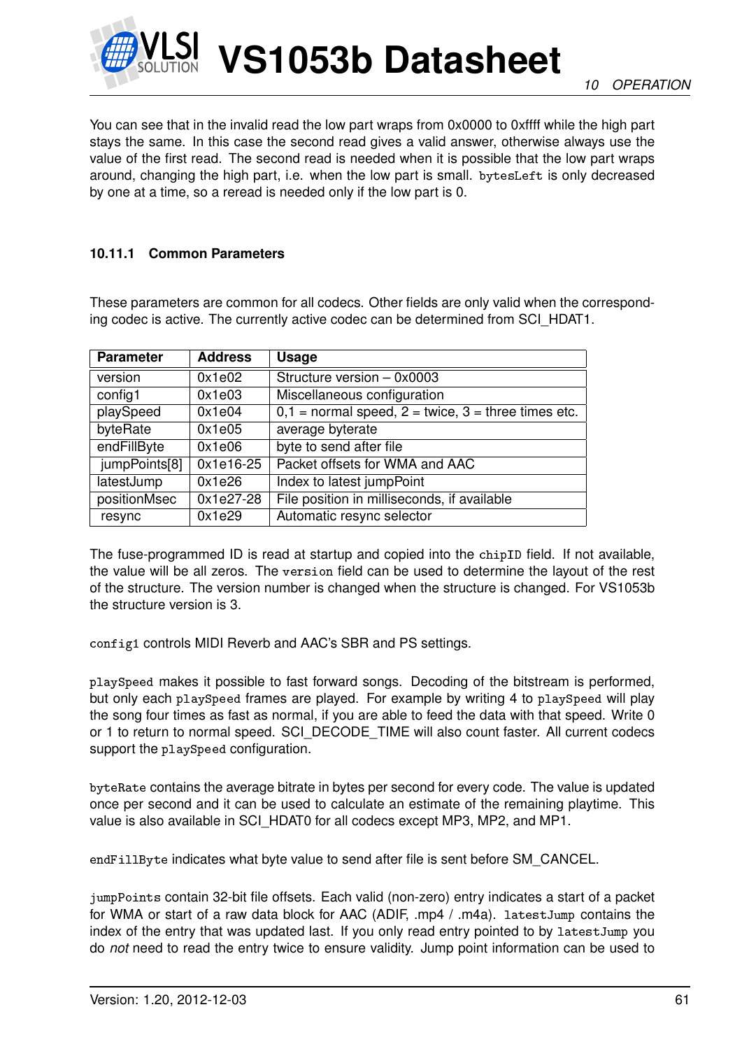You can see that in the invalid read the low part wraps from 0x0000 to 0xffff while the high part stays the same. In this case the second read gives a valid answer, otherwise always use the value of the first read. The second read is needed when it is possible that the low part wraps around, changing the high part, i.e. when the low part is small. `bytesLeft` is only decreased by one at a time, so a reread is needed only if the low part is 0.

#### 10.11.1 Common Parameters

These parameters are common for all codecs. Other fields are only valid when the corresponding codec is active. The currently active codec can be determined from SCI_HDAT1.

| Parameter | Address | Usage |
|---|---|---|
| version | 0x1e02 | Structure version – 0x0003 |
| config1 | 0x1e03 | Miscellaneous configuration |
| playSpeed | 0x1e04 | 0,1 = normal speed, 2 = twice, 3 = three times etc. |
| byteRate | 0x1e05 | average byterate |
| endFillByte | 0x1e06 | byte to send after file |
| jumpPoints[8] | 0x1e16-25 | Packet offsets for WMA and AAC |
| latestJump | 0x1e26 | Index to latest jumpPoint |
| positionMsec | 0x1e27-28 | File position in milliseconds, if available |
| resync | 0x1e29 | Automatic resync selector |

The fuse-programmed ID is read at startup and copied into the `chipID` field. If not available, the value will be all zeros. The `version` field can be used to determine the layout of the rest of the structure. The version number is changed when the structure is changed. For VS1053b the structure version is 3.

`config1` controls MIDI Reverb and AAC's SBR and PS settings.

`playSpeed` makes it possible to fast forward songs. Decoding of the bitstream is performed, but only each `playSpeed` frames are played. For example by writing 4 to `playSpeed` will play the song four times as fast as normal, if you are able to feed the data with that speed. Write 0 or 1 to return to normal speed. SCI_DECODE_TIME will also count faster. All current codecs support the `playSpeed` configuration.

`byteRate` contains the average bitrate in bytes per second for every code. The value is updated once per second and it can be used to calculate an estimate of the remaining playtime. This value is also available in SCI_HDAT0 for all codecs except MP3, MP2, and MP1.

`endFillByte` indicates what byte value to send after file is sent before SM_CANCEL.

`jumpPoints` contain 32-bit file offsets. Each valid (non-zero) entry indicates a start of a packet for WMA or start of a raw data block for AAC (ADIF, .mp4 / .m4a). `latestJump` contains the index of the entry that was updated last. If you only read entry pointed to by `latestJump` you do *not* need to read the entry twice to ensure validity. Jump point information can be used to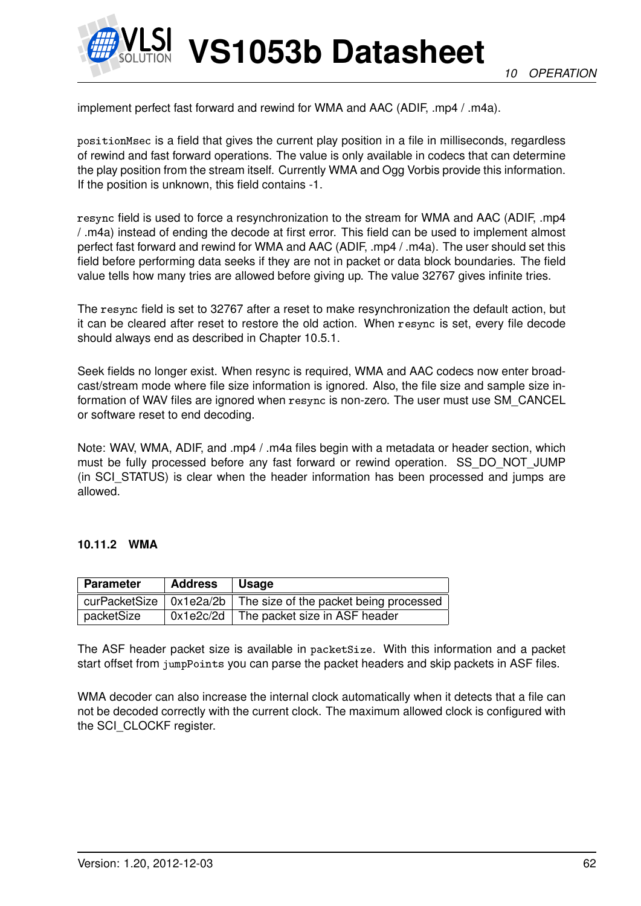implement perfect fast forward and rewind for WMA and AAC (ADIF, .mp4 / .m4a).

`positionMsec` is a field that gives the current play position in a file in milliseconds, regardless of rewind and fast forward operations. The value is only available in codecs that can determine the play position from the stream itself. Currently WMA and Ogg Vorbis provide this information. If the position is unknown, this field contains -1.

`resync` field is used to force a resynchronization to the stream for WMA and AAC (ADIF, .mp4 / .m4a) instead of ending the decode at first error. This field can be used to implement almost perfect fast forward and rewind for WMA and AAC (ADIF, .mp4 / .m4a). The user should set this field before performing data seeks if they are not in packet or data block boundaries. The field value tells how many tries are allowed before giving up. The value 32767 gives infinite tries.

The `resync` field is set to 32767 after a reset to make resynchronization the default action, but it can be cleared after reset to restore the old action. When `resync` is set, every file decode should always end as described in Chapter 10.5.1.

Seek fields no longer exist. When resync is required, WMA and AAC codecs now enter broadcast/stream mode where file size information is ignored. Also, the file size and sample size information of WAV files are ignored when `resync` is non-zero. The user must use SM_CANCEL or software reset to end decoding.

Note: WAV, WMA, ADIF, and .mp4 / .m4a files begin with a metadata or header section, which must be fully processed before any fast forward or rewind operation. SS_DO_NOT_JUMP (in SCI_STATUS) is clear when the header information has been processed and jumps are allowed.

#### 10.11.2 WMA

| Parameter | Address | Usage |
|---|---|---|
| curPacketSize | 0x1e2a/2b | The size of the packet being processed |
| packetSize | 0x1e2c/2d | The packet size in ASF header |

The ASF header packet size is available in `packetSize`. With this information and a packet start offset from `jumpPoints` you can parse the packet headers and skip packets in ASF files.

WMA decoder can also increase the internal clock automatically when it detects that a file can not be decoded correctly with the current clock. The maximum allowed clock is configured with the SCI_CLOCKF register.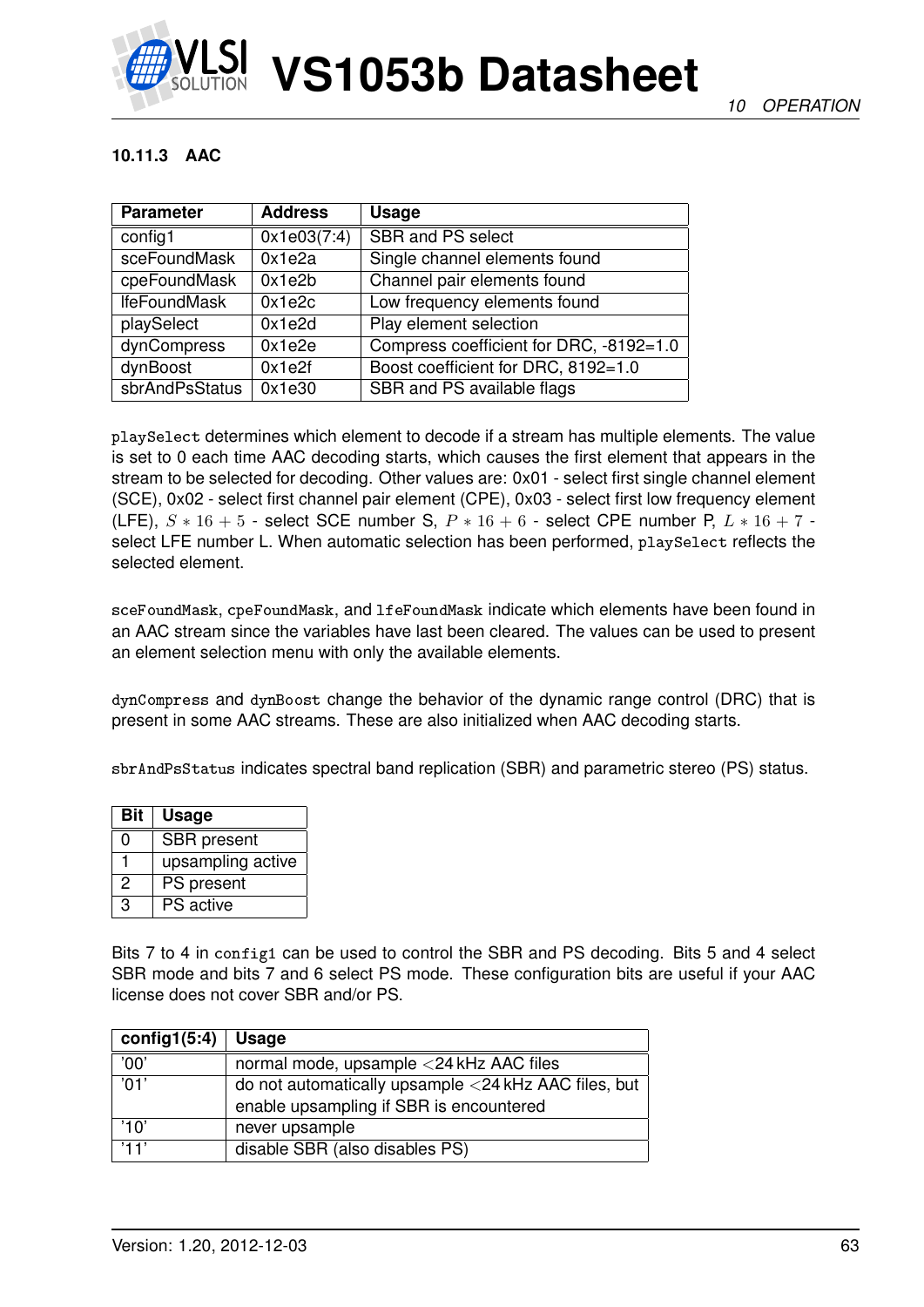### 10.11.3 AAC

| Parameter | Address | Usage |
|---|---|---|
| config1 | 0x1e03(7:4) | SBR and PS select |
| sceFoundMask | 0x1e2a | Single channel elements found |
| cpeFoundMask | 0x1e2b | Channel pair elements found |
| lfeFoundMask | 0x1e2c | Low frequency elements found |
| playSelect | 0x1e2d | Play element selection |
| dynCompress | 0x1e2e | Compress coefficient for DRC, -8192=1.0 |
| dynBoost | 0x1e2f | Boost coefficient for DRC, 8192=1.0 |
| sbrAndPsStatus | 0x1e30 | SBR and PS available flags |

`playSelect` determines which element to decode if a stream has multiple elements. The value is set to 0 each time AAC decoding starts, which causes the first element that appears in the stream to be selected for decoding. Other values are: 0x01 - select first single channel element (SCE), 0x02 - select first channel pair element (CPE), 0x03 - select first low frequency element (LFE), $S * 16 + 5$ - select SCE number S, $P * 16 + 6$ - select CPE number P, $L * 16 + 7$ - select LFE number L. When automatic selection has been performed, `playSelect` reflects the selected element.

`sceFoundMask`, `cpeFoundMask`, and `lfeFoundMask` indicate which elements have been found in an AAC stream since the variables have last been cleared. The values can be used to present an element selection menu with only the available elements.

`dynCompress` and `dynBoost` change the behavior of the dynamic range control (DRC) that is present in some AAC streams. These are also initialized when AAC decoding starts.

`sbrAndPsStatus` indicates spectral band replication (SBR) and parametric stereo (PS) status.

| Bit | Usage |
|---|---|
| 0 | SBR present |
| 1 | upsampling active |
| 2 | PS present |
| 3 | PS active |

Bits 7 to 4 in `config1` can be used to control the SBR and PS decoding. Bits 5 and 4 select SBR mode and bits 7 and 6 select PS mode. These configuration bits are useful if your AAC license does not cover SBR and/or PS.

| config1(5:4) | Usage |
|---|---|
| '00' | normal mode, upsample <24 kHz AAC files |
| '01' | do not automatically upsample <24 kHz AAC files, but enable upsampling if SBR is encountered |
| '10' | never upsample |
| '11' | disable SBR (also disables PS) |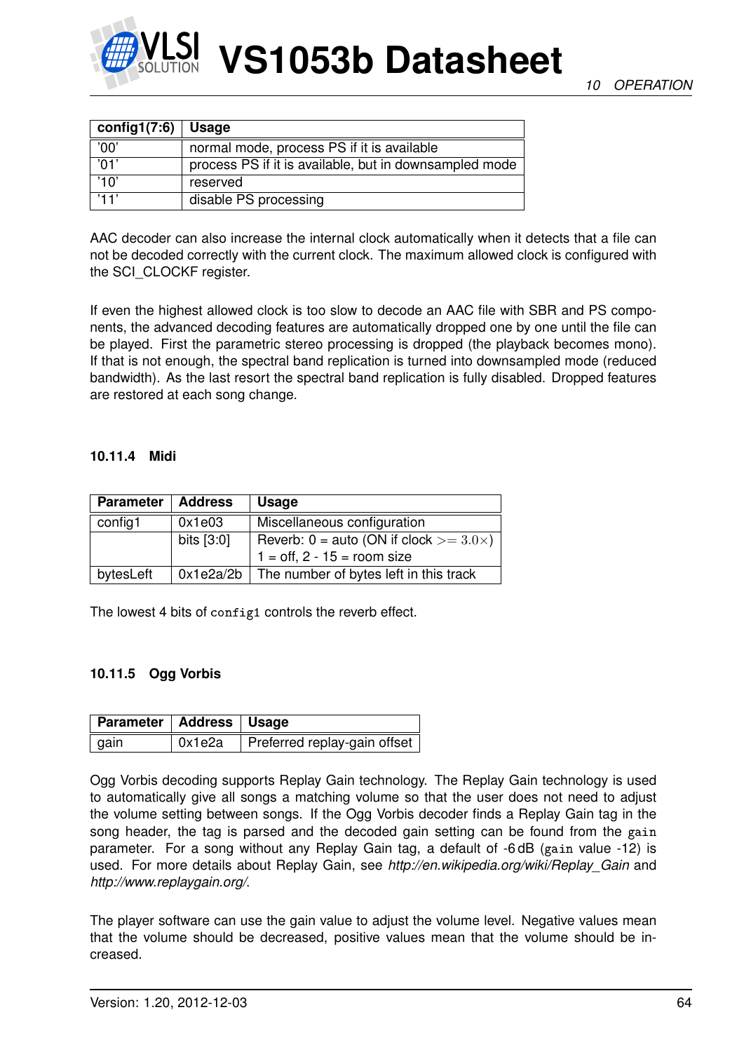| config1(7:6) | Usage |
|---|---|
| '00' | normal mode, process PS if it is available |
| '01' | process PS if it is available, but in downsampled mode |
| '10' | reserved |
| '11' | disable PS processing |

AAC decoder can also increase the internal clock automatically when it detects that a file can not be decoded correctly with the current clock. The maximum allowed clock is configured with the SCI_CLOCKF register.

If even the highest allowed clock is too slow to decode an AAC file with SBR and PS components, the advanced decoding features are automatically dropped one by one until the file can be played. First the parametric stereo processing is dropped (the playback becomes mono). If that is not enough, the spectral band replication is turned into downsampled mode (reduced bandwidth). As the last resort the spectral band replication is fully disabled. Dropped features are restored at each song change.

### 10.11.4 Midi

| Parameter | Address | Usage |
|---|---|---|
| config1 | 0x1e03 | Miscellaneous configuration |
| | bits [3:0] | Reverb: 0 = auto (ON if clock $>= 3.0\times$)<br>1 = off, 2 - 15 = room size |
| bytesLeft | 0x1e2a/2b | The number of bytes left in this track |

The lowest 4 bits of `config1` controls the reverb effect.

### 10.11.5 Ogg Vorbis

| Parameter | Address | Usage |
|---|---|---|
| gain | 0x1e2a | Preferred replay-gain offset |

Ogg Vorbis decoding supports Replay Gain technology. The Replay Gain technology is used to automatically give all songs a matching volume so that the user does not need to adjust the volume setting between songs. If the Ogg Vorbis decoder finds a Replay Gain tag in the song header, the tag is parsed and the decoded gain setting can be found from the `gain` parameter. For a song without any Replay Gain tag, a default of -6 dB (`gain` value -12) is used. For more details about Replay Gain, see *http://en.wikipedia.org/wiki/Replay_Gain* and *http://www.replaygain.org/*.

The player software can use the gain value to adjust the volume level. Negative values mean that the volume should be decreased, positive values mean that the volume should be increased.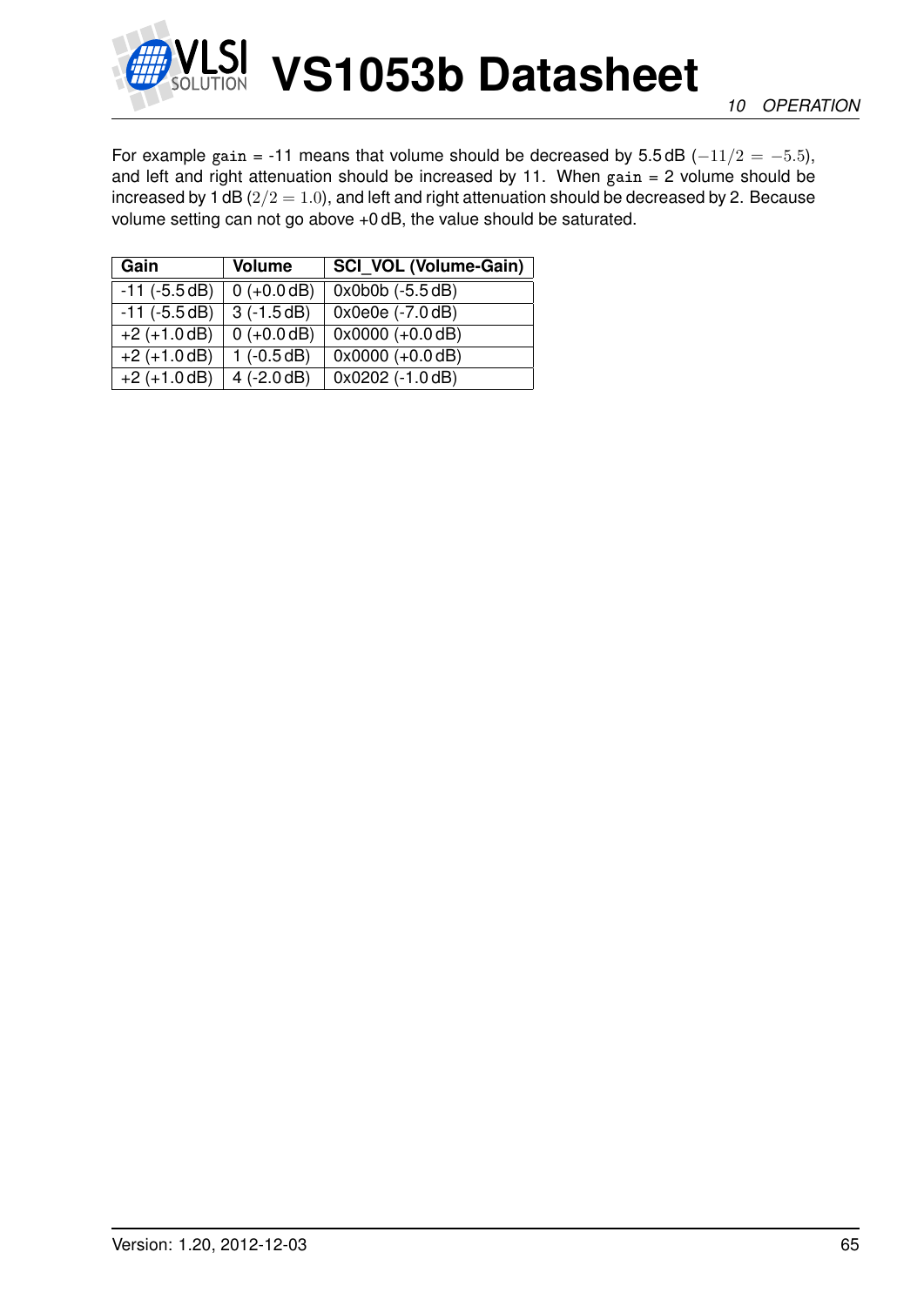For example `gain` = -11 means that volume should be decreased by 5.5 dB ($-11/2 = -5.5$), and left and right attenuation should be increased by 11. When `gain` = 2 volume should be increased by 1 dB ($2/2 = 1.0$), and left and right attenuation should be decreased by 2. Because volume setting can not go above +0 dB, the value should be saturated.

| Gain | Volume | SCI_VOL (Volume-Gain) |
|---|---|---|
| -11 (-5.5 dB) | 0 (+0.0 dB) | 0x0b0b (-5.5 dB) |
| -11 (-5.5 dB) | 3 (-1.5 dB) | 0x0e0e (-7.0 dB) |
| +2 (+1.0 dB) | 0 (+0.0 dB) | 0x0000 (+0.0 dB) |
| +2 (+1.0 dB) | 1 (-0.5 dB) | 0x0000 (+0.0 dB) |
| +2 (+1.0 dB) | 4 (-2.0 dB) | 0x0202 (-1.0 dB) |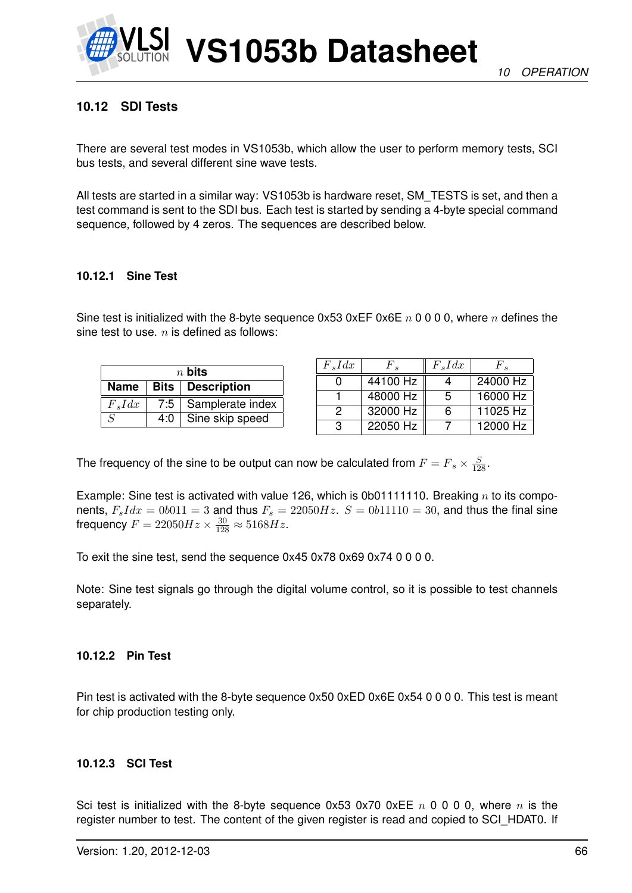### 10.12 SDI Tests

There are several test modes in VS1053b, which allow the user to perform memory tests, SCI bus tests, and several different sine wave tests.

All tests are started in a similar way: VS1053b is hardware reset, SM_TESTS is set, and then a test command is sent to the SDI bus. Each test is started by sending a 4-byte special command sequence, followed by 4 zeros. The sequences are described below.

#### 10.12.1 Sine Test

Sine test is initialized with the 8-byte sequence 0x53 0xEF 0x6E $n$ 0 0 0 0, where $n$ defines the sine test to use. $n$ is defined as follows:

| $n$ bits | | |
|---|---|---|
| **Name** | **Bits** | **Description** |
| $F_sIdx$ | 7:5 | Samplerate index |
| $S$ | 4:0 | Sine skip speed |

| $F_sIdx$ | $F_s$ | $F_sIdx$ | $F_s$ |
|---|---|---|---|
| 0 | 44100 Hz | 4 | 24000 Hz |
| 1 | 48000 Hz | 5 | 16000 Hz |
| 2 | 32000 Hz | 6 | 11025 Hz |
| 3 | 22050 Hz | 7 | 12000 Hz |

The frequency of the sine to be output can now be calculated from $F = F_s \times \frac{S}{128}$.

Example: Sine test is activated with value 126, which is 0b01111110. Breaking $n$ to its components, $F_sIdx = 0b011 = 3$ and thus $F_s = 22050Hz$. $S = 0b11110 = 30$, and thus the final sine frequency $F = 22050Hz \times \frac{30}{128} \approx 5168Hz$.

To exit the sine test, send the sequence 0x45 0x78 0x69 0x74 0 0 0 0.

Note: Sine test signals go through the digital volume control, so it is possible to test channels separately.

#### 10.12.2 Pin Test

Pin test is activated with the 8-byte sequence 0x50 0xED 0x6E 0x54 0 0 0 0. This test is meant for chip production testing only.

#### 10.12.3 SCI Test

Sci test is initialized with the 8-byte sequence 0x53 0x70 0xEE $n$ 0 0 0 0, where $n$ is the register number to test. The content of the given register is read and copied to SCI_HDAT0. If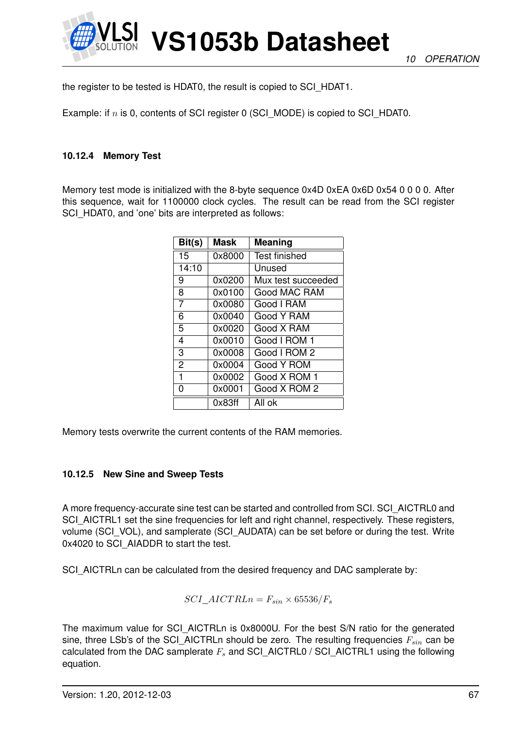the register to be tested is HDAT0, the result is copied to SCI_HDAT1.

Example: if $n$ is 0, contents of SCI register 0 (SCI_MODE) is copied to SCI_HDAT0.

### 10.12.4 Memory Test

Memory test mode is initialized with the 8-byte sequence 0x4D 0xEA 0x6D 0x54 0 0 0 0. After this sequence, wait for 1100000 clock cycles. The result can be read from the SCI register SCI_HDAT0, and 'one' bits are interpreted as follows:

| Bit(s) | Mask | Meaning |
|---|---|---|
| 15 | 0x8000 | Test finished |
| 14:10 | | Unused |
| 9 | 0x0200 | Mux test succeeded |
| 8 | 0x0100 | Good MAC RAM |
| 7 | 0x0080 | Good I RAM |
| 6 | 0x0040 | Good Y RAM |
| 5 | 0x0020 | Good X RAM |
| 4 | 0x0010 | Good I ROM 1 |
| 3 | 0x0008 | Good I ROM 2 |
| 2 | 0x0004 | Good Y ROM |
| 1 | 0x0002 | Good X ROM 1 |
| 0 | 0x0001 | Good X ROM 2 |
| | 0x83ff | All ok |

Memory tests overwrite the current contents of the RAM memories.

### 10.12.5 New Sine and Sweep Tests

A more frequency-accurate sine test can be started and controlled from SCI. SCI_AICTRL0 and SCI_AICTRL1 set the sine frequencies for left and right channel, respectively. These registers, volume (SCI_VOL), and samplerate (SCI_AUDATA) can be set before or during the test. Write 0x4020 to SCI_AIADDR to start the test.

SCI_AICTRLn can be calculated from the desired frequency and DAC samplerate by:

$$SCI\_AICTRLn = F_{sin} \times 65536/F_s$$

The maximum value for SCI_AICTRLn is 0x8000U. For the best S/N ratio for the generated sine, three LSb's of the SCI_AICTRLn should be zero. The resulting frequencies $F_{sin}$ can be calculated from the DAC samplerate $F_s$ and SCI_AICTRL0 / SCI_AICTRL1 using the following equation.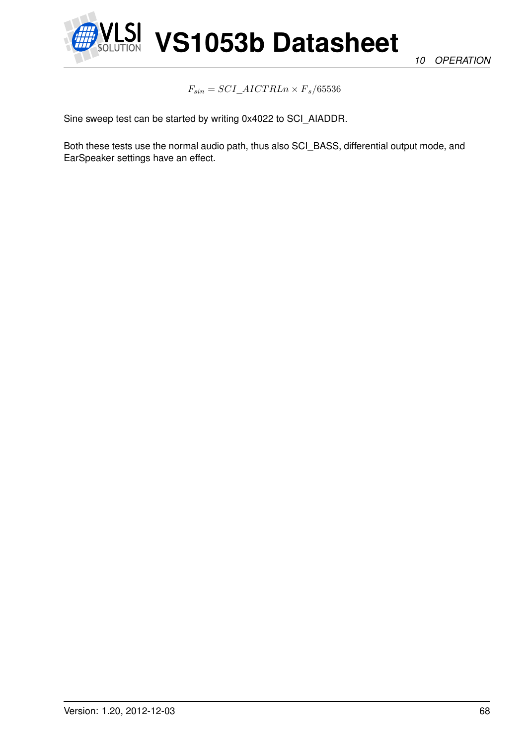$$F_{sin} = SCI\_AICTRLn \times F_s/65536$$

Sine sweep test can be started by writing 0x4022 to SCI_AIADDR.

Both these tests use the normal audio path, thus also SCI_BASS, differential output mode, and EarSpeaker settings have an effect.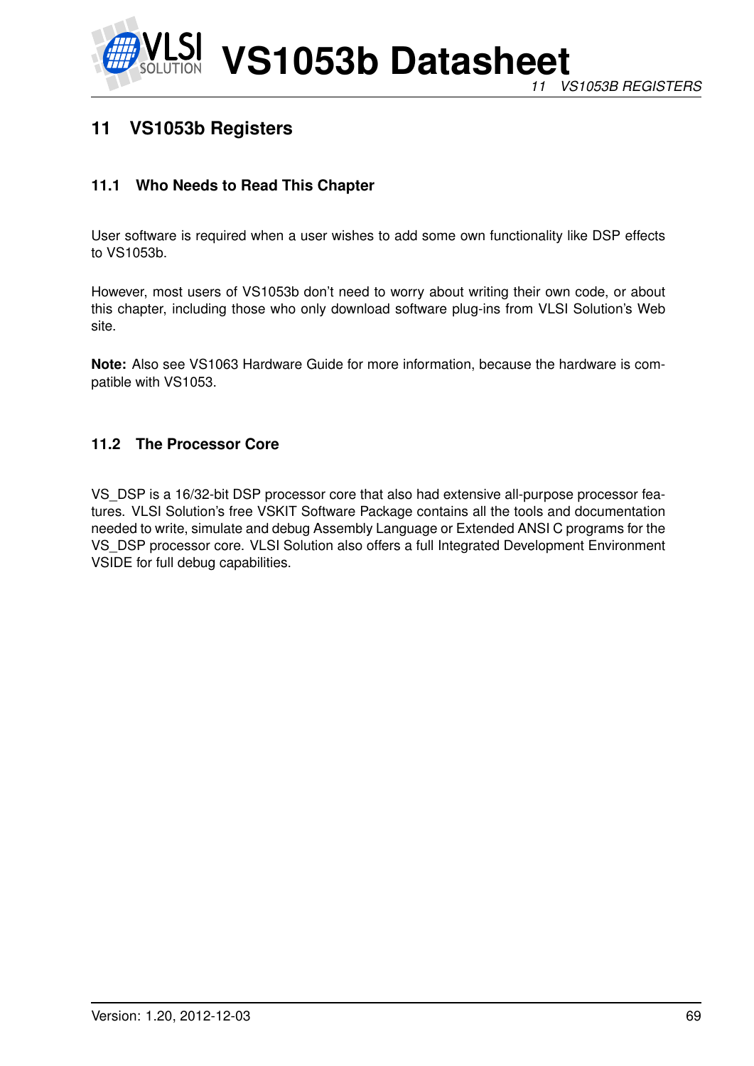## 11 VS1053b Registers

### 11.1 Who Needs to Read This Chapter

User software is required when a user wishes to add some own functionality like DSP effects to VS1053b.

However, most users of VS1053b don't need to worry about writing their own code, or about this chapter, including those who only download software plug-ins from VLSI Solution's Web site.

**Note:** Also see VS1063 Hardware Guide for more information, because the hardware is compatible with VS1053.

### 11.2 The Processor Core

VS_DSP is a 16/32-bit DSP processor core that also had extensive all-purpose processor features. VLSI Solution's free VSKIT Software Package contains all the tools and documentation needed to write, simulate and debug Assembly Language or Extended ANSI C programs for the VS_DSP processor core. VLSI Solution also offers a full Integrated Development Environment VSIDE for full debug capabilities.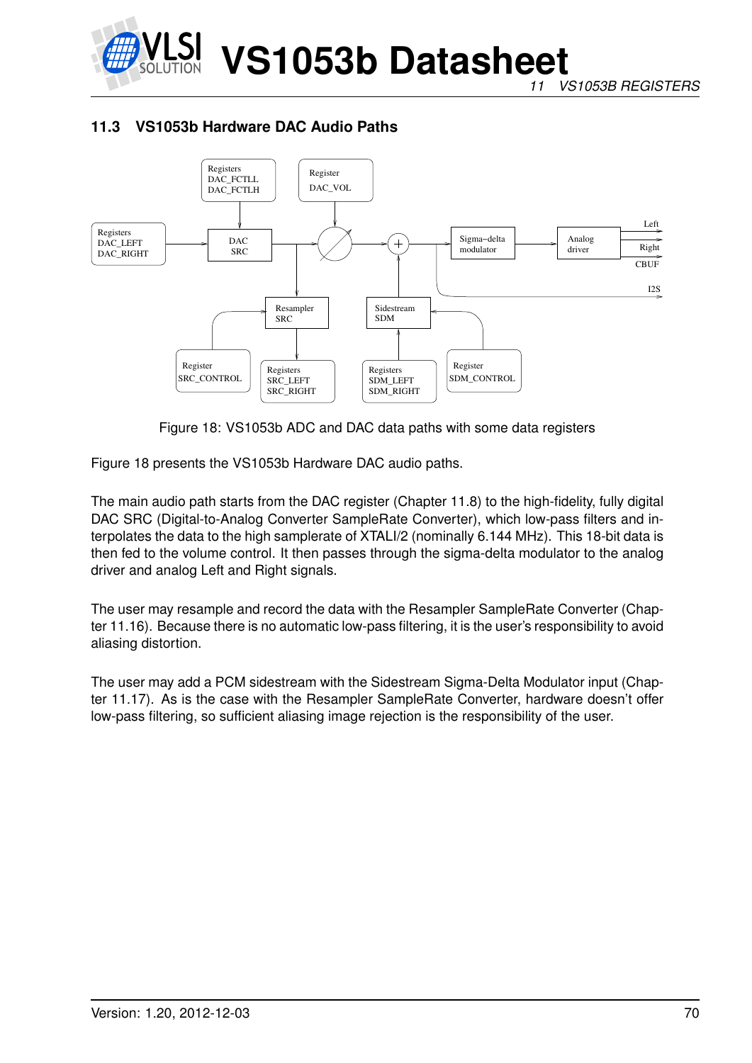## 11.3 VS1053b Hardware DAC Audio Paths

Figure 18: VS1053b ADC and DAC data paths with some data registers

Figure 18 presents the VS1053b Hardware DAC audio paths.

The main audio path starts from the DAC register (Chapter 11.8) to the high-fidelity, fully digital DAC SRC (Digital-to-Analog Converter SampleRate Converter), which low-pass filters and interpolates the data to the high samplerate of XTALI/2 (nominally 6.144 MHz). This 18-bit data is then fed to the volume control. It then passes through the sigma-delta modulator to the analog driver and analog Left and Right signals.

The user may resample and record the data with the Resampler SampleRate Converter (Chapter 11.16). Because there is no automatic low-pass filtering, it is the user's responsibility to avoid aliasing distortion.

The user may add a PCM sidestream with the Sidestream Sigma-Delta Modulator input (Chapter 11.17). As is the case with the Resampler SampleRate Converter, hardware doesn't offer low-pass filtering, so sufficient aliasing image rejection is the responsibility of the user.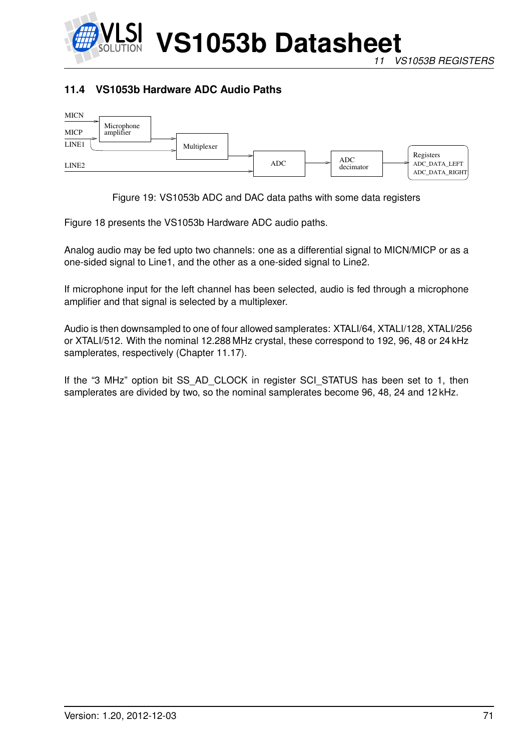## 11.4 VS1053b Hardware ADC Audio Paths

MICN
MICP
LINE1
LINE2

Microphone amplifier

Multiplexer

ADC

ADC decimator

Registers
ADC_DATA_LEFT
ADC_DATA_RIGHT

Figure 19: VS1053b ADC and DAC data paths with some data registers

Figure 18 presents the VS1053b Hardware ADC audio paths.

Analog audio may be fed upto two channels: one as a differential signal to MICN/MICP or as a one-sided signal to Line1, and the other as a one-sided signal to Line2.

If microphone input for the left channel has been selected, audio is fed through a microphone amplifier and that signal is selected by a multiplexer.

Audio is then downsampled to one of four allowed samplerates: XTALI/64, XTALI/128, XTALI/256 or XTALI/512. With the nominal 12.288 MHz crystal, these correspond to 192, 96, 48 or 24 kHz samplerates, respectively (Chapter 11.17).

If the "3 MHz" option bit SS_AD_CLOCK in register SCI_STATUS has been set to 1, then samplerates are divided by two, so the nominal samplerates become 96, 48, 24 and 12 kHz.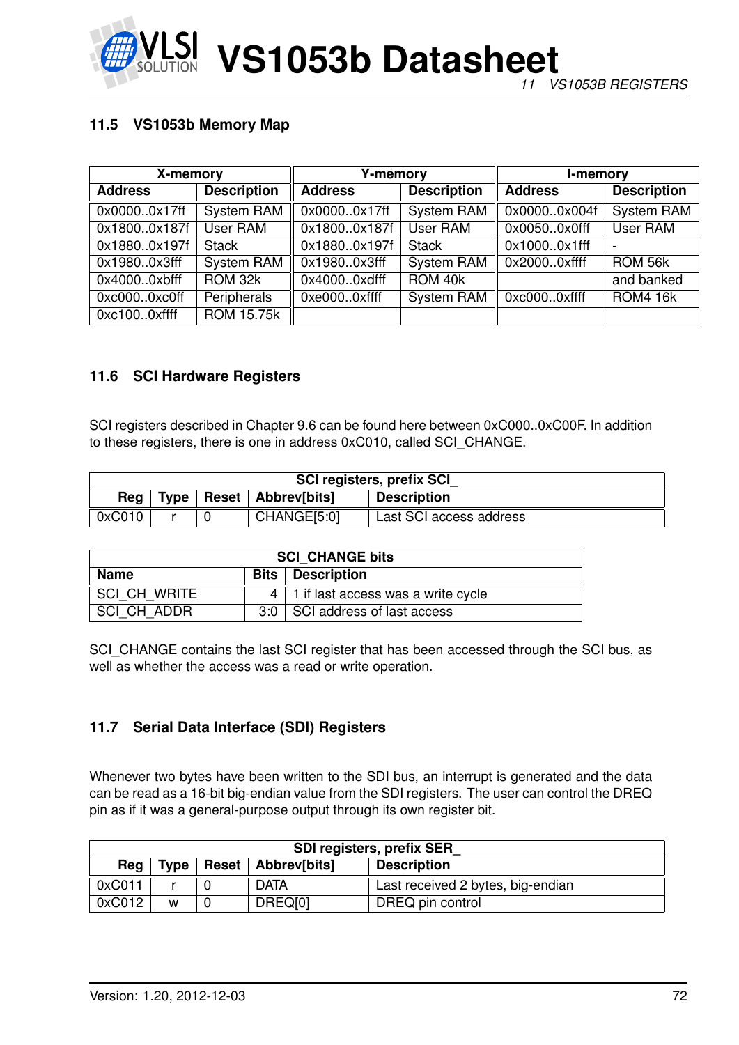## 11.5 VS1053b Memory Map

| X-memory | | Y-memory | | I-memory | |
|---|---|---|---|---|---|
| **Address** | **Description** | **Address** | **Description** | **Address** | **Description** |
| 0x0000..0x17ff | System RAM | 0x0000..0x17ff | System RAM | 0x0000..0x004f | System RAM |
| 0x1800..0x187f | User RAM | 0x1800..0x187f | User RAM | 0x0050..0x0fff | User RAM |
| 0x1880..0x197f | Stack | 0x1880..0x197f | Stack | 0x1000..0x1fff | - |
| 0x1980..0x3fff | System RAM | 0x1980..0x3fff | System RAM | 0x2000..0xffff | ROM 56k |
| 0x4000..0xbfff | ROM 32k | 0x4000..0xdfff | ROM 40k | | and banked |
| 0xc000..0xc0ff | Peripherals | 0xe000..0xffff | System RAM | 0xc000..0xffff | ROM4 16k |
| 0xc100..0xffff | ROM 15.75k | | | | |

## 11.6 SCI Hardware Registers

SCI registers described in Chapter 9.6 can be found here between 0xC000..0xC00F. In addition to these registers, there is one in address 0xC010, called SCI_CHANGE.

| SCI registers, prefix SCI_ | | | | |
|---|---|---|---|---|
| **Reg** | **Type** | **Reset** | **Abbrev[bits]** | **Description** |
| 0xC010 | r | 0 | CHANGE[5:0] | Last SCI access address |

| SCI_CHANGE bits | | |
|---|---|---|
| **Name** | **Bits** | **Description** |
| SCI_CH_WRITE | 4 | 1 if last access was a write cycle |
| SCI_CH_ADDR | 3:0 | SCI address of last access |

SCI_CHANGE contains the last SCI register that has been accessed through the SCI bus, as well as whether the access was a read or write operation.

## 11.7 Serial Data Interface (SDI) Registers

Whenever two bytes have been written to the SDI bus, an interrupt is generated and the data can be read as a 16-bit big-endian value from the SDI registers. The user can control the DREQ pin as if it was a general-purpose output through its own register bit.

| SDI registers, prefix SER_ | | | | |
|---|---|---|---|---|
| **Reg** | **Type** | **Reset** | **Abbrev[bits]** | **Description** |
| 0xC011 | r | 0 | DATA | Last received 2 bytes, big-endian |
| 0xC012 | w | 0 | DREQ[0] | DREQ pin control |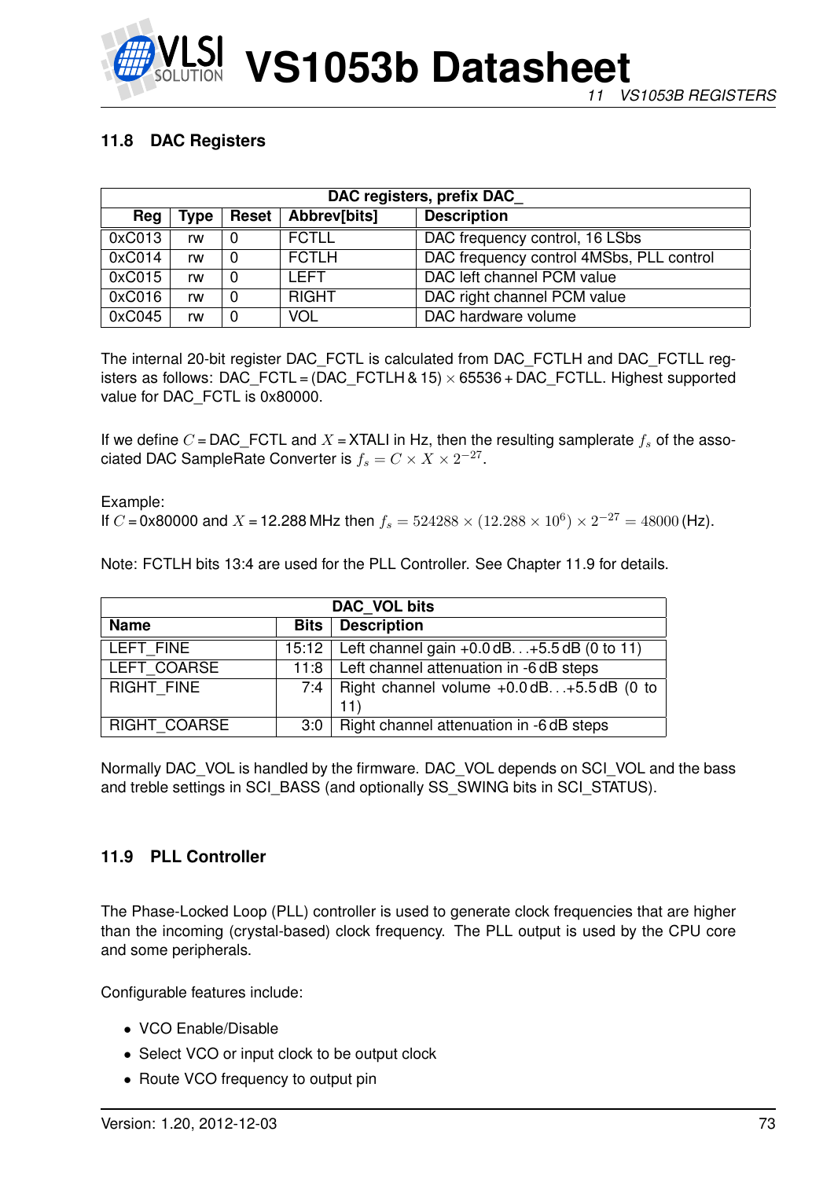## 11.8 DAC Registers

| DAC registers, prefix DAC_ | | | | |
|---|---|---|---|---|
| Reg | Type | Reset | Abbrev[bits] | Description |
| 0xC013 | rw | 0 | FCTLL | DAC frequency control, 16 LSbs |
| 0xC014 | rw | 0 | FCTLH | DAC frequency control 4MSbs, PLL control |
| 0xC015 | rw | 0 | LEFT | DAC left channel PCM value |
| 0xC016 | rw | 0 | RIGHT | DAC right channel PCM value |
| 0xC045 | rw | 0 | VOL | DAC hardware volume |

The internal 20-bit register DAC_FCTL is calculated from DAC_FCTLH and DAC_FCTLL registers as follows: DAC_FCTL = (DAC_FCTLH & 15) $\times$ 65536 + DAC_FCTLL. Highest supported value for DAC_FCTL is 0x80000.

If we define $C$ = DAC_FCTL and $X$ = XTALI in Hz, then the resulting samplerate $f_s$ of the associated DAC SampleRate Converter is $f_s = C \times X \times 2^{-27}$.

Example:
If $C$ = 0x80000 and $X$ = 12.288 MHz then $f_s = 524288 \times (12.288 \times 10^6) \times 2^{-27} = 48000$ (Hz).

Note: FCTLH bits 13:4 are used for the PLL Controller. See Chapter 11.9 for details.

| DAC_VOL bits | | |
|---|---|---|
| Name | Bits | Description |
| LEFT_FINE | 15:12 | Left channel gain +0.0 dB. . . +5.5 dB (0 to 11) |
| LEFT_COARSE | 11:8 | Left channel attenuation in -6 dB steps |
| RIGHT_FINE | 7:4 | Right channel volume +0.0 dB. . . +5.5 dB (0 to 11) |
| RIGHT_COARSE | 3:0 | Right channel attenuation in -6 dB steps |

Normally DAC_VOL is handled by the firmware. DAC_VOL depends on SCI_VOL and the bass and treble settings in SCI_BASS (and optionally SS_SWING bits in SCI_STATUS).

## 11.9 PLL Controller

The Phase-Locked Loop (PLL) controller is used to generate clock frequencies that are higher than the incoming (crystal-based) clock frequency. The PLL output is used by the CPU core and some peripherals.

Configurable features include:

- VCO Enable/Disable
- Select VCO or input clock to be output clock
- Route VCO frequency to output pin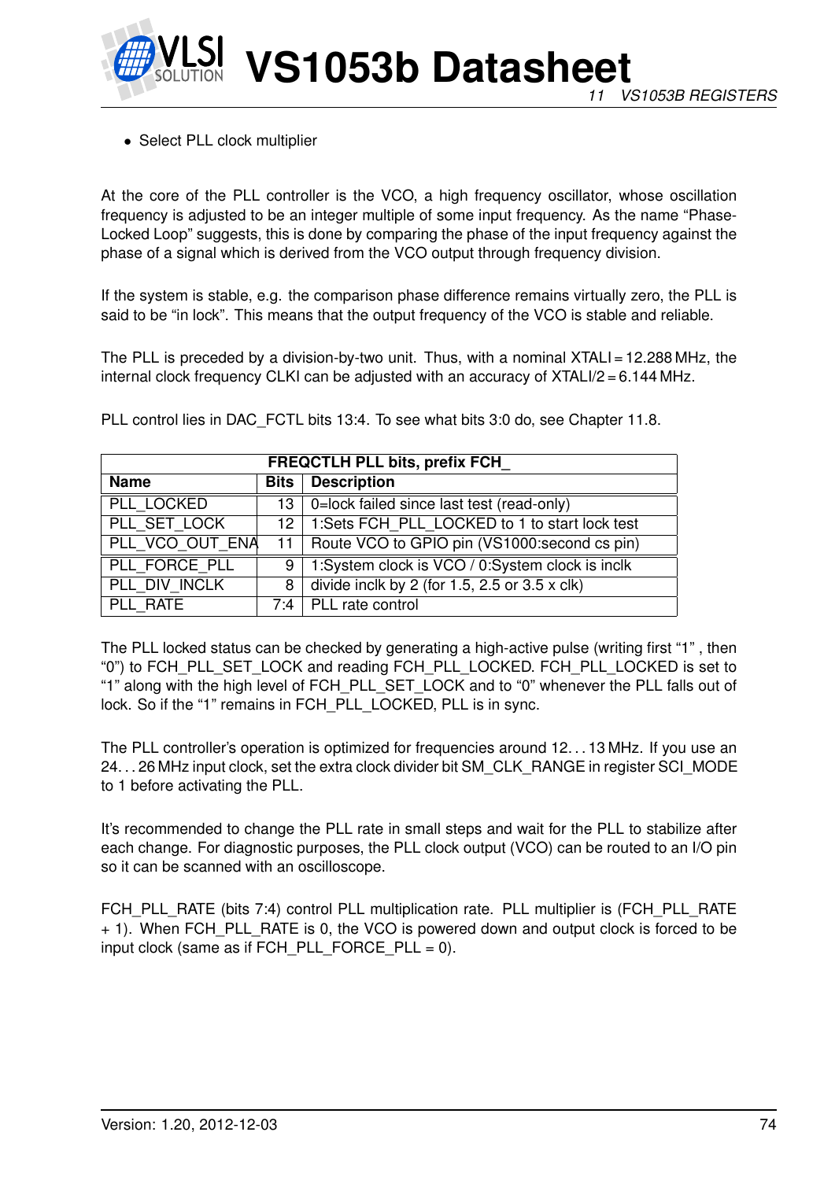- Select PLL clock multiplier

At the core of the PLL controller is the VCO, a high frequency oscillator, whose oscillation frequency is adjusted to be an integer multiple of some input frequency. As the name "Phase-Locked Loop" suggests, this is done by comparing the phase of the input frequency against the phase of a signal which is derived from the VCO output through frequency division.

If the system is stable, e.g. the comparison phase difference remains virtually zero, the PLL is said to be "in lock". This means that the output frequency of the VCO is stable and reliable.

The PLL is preceded by a division-by-two unit. Thus, with a nominal XTALI = 12.288 MHz, the internal clock frequency CLKI can be adjusted with an accuracy of XTALI/2 = 6.144 MHz.

PLL control lies in DAC_FCTL bits 13:4. To see what bits 3:0 do, see Chapter 11.8.

| FREQCTLH PLL bits, prefix FCH_ | | |
|---|---|---|
| **Name** | **Bits** | **Description** |
| PLL_LOCKED | 13 | 0=lock failed since last test (read-only) |
| PLL_SET_LOCK | 12 | 1:Sets FCH_PLL_LOCKED to 1 to start lock test |
| PLL_VCO_OUT_ENA | 11 | Route VCO to GPIO pin (VS1000:second cs pin) |
| PLL_FORCE_PLL | 9 | 1:System clock is VCO / 0:System clock is inclk |
| PLL_DIV_INCLK | 8 | divide inclk by 2 (for 1.5, 2.5 or 3.5 x clk) |
| PLL_RATE | 7:4 | PLL rate control |

The PLL locked status can be checked by generating a high-active pulse (writing first "1" , then "0") to FCH_PLL_SET_LOCK and reading FCH_PLL_LOCKED. FCH_PLL_LOCKED is set to "1" along with the high level of FCH_PLL_SET_LOCK and to "0" whenever the PLL falls out of lock. So if the "1" remains in FCH_PLL_LOCKED, PLL is in sync.

The PLL controller's operation is optimized for frequencies around 12. . . 13 MHz. If you use an 24. . . 26 MHz input clock, set the extra clock divider bit SM_CLK_RANGE in register SCI_MODE to 1 before activating the PLL.

It's recommended to change the PLL rate in small steps and wait for the PLL to stabilize after each change. For diagnostic purposes, the PLL clock output (VCO) can be routed to an I/O pin so it can be scanned with an oscilloscope.

FCH_PLL_RATE (bits 7:4) control PLL multiplication rate. PLL multiplier is (FCH_PLL_RATE + 1). When FCH_PLL_RATE is 0, the VCO is powered down and output clock is forced to be input clock (same as if FCH_PLL_FORCE_PLL = 0).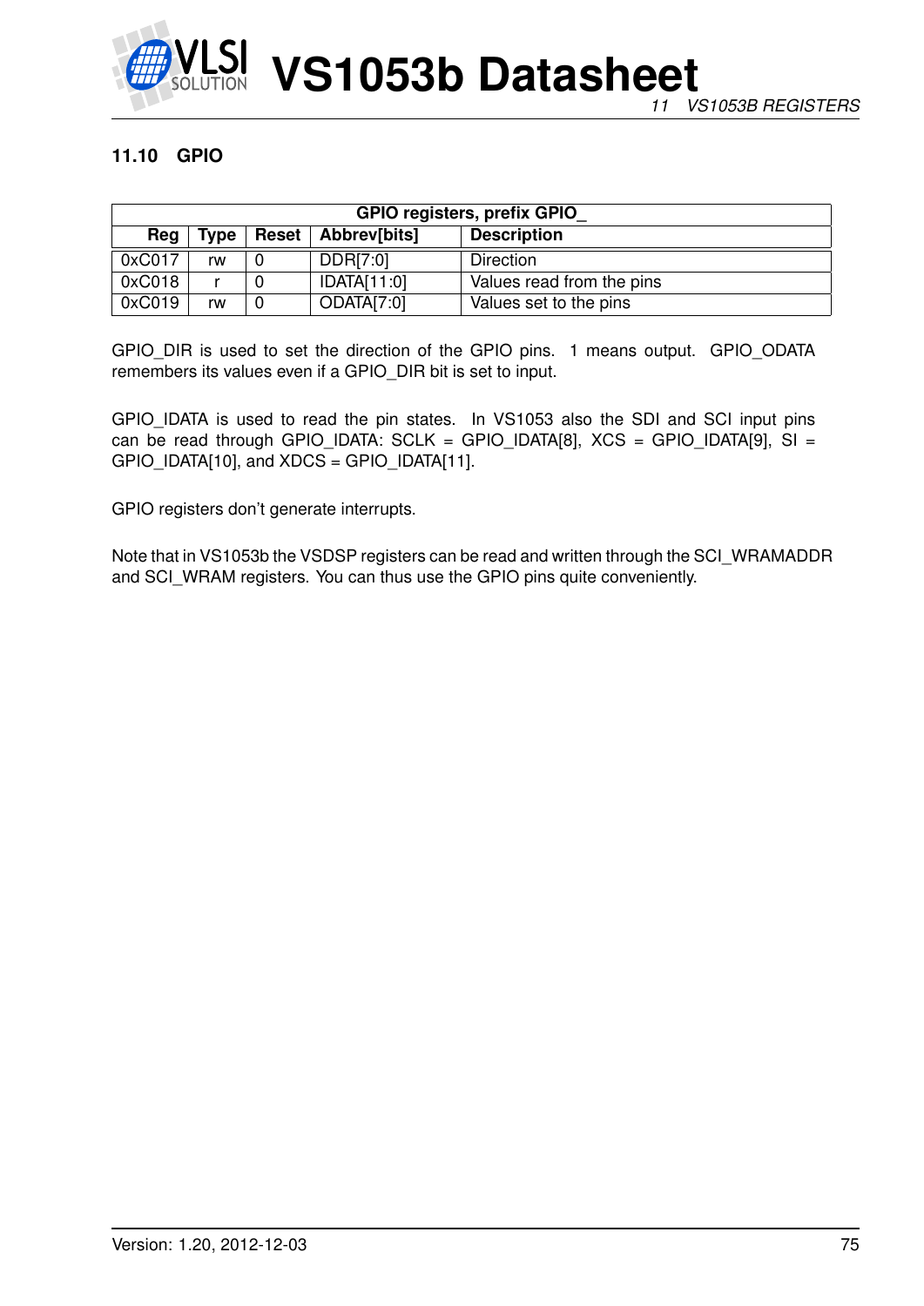### 11.10 GPIO

| GPIO registers, prefix GPIO_ | | | | |
|---|---|---|---|---|
| **Reg** | **Type** | **Reset** | **Abbrev[bits]** | **Description** |
| 0xC017 | rw | 0 | DDR[7:0] | Direction |
| 0xC018 | r | 0 | IDATA[11:0] | Values read from the pins |
| 0xC019 | rw | 0 | ODATA[7:0] | Values set to the pins |

GPIO_DIR is used to set the direction of the GPIO pins. 1 means output. GPIO_ODATA remembers its values even if a GPIO_DIR bit is set to input.

GPIO_IDATA is used to read the pin states. In VS1053 also the SDI and SCI input pins can be read through GPIO_IDATA: SCLK = GPIO_IDATA[8], XCS = GPIO_IDATA[9], SI = GPIO_IDATA[10], and XDCS = GPIO_IDATA[11].

GPIO registers don't generate interrupts.

Note that in VS1053b the VSDSP registers can be read and written through the SCI_WRAMADDR and SCI_WRAM registers. You can thus use the GPIO pins quite conveniently.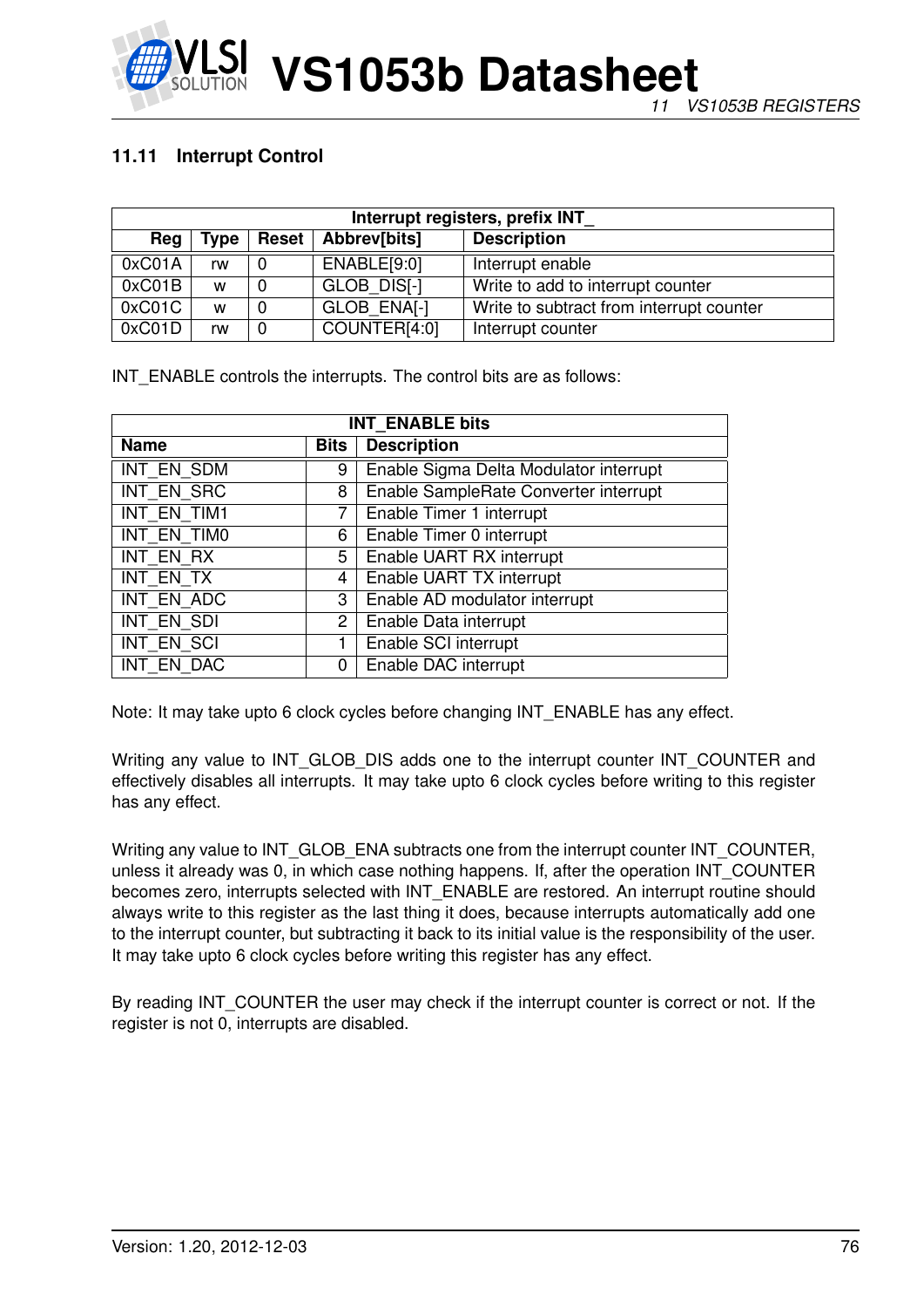### 11.11 Interrupt Control

| Interrupt registers, prefix INT_ | | | | |
|---|---|---|---|---|
| **Reg** | **Type** | **Reset** | **Abbrev[bits]** | **Description** |
| 0xC01A | rw | 0 | ENABLE[9:0] | Interrupt enable |
| 0xC01B | w | 0 | GLOB_DIS[-] | Write to add to interrupt counter |
| 0xC01C | w | 0 | GLOB_ENA[-] | Write to subtract from interrupt counter |
| 0xC01D | rw | 0 | COUNTER[4:0] | Interrupt counter |

INT_ENABLE controls the interrupts. The control bits are as follows:

| INT_ENABLE bits | | |
|---|---|---|
| **Name** | **Bits** | **Description** |
| INT_EN_SDM | 9 | Enable Sigma Delta Modulator interrupt |
| INT_EN_SRC | 8 | Enable SampleRate Converter interrupt |
| INT_EN_TIM1 | 7 | Enable Timer 1 interrupt |
| INT_EN_TIM0 | 6 | Enable Timer 0 interrupt |
| INT_EN_RX | 5 | Enable UART RX interrupt |
| INT_EN_TX | 4 | Enable UART TX interrupt |
| INT_EN_ADC | 3 | Enable AD modulator interrupt |
| INT_EN_SDI | 2 | Enable Data interrupt |
| INT_EN_SCI | 1 | Enable SCI interrupt |
| INT_EN_DAC | 0 | Enable DAC interrupt |

Note: It may take upto 6 clock cycles before changing INT_ENABLE has any effect.

Writing any value to INT_GLOB_DIS adds one to the interrupt counter INT_COUNTER and effectively disables all interrupts. It may take upto 6 clock cycles before writing to this register has any effect.

Writing any value to INT_GLOB_ENA subtracts one from the interrupt counter INT_COUNTER, unless it already was 0, in which case nothing happens. If, after the operation INT_COUNTER becomes zero, interrupts selected with INT_ENABLE are restored. An interrupt routine should always write to this register as the last thing it does, because interrupts automatically add one to the interrupt counter, but subtracting it back to its initial value is the responsibility of the user. It may take upto 6 clock cycles before writing this register has any effect.

By reading INT_COUNTER the user may check if the interrupt counter is correct or not. If the register is not 0, interrupts are disabled.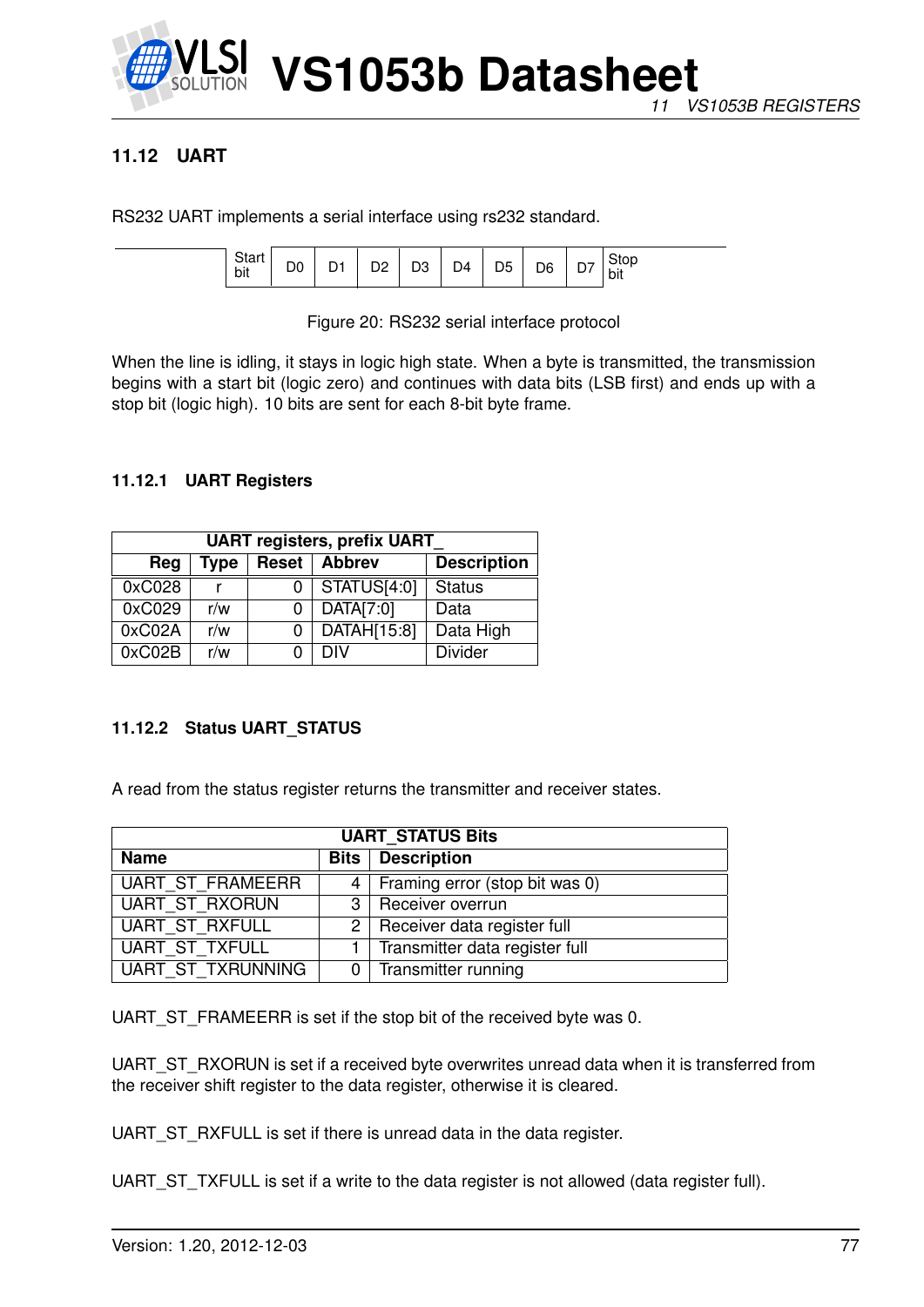## 11.12 UART

RS232 UART implements a serial interface using rs232 standard.

| Start bit | D0 | D1 | D2 | D3 | D4 | D5 | D6 | D7 | Stop bit |
|---|---|---|---|---|---|---|---|---|---|

Figure 20: RS232 serial interface protocol

When the line is idling, it stays in logic high state. When a byte is transmitted, the transmission begins with a start bit (logic zero) and continues with data bits (LSB first) and ends up with a stop bit (logic high). 10 bits are sent for each 8-bit byte frame.

### 11.12.1 UART Registers

| UART registers, prefix UART_ | | | | |
|---|---|---|---|---|
| **Reg** | **Type** | **Reset** | **Abbrev** | **Description** |
| 0xC028 | r | 0 | STATUS[4:0] | Status |
| 0xC029 | r/w | 0 | DATA[7:0] | Data |
| 0xC02A | r/w | 0 | DATAH[15:8] | Data High |
| 0xC02B | r/w | 0 | DIV | Divider |

### 11.12.2 Status UART_STATUS

A read from the status register returns the transmitter and receiver states.

| UART_STATUS Bits | | |
|---|---|---|
| **Name** | **Bits** | **Description** |
| UART_ST_FRAMEERR | 4 | Framing error (stop bit was 0) |
| UART_ST_RXORUN | 3 | Receiver overrun |
| UART_ST_RXFULL | 2 | Receiver data register full |
| UART_ST_TXFULL | 1 | Transmitter data register full |
| UART_ST_TXRUNNING | 0 | Transmitter running |

UART_ST_FRAMEERR is set if the stop bit of the received byte was 0.

UART_ST_RXORUN is set if a received byte overwrites unread data when it is transferred from the receiver shift register to the data register, otherwise it is cleared.

UART_ST_RXFULL is set if there is unread data in the data register.

UART_ST_TXFULL is set if a write to the data register is not allowed (data register full).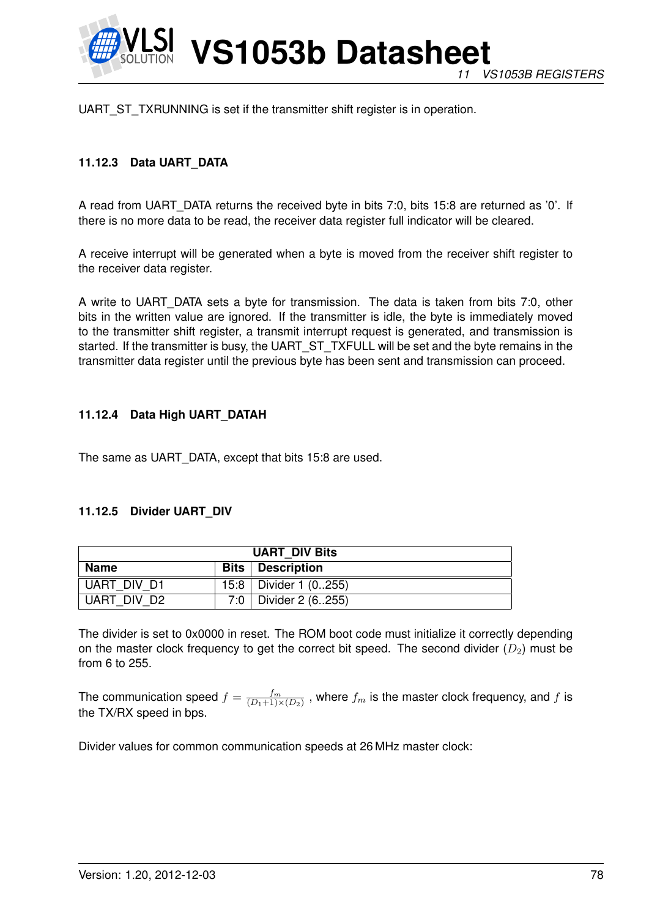UART_ST_TXRUNNING is set if the transmitter shift register is in operation.

### 11.12.3 Data UART_DATA

A read from UART_DATA returns the received byte in bits 7:0, bits 15:8 are returned as '0'. If there is no more data to be read, the receiver data register full indicator will be cleared.

A receive interrupt will be generated when a byte is moved from the receiver shift register to the receiver data register.

A write to UART_DATA sets a byte for transmission. The data is taken from bits 7:0, other bits in the written value are ignored. If the transmitter is idle, the byte is immediately moved to the transmitter shift register, a transmit interrupt request is generated, and transmission is started. If the transmitter is busy, the UART_ST_TXFULL will be set and the byte remains in the transmitter data register until the previous byte has been sent and transmission can proceed.

### 11.12.4 Data High UART_DATAH

The same as UART_DATA, except that bits 15:8 are used.

### 11.12.5 Divider UART_DIV

| UART_DIV Bits | | |
|---|---|---|
| **Name** | **Bits** | **Description** |
| UART_DIV_D1 | 15:8 | Divider 1 (0..255) |
| UART_DIV_D2 | 7:0 | Divider 2 (6..255) |

The divider is set to 0x0000 in reset. The ROM boot code must initialize it correctly depending on the master clock frequency to get the correct bit speed. The second divider ($D_2$) must be from 6 to 255.

The communication speed $f = \frac{f_m}{(D_1+1)\times(D_2)}$ , where $f_m$ is the master clock frequency, and $f$ is the TX/RX speed in bps.

Divider values for common communication speeds at 26 MHz master clock: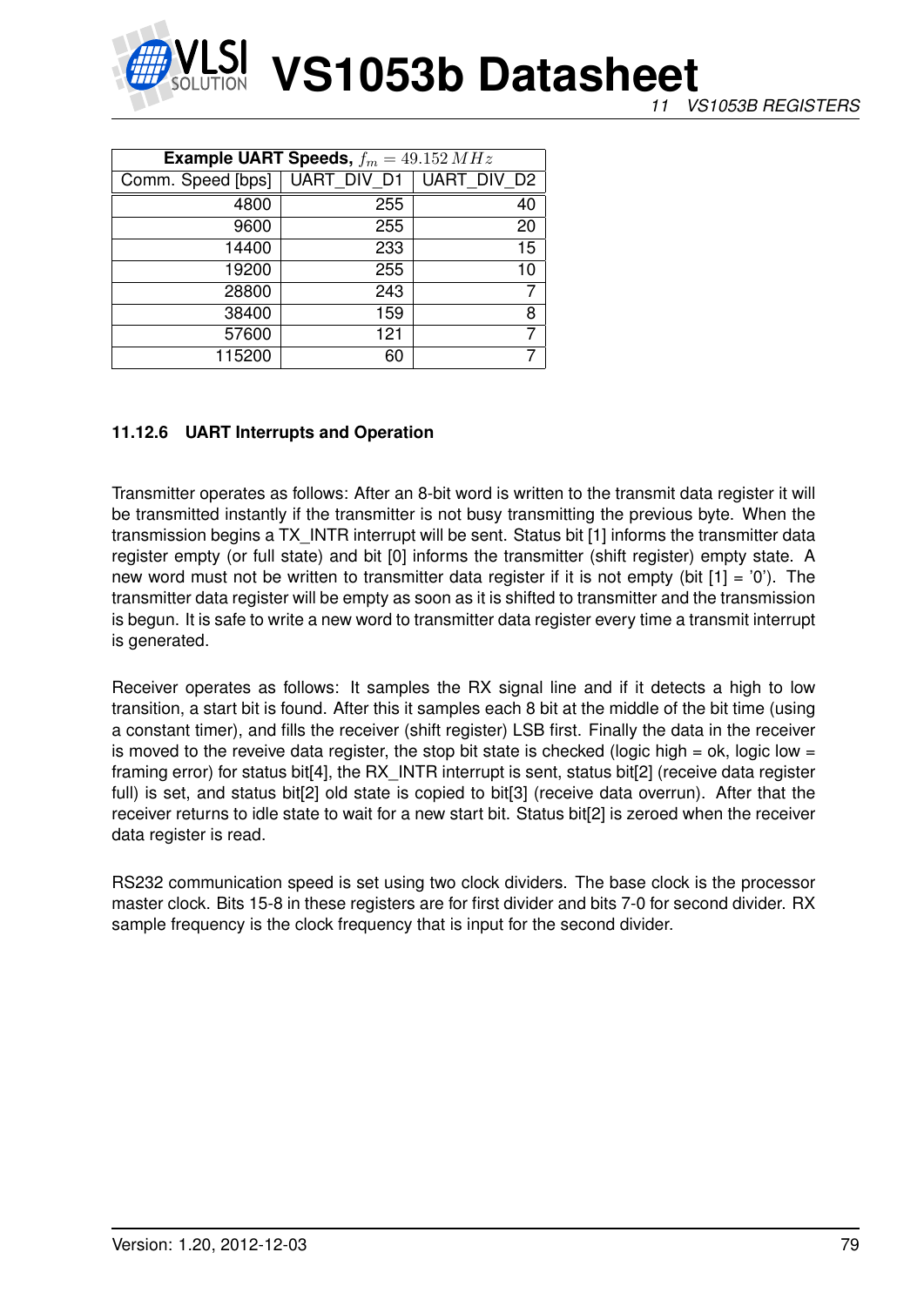| Example UART Speeds, $f_m = 49.152\,MHz$ | | |
|---|---|---|
| Comm. Speed [bps] | UART_DIV_D1 | UART_DIV_D2 |
| 4800 | 255 | 40 |
| 9600 | 255 | 20 |
| 14400 | 233 | 15 |
| 19200 | 255 | 10 |
| 28800 | 243 | 7 |
| 38400 | 159 | 8 |
| 57600 | 121 | 7 |
| 115200 | 60 | 7 |

### 11.12.6 UART Interrupts and Operation

Transmitter operates as follows: After an 8-bit word is written to the transmit data register it will be transmitted instantly if the transmitter is not busy transmitting the previous byte. When the transmission begins a TX_INTR interrupt will be sent. Status bit [1] informs the transmitter data register empty (or full state) and bit [0] informs the transmitter (shift register) empty state. A new word must not be written to transmitter data register if it is not empty (bit [1] = '0'). The transmitter data register will be empty as soon as it is shifted to transmitter and the transmission is begun. It is safe to write a new word to transmitter data register every time a transmit interrupt is generated.

Receiver operates as follows: It samples the RX signal line and if it detects a high to low transition, a start bit is found. After this it samples each 8 bit at the middle of the bit time (using a constant timer), and fills the receiver (shift register) LSB first. Finally the data in the receiver is moved to the reveive data register, the stop bit state is checked (logic high = ok, logic low = framing error) for status bit[4], the RX_INTR interrupt is sent, status bit[2] (receive data register full) is set, and status bit[2] old state is copied to bit[3] (receive data overrun). After that the receiver returns to idle state to wait for a new start bit. Status bit[2] is zeroed when the receiver data register is read.

RS232 communication speed is set using two clock dividers. The base clock is the processor master clock. Bits 15-8 in these registers are for first divider and bits 7-0 for second divider. RX sample frequency is the clock frequency that is input for the second divider.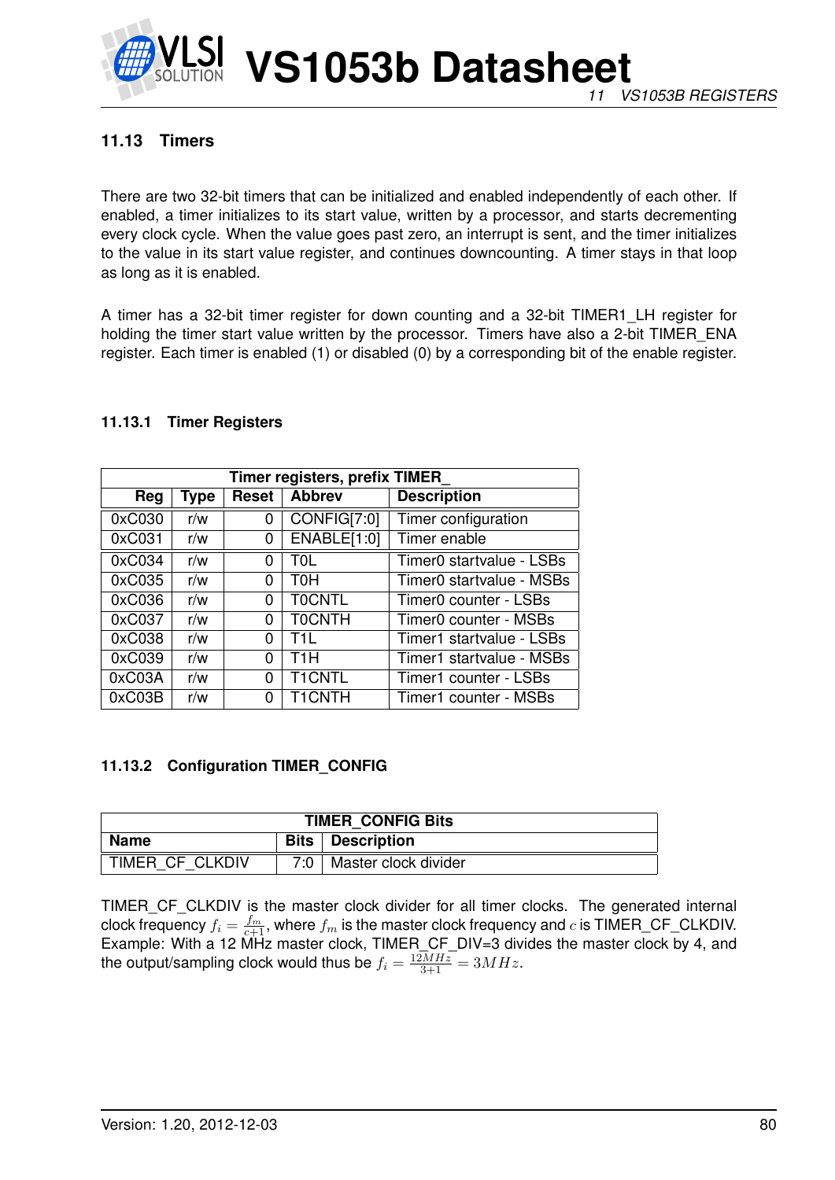### 11.13 Timers

There are two 32-bit timers that can be initialized and enabled independently of each other. If enabled, a timer initializes to its start value, written by a processor, and starts decrementing every clock cycle. When the value goes past zero, an interrupt is sent, and the timer initializes to the value in its start value register, and continues downcounting. A timer stays in that loop as long as it is enabled.

A timer has a 32-bit timer register for down counting and a 32-bit TIMER1_LH register for holding the timer start value written by the processor. Timers have also a 2-bit TIMER_ENA register. Each timer is enabled (1) or disabled (0) by a corresponding bit of the enable register.

#### 11.13.1 Timer Registers

| Timer registers, prefix TIMER_ | | | | |
|---|---|---|---|---|
| **Reg** | **Type** | **Reset** | **Abbrev** | **Description** |
| 0xC030 | r/w | 0 | CONFIG[7:0] | Timer configuration |
| 0xC031 | r/w | 0 | ENABLE[1:0] | Timer enable |
| 0xC034 | r/w | 0 | T0L | Timer0 startvalue - LSBs |
| 0xC035 | r/w | 0 | T0H | Timer0 startvalue - MSBs |
| 0xC036 | r/w | 0 | T0CNTL | Timer0 counter - LSBs |
| 0xC037 | r/w | 0 | T0CNTH | Timer0 counter - MSBs |
| 0xC038 | r/w | 0 | T1L | Timer1 startvalue - LSBs |
| 0xC039 | r/w | 0 | T1H | Timer1 startvalue - MSBs |
| 0xC03A | r/w | 0 | T1CNTL | Timer1 counter - LSBs |
| 0xC03B | r/w | 0 | T1CNTH | Timer1 counter - MSBs |

#### 11.13.2 Configuration TIMER_CONFIG

| TIMER_CONFIG Bits | | |
|---|---|---|
| **Name** | **Bits** | **Description** |
| TIMER_CF_CLKDIV | 7:0 | Master clock divider |

TIMER_CF_CLKDIV is the master clock divider for all timer clocks. The generated internal clock frequency $f_i = \frac{f_m}{c+1}$, where $f_m$ is the master clock frequency and $c$ is TIMER_CF_CLKDIV. Example: With a 12 MHz master clock, TIMER_CF_DIV=3 divides the master clock by 4, and the output/sampling clock would thus be $f_i = \frac{12MHz}{3+1} = 3MHz$.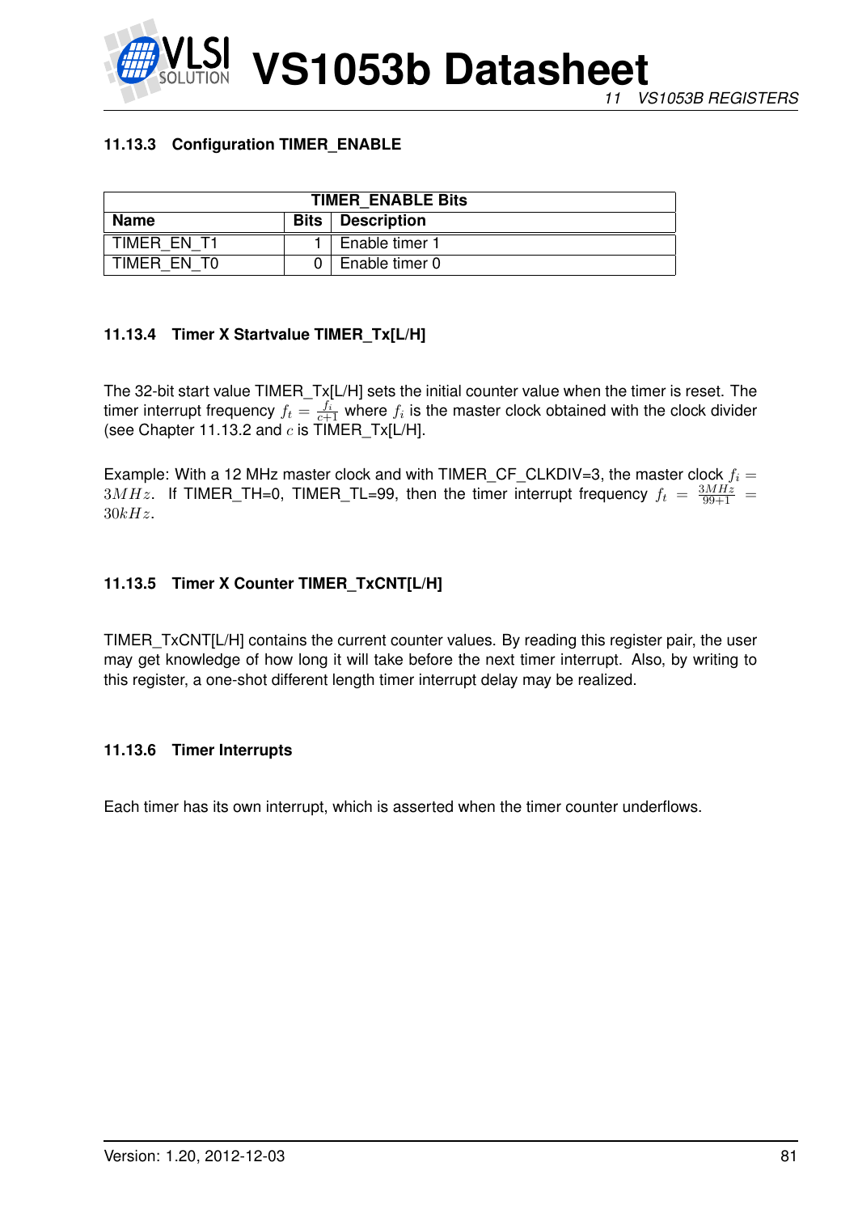### 11.13.3 Configuration TIMER_ENABLE

| TIMER_ENABLE Bits | | |
|---|---|---|
| **Name** | **Bits** | **Description** |
| TIMER_EN_T1 | 1 | Enable timer 1 |
| TIMER_EN_T0 | 0 | Enable timer 0 |

### 11.13.4 Timer X Startvalue TIMER_Tx[L/H]

The 32-bit start value TIMER_Tx[L/H] sets the initial counter value when the timer is reset. The timer interrupt frequency $f_t = \frac{f_i}{c+1}$ where $f_i$ is the master clock obtained with the clock divider (see Chapter 11.13.2 and $c$ is TIMER_Tx[L/H].

Example: With a 12 MHz master clock and with TIMER_CF_CLKDIV=3, the master clock $f_i = 3MHz$. If TIMER_TH=0, TIMER_TL=99, then the timer interrupt frequency $f_t = \frac{3MHz}{99+1} = 30kHz$.

### 11.13.5 Timer X Counter TIMER_TxCNT[L/H]

TIMER_TxCNT[L/H] contains the current counter values. By reading this register pair, the user may get knowledge of how long it will take before the next timer interrupt. Also, by writing to this register, a one-shot different length timer interrupt delay may be realized.

### 11.13.6 Timer Interrupts

Each timer has its own interrupt, which is asserted when the timer counter underflows.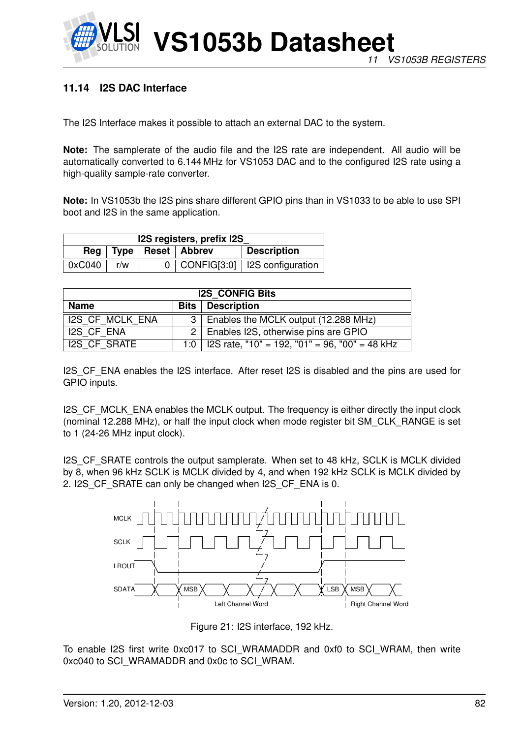### 11.14 I2S DAC Interface

The I2S Interface makes it possible to attach an external DAC to the system.

**Note:** The samplerate of the audio file and the I2S rate are independent. All audio will be automatically converted to 6.144 MHz for VS1053 DAC and to the configured I2S rate using a high-quality sample-rate converter.

**Note:** In VS1053b the I2S pins share different GPIO pins than in VS1033 to be able to use SPI boot and I2S in the same application.

| I2S registers, prefix I2S_ | | | | |
|---|---|---|---|---|
| **Reg** | **Type** | **Reset** | **Abbrev** | **Description** |
| 0xC040 | r/w | 0 | CONFIG[3:0] | I2S configuration |

| I2S_CONFIG Bits | | |
|---|---|---|
| **Name** | **Bits** | **Description** |
| I2S_CF_MCLK_ENA | 3 | Enables the MCLK output (12.288 MHz) |
| I2S_CF_ENA | 2 | Enables I2S, otherwise pins are GPIO |
| I2S_CF_SRATE | 1:0 | I2S rate, "10" = 192, "01" = 96, "00" = 48 kHz |

I2S_CF_ENA enables the I2S interface. After reset I2S is disabled and the pins are used for GPIO inputs.

I2S_CF_MCLK_ENA enables the MCLK output. The frequency is either directly the input clock (nominal 12.288 MHz), or half the input clock when mode register bit SM_CLK_RANGE is set to 1 (24-26 MHz input clock).

I2S_CF_SRATE controls the output samplerate. When set to 48 kHz, SCLK is MCLK divided by 8, when 96 kHz SCLK is MCLK divided by 4, and when 192 kHz SCLK is MCLK divided by 2. I2S_CF_SRATE can only be changed when I2S_CF_ENA is 0.

Figure 21: I2S interface, 192 kHz.

To enable I2S first write 0xc017 to SCI_WRAMADDR and 0xf0 to SCI_WRAM, then write 0xc040 to SCI_WRAMADDR and 0x0c to SCI_WRAM.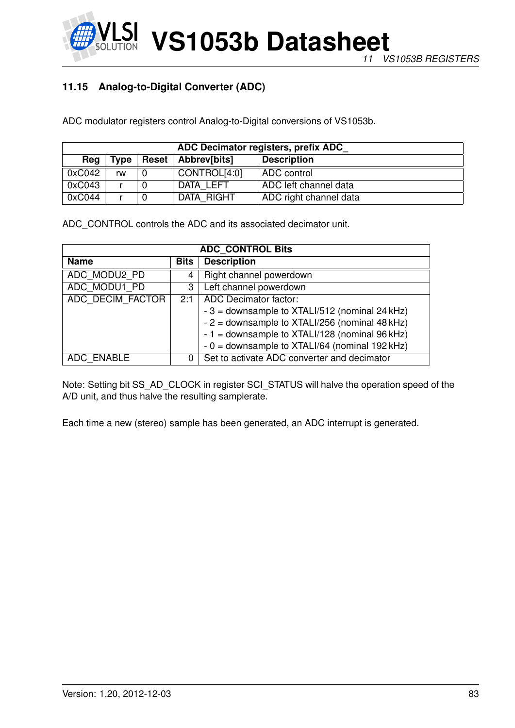### 11.15 Analog-to-Digital Converter (ADC)

ADC modulator registers control Analog-to-Digital conversions of VS1053b.

| ADC Decimator registers, prefix ADC_ | | | | |
|---|---|---|---|---|
| **Reg** | **Type** | **Reset** | **Abbrev[bits]** | **Description** |
| 0xC042 | rw | 0 | CONTROL[4:0] | ADC control |
| 0xC043 | r | 0 | DATA_LEFT | ADC left channel data |
| 0xC044 | r | 0 | DATA_RIGHT | ADC right channel data |

ADC_CONTROL controls the ADC and its associated decimator unit.

| ADC_CONTROL Bits | | |
|---|---|---|
| **Name** | **Bits** | **Description** |
| ADC_MODU2_PD | 4 | Right channel powerdown |
| ADC_MODU1_PD | 3 | Left channel powerdown |
| ADC_DECIM_FACTOR | 2:1 | ADC Decimator factor:<br>- 3 = downsample to XTALI/512 (nominal 24 kHz)<br>- 2 = downsample to XTALI/256 (nominal 48 kHz)<br>- 1 = downsample to XTALI/128 (nominal 96 kHz)<br>- 0 = downsample to XTALI/64 (nominal 192 kHz) |
| ADC_ENABLE | 0 | Set to activate ADC converter and decimator |

Note: Setting bit SS_AD_CLOCK in register SCI_STATUS will halve the operation speed of the A/D unit, and thus halve the resulting samplerate.

Each time a new (stereo) sample has been generated, an ADC interrupt is generated.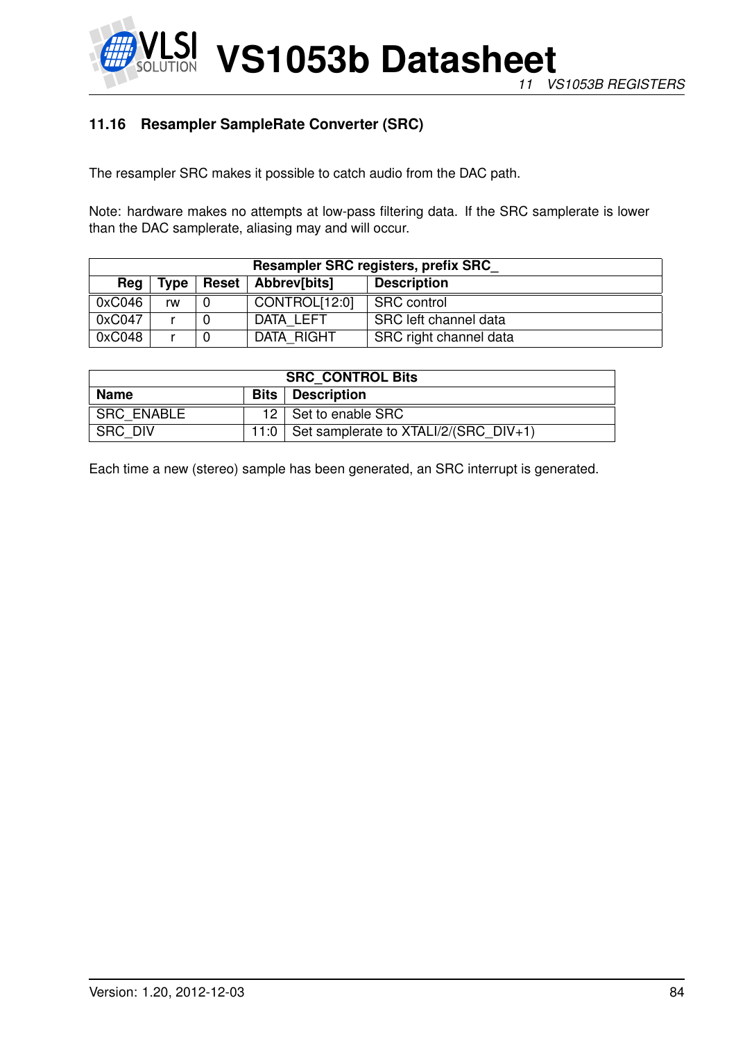### 11.16 Resampler SampleRate Converter (SRC)

The resampler SRC makes it possible to catch audio from the DAC path.

Note: hardware makes no attempts at low-pass filtering data. If the SRC samplerate is lower than the DAC samplerate, aliasing may and will occur.

| Resampler SRC registers, prefix SRC_ | | | | |
|---|---|---|---|---|
| **Reg** | **Type** | **Reset** | **Abbrev[bits]** | **Description** |
| 0xC046 | rw | 0 | CONTROL[12:0] | SRC control |
| 0xC047 | r | 0 | DATA_LEFT | SRC left channel data |
| 0xC048 | r | 0 | DATA_RIGHT | SRC right channel data |

| SRC_CONTROL Bits | | |
|---|---|---|
| **Name** | **Bits** | **Description** |
| SRC_ENABLE | 12 | Set to enable SRC |
| SRC_DIV | 11:0 | Set samplerate to XTALI/2/(SRC_DIV+1) |

Each time a new (stereo) sample has been generated, an SRC interrupt is generated.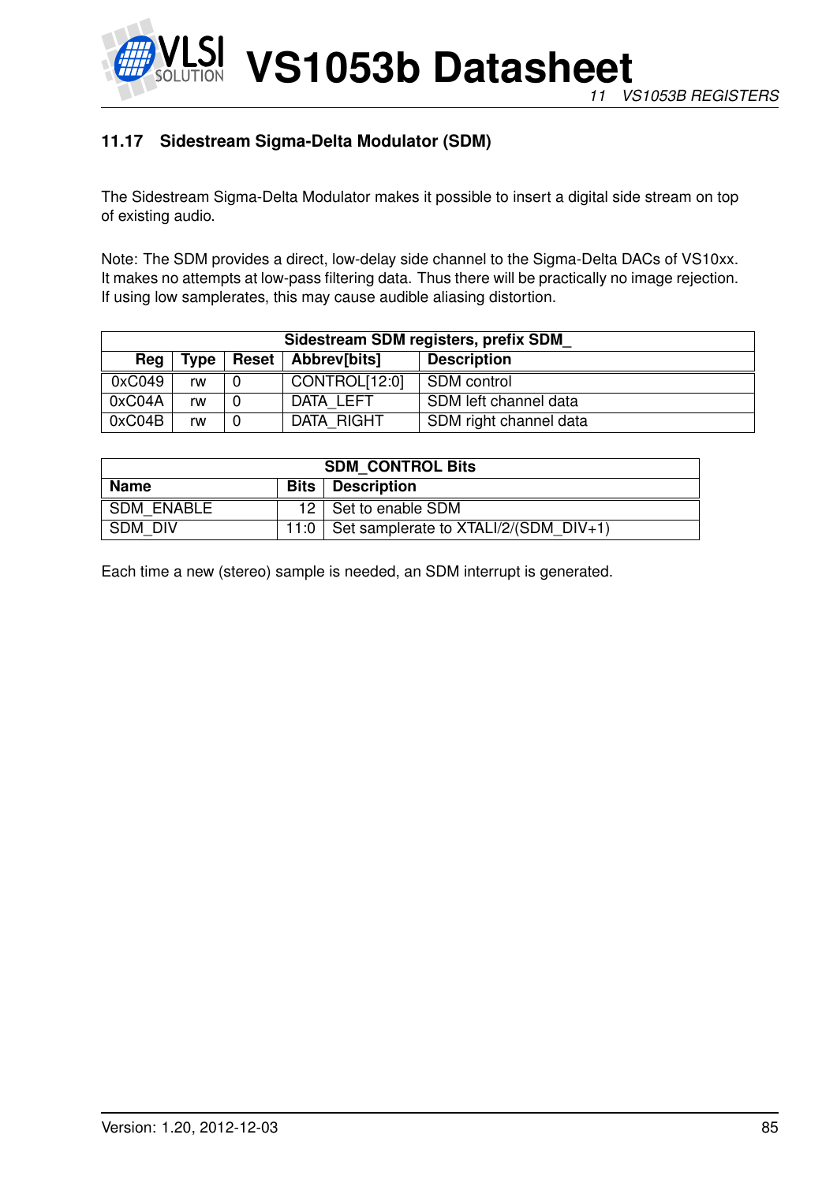## 11.17 Sidestream Sigma-Delta Modulator (SDM)

The Sidestream Sigma-Delta Modulator makes it possible to insert a digital side stream on top of existing audio.

Note: The SDM provides a direct, low-delay side channel to the Sigma-Delta DACs of VS10xx. It makes no attempts at low-pass filtering data. Thus there will be practically no image rejection. If using low samplerates, this may cause audible aliasing distortion.

| Sidestream SDM registers, prefix SDM_ | | | | |
|---|---|---|---|---|
| **Reg** | **Type** | **Reset** | **Abbrev[bits]** | **Description** |
| 0xC049 | rw | 0 | CONTROL[12:0] | SDM control |
| 0xC04A | rw | 0 | DATA_LEFT | SDM left channel data |
| 0xC04B | rw | 0 | DATA_RIGHT | SDM right channel data |

| SDM_CONTROL Bits | | |
|---|---|---|
| **Name** | **Bits** | **Description** |
| SDM_ENABLE | 12 | Set to enable SDM |
| SDM_DIV | 11:0 | Set samplerate to XTALI/2/(SDM_DIV+1) |

Each time a new (stereo) sample is needed, an SDM interrupt is generated.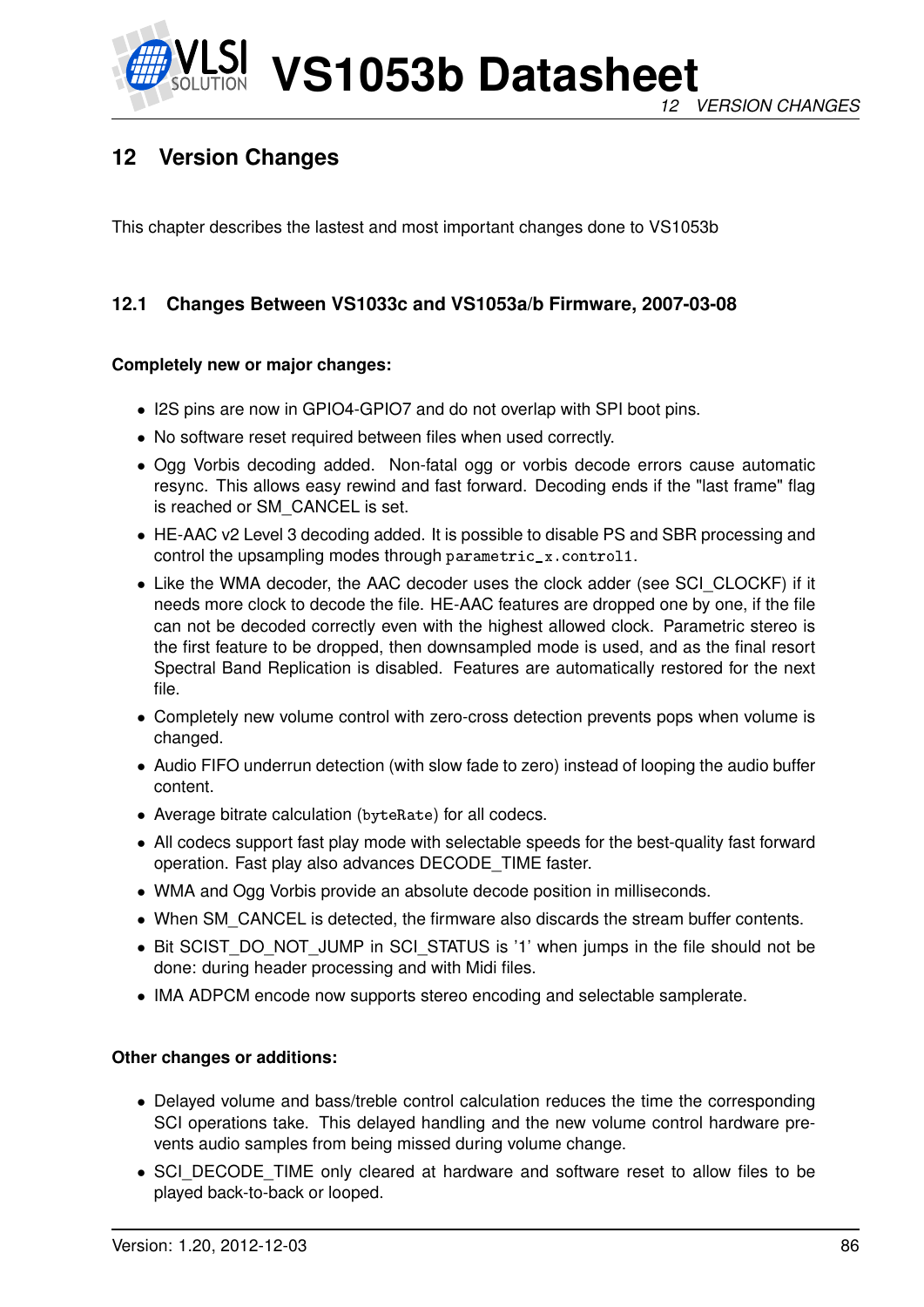# 12 Version Changes

This chapter describes the lastest and most important changes done to VS1053b

## 12.1 Changes Between VS1033c and VS1053a/b Firmware, 2007-03-08

**Completely new or major changes:**

- I2S pins are now in GPIO4-GPIO7 and do not overlap with SPI boot pins.
- No software reset required between files when used correctly.
- Ogg Vorbis decoding added. Non-fatal ogg or vorbis decode errors cause automatic resync. This allows easy rewind and fast forward. Decoding ends if the "last frame" flag is reached or SM_CANCEL is set.
- HE-AAC v2 Level 3 decoding added. It is possible to disable PS and SBR processing and control the upsampling modes through `parametric_x.control1`.
- Like the WMA decoder, the AAC decoder uses the clock adder (see SCI_CLOCKF) if it needs more clock to decode the file. HE-AAC features are dropped one by one, if the file can not be decoded correctly even with the highest allowed clock. Parametric stereo is the first feature to be dropped, then downsampled mode is used, and as the final resort Spectral Band Replication is disabled. Features are automatically restored for the next file.
- Completely new volume control with zero-cross detection prevents pops when volume is changed.
- Audio FIFO underrun detection (with slow fade to zero) instead of looping the audio buffer content.
- Average bitrate calculation (`byteRate`) for all codecs.
- All codecs support fast play mode with selectable speeds for the best-quality fast forward operation. Fast play also advances DECODE_TIME faster.
- WMA and Ogg Vorbis provide an absolute decode position in milliseconds.
- When SM_CANCEL is detected, the firmware also discards the stream buffer contents.
- Bit SCIST_DO_NOT_JUMP in SCI_STATUS is '1' when jumps in the file should not be done: during header processing and with Midi files.
- IMA ADPCM encode now supports stereo encoding and selectable samplerate.

**Other changes or additions:**

- Delayed volume and bass/treble control calculation reduces the time the corresponding SCI operations take. This delayed handling and the new volume control hardware prevents audio samples from being missed during volume change.
- SCI_DECODE_TIME only cleared at hardware and software reset to allow files to be played back-to-back or looped.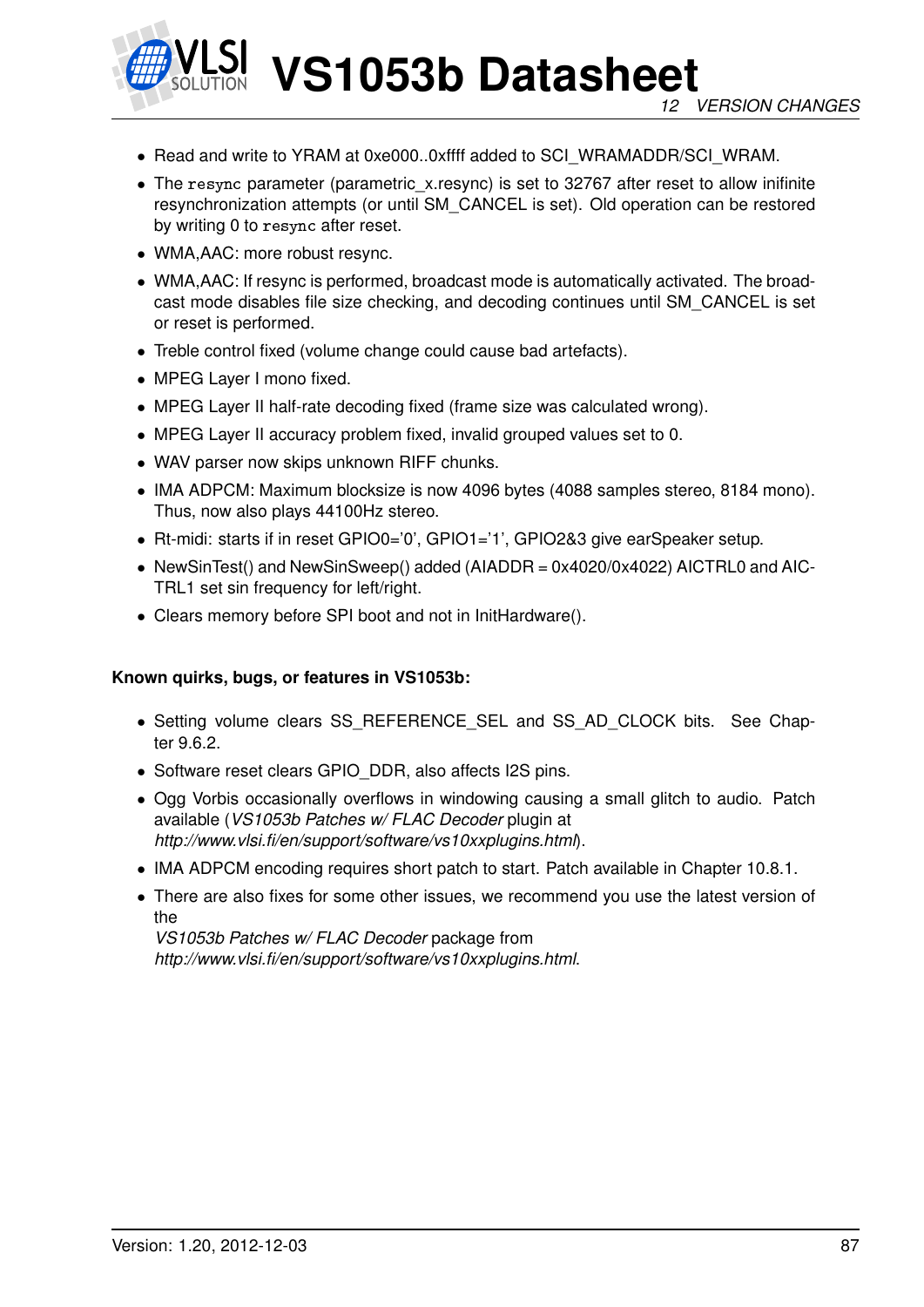- Read and write to YRAM at 0xe000..0xffff added to SCI_WRAMADDR/SCI_WRAM.
- The `resync` parameter (parametric_x.resync) is set to 32767 after reset to allow inifinite resynchronization attempts (or until SM_CANCEL is set). Old operation can be restored by writing 0 to `resync` after reset.
- WMA,AAC: more robust resync.
- WMA,AAC: If resync is performed, broadcast mode is automatically activated. The broadcast mode disables file size checking, and decoding continues until SM_CANCEL is set or reset is performed.
- Treble control fixed (volume change could cause bad artefacts).
- MPEG Layer I mono fixed.
- MPEG Layer II half-rate decoding fixed (frame size was calculated wrong).
- MPEG Layer II accuracy problem fixed, invalid grouped values set to 0.
- WAV parser now skips unknown RIFF chunks.
- IMA ADPCM: Maximum blocksize is now 4096 bytes (4088 samples stereo, 8184 mono). Thus, now also plays 44100Hz stereo.
- Rt-midi: starts if in reset GPIO0='0', GPIO1='1', GPIO2&3 give earSpeaker setup.
- NewSinTest() and NewSinSweep() added (AIADDR = 0x4020/0x4022) AICTRL0 and AICTRL1 set sin frequency for left/right.
- Clears memory before SPI boot and not in InitHardware().

**Known quirks, bugs, or features in VS1053b:**

- Setting volume clears SS_REFERENCE_SEL and SS_AD_CLOCK bits. See Chapter 9.6.2.
- Software reset clears GPIO_DDR, also affects I2S pins.
- Ogg Vorbis occasionally overflows in windowing causing a small glitch to audio. Patch available (*VS1053b Patches w/ FLAC Decoder* plugin at *http://www.vlsi.fi/en/support/software/vs10xxplugins.html*).
- IMA ADPCM encoding requires short patch to start. Patch available in Chapter 10.8.1.
- There are also fixes for some other issues, we recommend you use the latest version of the *VS1053b Patches w/ FLAC Decoder* package from *http://www.vlsi.fi/en/support/software/vs10xxplugins.html*.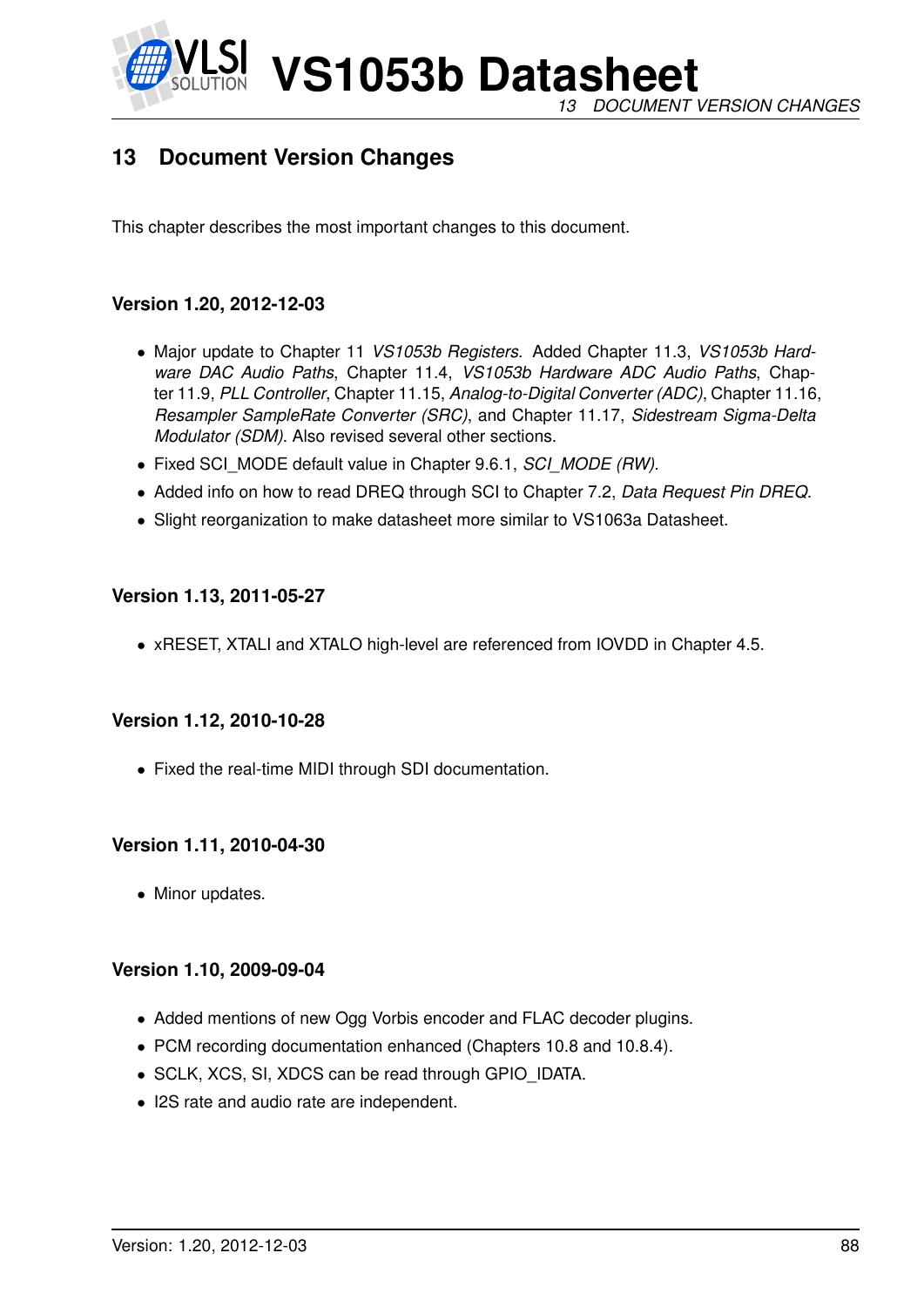## 13 Document Version Changes

This chapter describes the most important changes to this document.

#### Version 1.20, 2012-12-03

- Major update to Chapter 11 *VS1053b Registers*. Added Chapter 11.3, *VS1053b Hardware DAC Audio Paths*, Chapter 11.4, *VS1053b Hardware ADC Audio Paths*, Chapter 11.9, *PLL Controller*, Chapter 11.15, *Analog-to-Digital Converter (ADC)*, Chapter 11.16, *Resampler SampleRate Converter (SRC)*, and Chapter 11.17, *Sidestream Sigma-Delta Modulator (SDM)*. Also revised several other sections.
- Fixed SCI_MODE default value in Chapter 9.6.1, *SCI_MODE (RW)*.
- Added info on how to read DREQ through SCI to Chapter 7.2, *Data Request Pin DREQ*.
- Slight reorganization to make datasheet more similar to VS1063a Datasheet.

#### Version 1.13, 2011-05-27

- xRESET, XTALI and XTALO high-level are referenced from IOVDD in Chapter 4.5.

#### Version 1.12, 2010-10-28

- Fixed the real-time MIDI through SDI documentation.

#### Version 1.11, 2010-04-30

- Minor updates.

#### Version 1.10, 2009-09-04

- Added mentions of new Ogg Vorbis encoder and FLAC decoder plugins.
- PCM recording documentation enhanced (Chapters 10.8 and 10.8.4).
- SCLK, XCS, SI, XDCS can be read through GPIO_IDATA.
- I2S rate and audio rate are independent.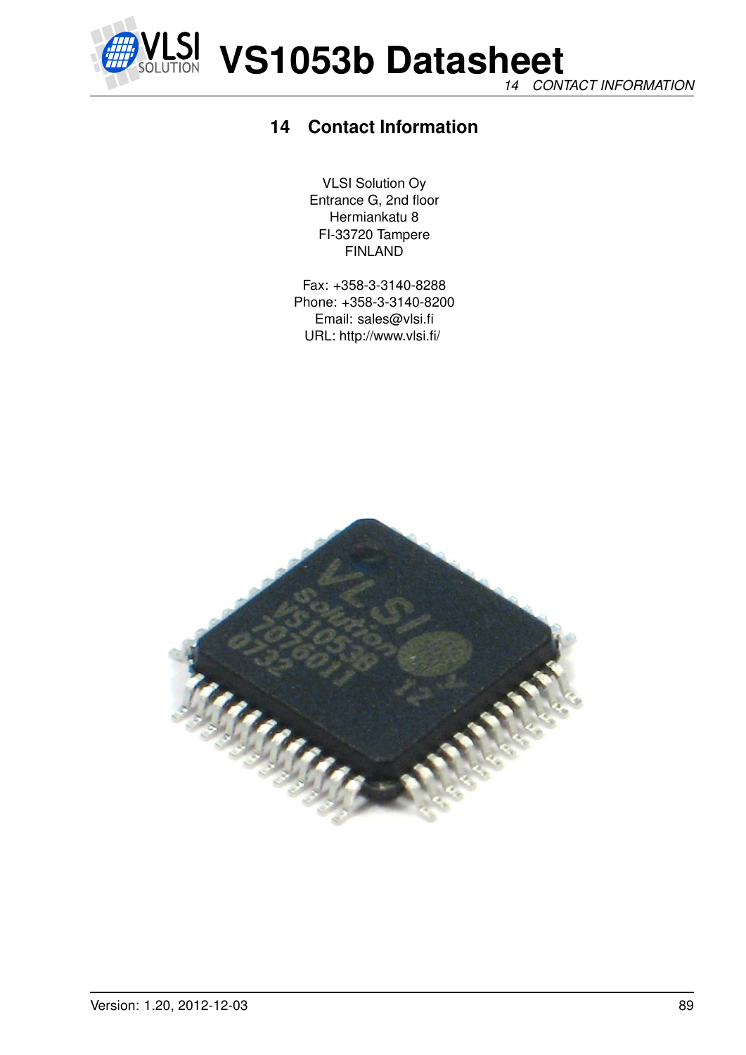# 14 Contact Information

VLSI Solution Oy
Entrance G, 2nd floor
Hermiankatu 8
FI-33720 Tampere
FINLAND

Fax: +358-3-3140-8288
Phone: +358-3-3140-8200
Email: sales@vlsi.fi
URL: http://www.vlsi.fi/